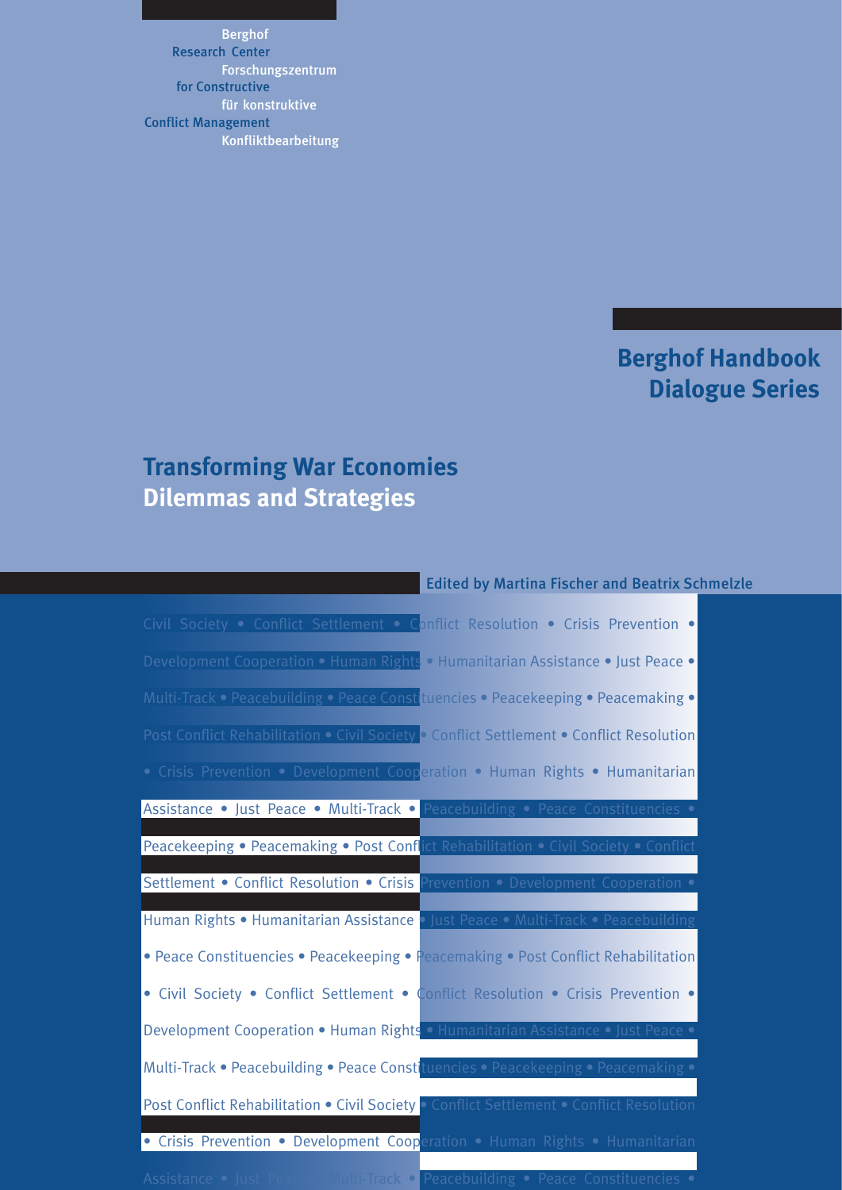Berghof
Research Center
Forschungszentrum
for Constructive
für konstruktive
Conflict Management
Konfliktbearbeitung

**Berghof Handbook Dialogue Series**

# Transforming War Economies
## Dilemmas and Strategies

**Edited by Martina Fischer and Beatrix Schmelzle**

Civil Society • Conflict Settlement • Conflict Resolution • Crisis Prevention • Development Cooperation • Human Rights • Humanitarian Assistance • Just Peace • Multi-Track • Peacebuilding • Peace Constituencies • Peacekeeping • Peacemaking • Post Conflict Rehabilitation • Civil Society • Conflict Settlement • Conflict Resolution • Crisis Prevention • Development Cooperation • Human Rights • Humanitarian Assistance • Just Peace • Multi-Track • Peacebuilding • Peace Constituencies • Peacekeeping • Peacemaking • Post Conflict Rehabilitation • Civil Society • Conflict Settlement • Conflict Resolution • Crisis Prevention • Development Cooperation • Human Rights • Humanitarian Assistance • Just Peace • Multi-Track • Peacebuilding • Peace Constituencies • Peacekeeping • Peacemaking • Post Conflict Rehabilitation • Civil Society • Conflict Settlement • Conflict Resolution • Crisis Prevention • Development Cooperation • Human Rights • Humanitarian Assistance • Just Peace • Multi-Track • Peacebuilding • Peace Constituencies •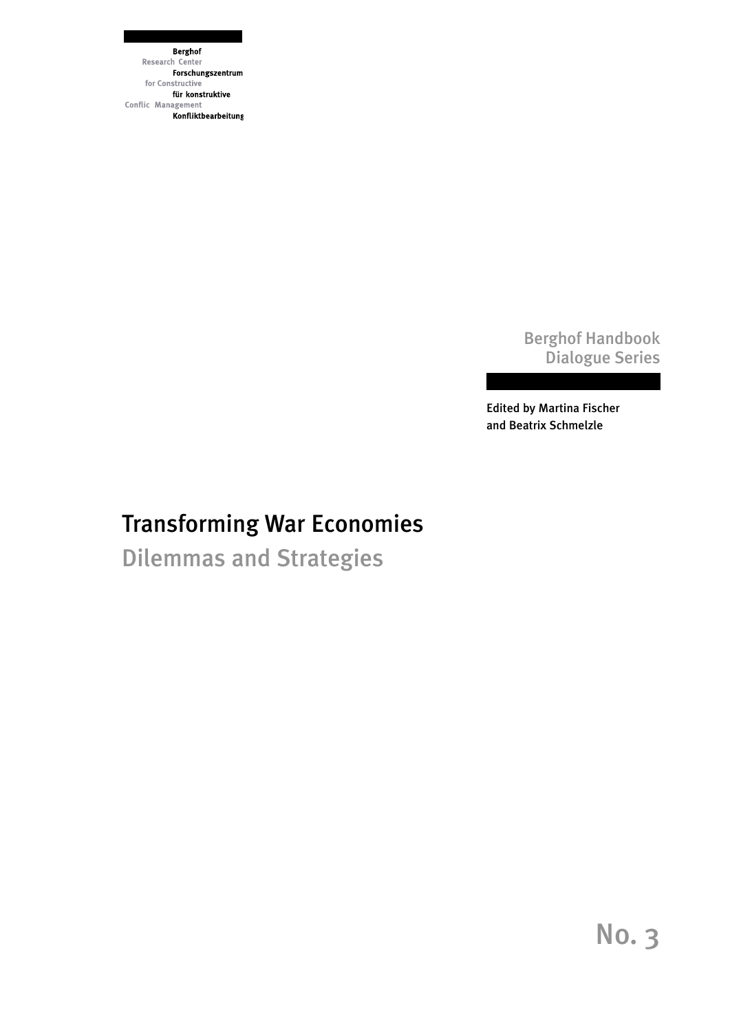Berghof
Research Center
Forschungszentrum
for Constructive
für konstruktive
Conflic Management
Konfliktbearbeitung

Berghof Handbook
Dialogue Series

Edited by Martina Fischer
and Beatrix Schmelzle

# Transforming War Economies

## Dilemmas and Strategies

No. 3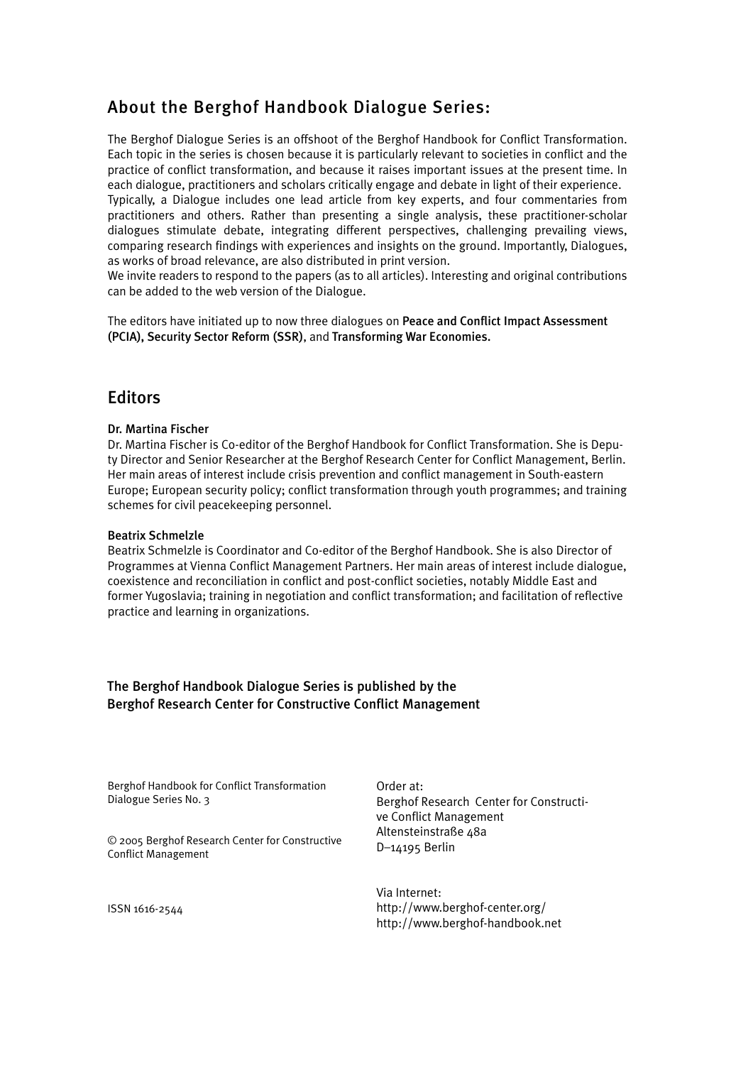## About the Berghof Handbook Dialogue Series:

The Berghof Dialogue Series is an offshoot of the Berghof Handbook for Conflict Transformation. Each topic in the series is chosen because it is particularly relevant to societies in conflict and the practice of conflict transformation, and because it raises important issues at the present time. In each dialogue, practitioners and scholars critically engage and debate in light of their experience. Typically, a Dialogue includes one lead article from key experts, and four commentaries from practitioners and others. Rather than presenting a single analysis, these practitioner-scholar dialogues stimulate debate, integrating different perspectives, challenging prevailing views, comparing research findings with experiences and insights on the ground. Importantly, Dialogues, as works of broad relevance, are also distributed in print version.
We invite readers to respond to the papers (as to all articles). Interesting and original contributions can be added to the web version of the Dialogue.

The editors have initiated up to now three dialogues on **Peace and Conflict Impact Assessment (PCIA), Security Sector Reform (SSR)**, and **Transforming War Economies.**

## Editors

**Dr. Martina Fischer**
Dr. Martina Fischer is Co-editor of the Berghof Handbook for Conflict Transformation. She is Deputy Director and Senior Researcher at the Berghof Research Center for Conflict Management, Berlin. Her main areas of interest include crisis prevention and conflict management in South-eastern Europe; European security policy; conflict transformation through youth programmes; and training schemes for civil peacekeeping personnel.

**Beatrix Schmelzle**
Beatrix Schmelzle is Coordinator and Co-editor of the Berghof Handbook. She is also Director of Programmes at Vienna Conflict Management Partners. Her main areas of interest include dialogue, coexistence and reconciliation in conflict and post-conflict societies, notably Middle East and former Yugoslavia; training in negotiation and conflict transformation; and facilitation of reflective practice and learning in organizations.

**The Berghof Handbook Dialogue Series is published by the Berghof Research Center for Constructive Conflict Management**

Berghof Handbook for Conflict Transformation
Dialogue Series No. 3

© 2005 Berghof Research Center for Constructive Conflict Management

ISSN 1616-2544

Order at:
Berghof Research Center for Constructive Conflict Management
Altensteinstraße 48a
D–14195 Berlin

Via Internet:
http://www.berghof-center.org/
http://www.berghof-handbook.net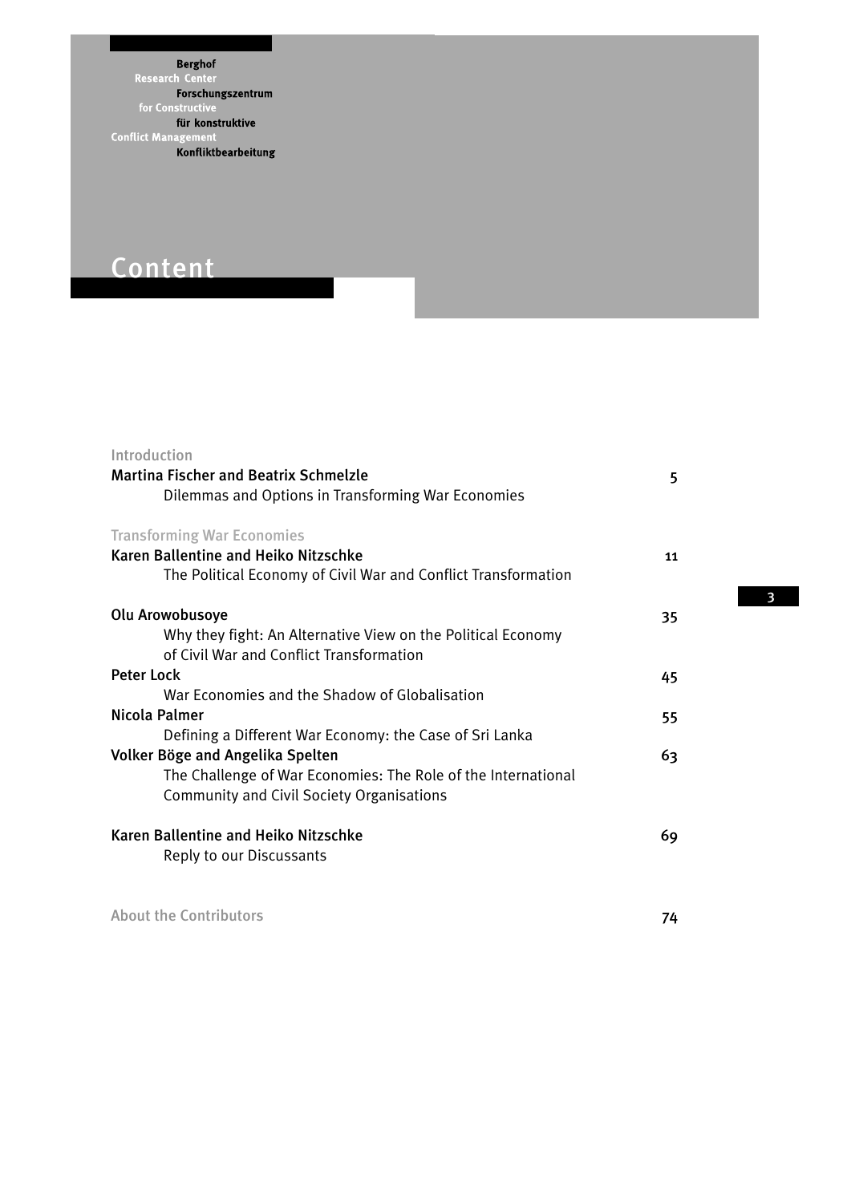Berghof Research Center for Constructive Conflict Management
Forschungszentrum für konstruktive Konfliktbearbeitung

# Content

Introduction

**Martina Fischer and Beatrix Schmelzle** 5
Dilemmas and Options in Transforming War Economies

Transforming War Economies

**Karen Ballentine and Heiko Nitzschke** 11
The Political Economy of Civil War and Conflict Transformation

**Olu Arowobusoye** 35
Why they fight: An Alternative View on the Political Economy of Civil War and Conflict Transformation

**Peter Lock** 45
War Economies and the Shadow of Globalisation

**Nicola Palmer** 55
Defining a Different War Economy: the Case of Sri Lanka

**Volker Böge and Angelika Spelten** 63
The Challenge of War Economies: The Role of the International Community and Civil Society Organisations

**Karen Ballentine and Heiko Nitzschke** 69
Reply to our Discussants

About the Contributors 74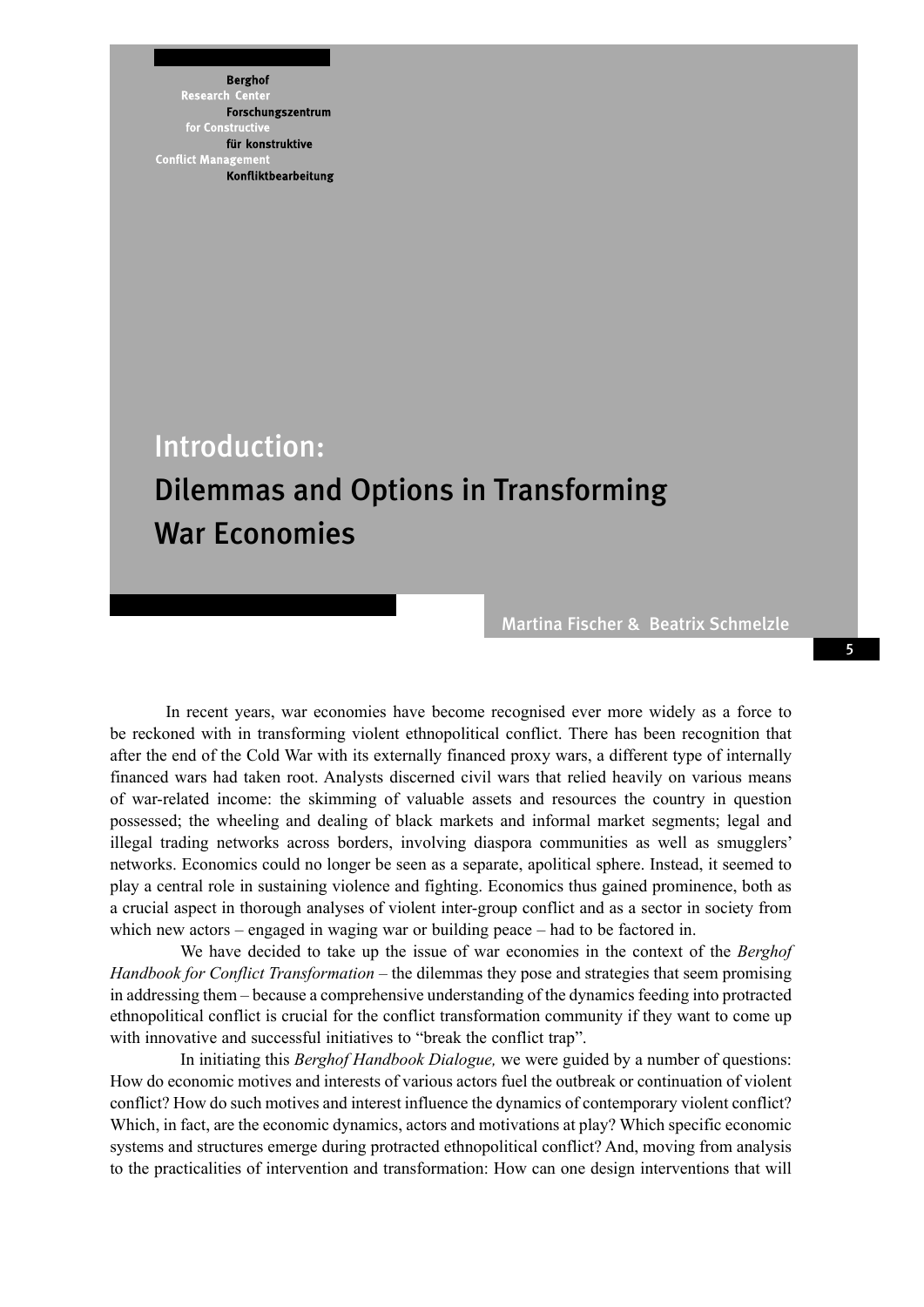Berghof Research Center for Constructive Conflict Management

Berghof Forschungszentrum für konstruktive Konfliktbearbeitung

# Introduction: Dilemmas and Options in Transforming War Economies

Martina Fischer & Beatrix Schmelzle

In recent years, war economies have become recognised ever more widely as a force to be reckoned with in transforming violent ethnopolitical conflict. There has been recognition that after the end of the Cold War with its externally financed proxy wars, a different type of internally financed wars had taken root. Analysts discerned civil wars that relied heavily on various means of war-related income: the skimming of valuable assets and resources the country in question possessed; the wheeling and dealing of black markets and informal market segments; legal and illegal trading networks across borders, involving diaspora communities as well as smugglers' networks. Economics could no longer be seen as a separate, apolitical sphere. Instead, it seemed to play a central role in sustaining violence and fighting. Economics thus gained prominence, both as a crucial aspect in thorough analyses of violent inter-group conflict and as a sector in society from which new actors – engaged in waging war or building peace – had to be factored in.

We have decided to take up the issue of war economies in the context of the *Berghof Handbook for Conflict Transformation* – the dilemmas they pose and strategies that seem promising in addressing them – because a comprehensive understanding of the dynamics feeding into protracted ethnopolitical conflict is crucial for the conflict transformation community if they want to come up with innovative and successful initiatives to "break the conflict trap".

In initiating this *Berghof Handbook Dialogue,* we were guided by a number of questions: How do economic motives and interests of various actors fuel the outbreak or continuation of violent conflict? How do such motives and interest influence the dynamics of contemporary violent conflict? Which, in fact, are the economic dynamics, actors and motivations at play? Which specific economic systems and structures emerge during protracted ethnopolitical conflict? And, moving from analysis to the practicalities of intervention and transformation: How can one design interventions that will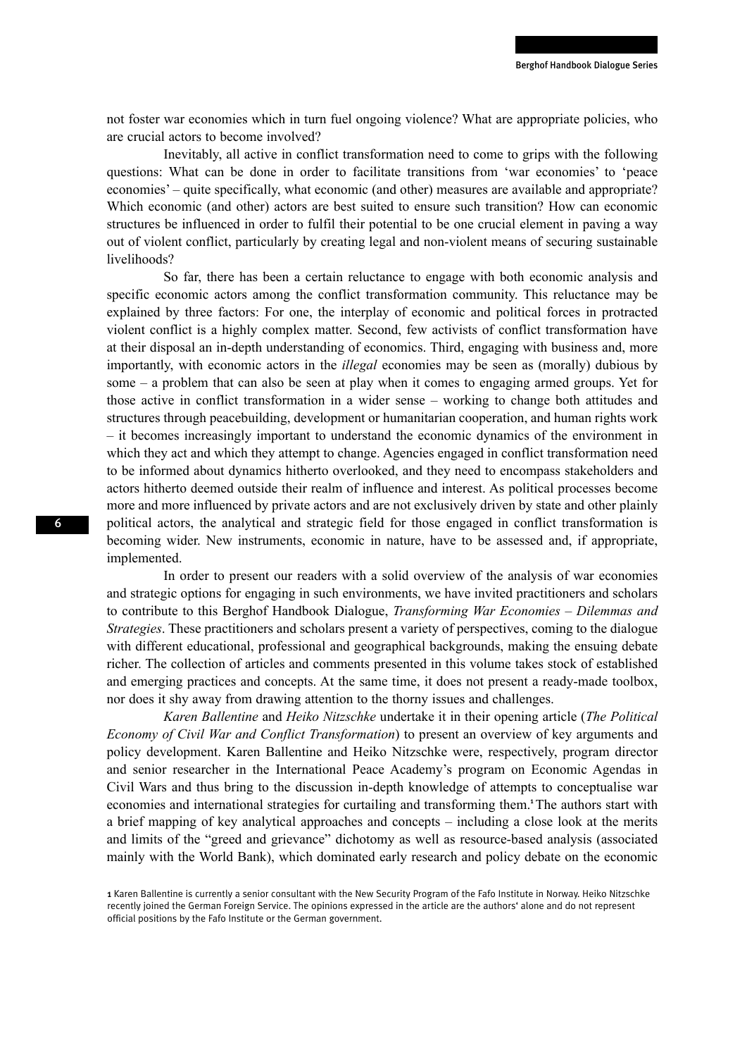not foster war economies which in turn fuel ongoing violence? What are appropriate policies, who are crucial actors to become involved?

Inevitably, all active in conflict transformation need to come to grips with the following questions: What can be done in order to facilitate transitions from 'war economies' to 'peace economies' – quite specifically, what economic (and other) measures are available and appropriate? Which economic (and other) actors are best suited to ensure such transition? How can economic structures be influenced in order to fulfil their potential to be one crucial element in paving a way out of violent conflict, particularly by creating legal and non-violent means of securing sustainable livelihoods?

So far, there has been a certain reluctance to engage with both economic analysis and specific economic actors among the conflict transformation community. This reluctance may be explained by three factors: For one, the interplay of economic and political forces in protracted violent conflict is a highly complex matter. Second, few activists of conflict transformation have at their disposal an in-depth understanding of economics. Third, engaging with business and, more importantly, with economic actors in the *illegal* economies may be seen as (morally) dubious by some – a problem that can also be seen at play when it comes to engaging armed groups. Yet for those active in conflict transformation in a wider sense – working to change both attitudes and structures through peacebuilding, development or humanitarian cooperation, and human rights work – it becomes increasingly important to understand the economic dynamics of the environment in which they act and which they attempt to change. Agencies engaged in conflict transformation need to be informed about dynamics hitherto overlooked, and they need to encompass stakeholders and actors hitherto deemed outside their realm of influence and interest. As political processes become more and more influenced by private actors and are not exclusively driven by state and other plainly political actors, the analytical and strategic field for those engaged in conflict transformation is becoming wider. New instruments, economic in nature, have to be assessed and, if appropriate, implemented.

In order to present our readers with a solid overview of the analysis of war economies and strategic options for engaging in such environments, we have invited practitioners and scholars to contribute to this Berghof Handbook Dialogue, *Transforming War Economies – Dilemmas and Strategies*. These practitioners and scholars present a variety of perspectives, coming to the dialogue with different educational, professional and geographical backgrounds, making the ensuing debate richer. The collection of articles and comments presented in this volume takes stock of established and emerging practices and concepts. At the same time, it does not present a ready-made toolbox, nor does it shy away from drawing attention to the thorny issues and challenges.

*Karen Ballentine* and *Heiko Nitzschke* undertake it in their opening article (*The Political Economy of Civil War and Conflict Transformation*) to present an overview of key arguments and policy development. Karen Ballentine and Heiko Nitzschke were, respectively, program director and senior researcher in the International Peace Academy's program on Economic Agendas in Civil Wars and thus bring to the discussion in-depth knowledge of attempts to conceptualise war economies and international strategies for curtailing and transforming them.[1] The authors start with a brief mapping of key analytical approaches and concepts – including a close look at the merits and limits of the "greed and grievance" dichotomy as well as resource-based analysis (associated mainly with the World Bank), which dominated early research and policy debate on the economic

1 Karen Ballentine is currently a senior consultant with the New Security Program of the Fafo Institute in Norway. Heiko Nitzschke recently joined the German Foreign Service. The opinions expressed in the article are the authors' alone and do not represent official positions by the Fafo Institute or the German government.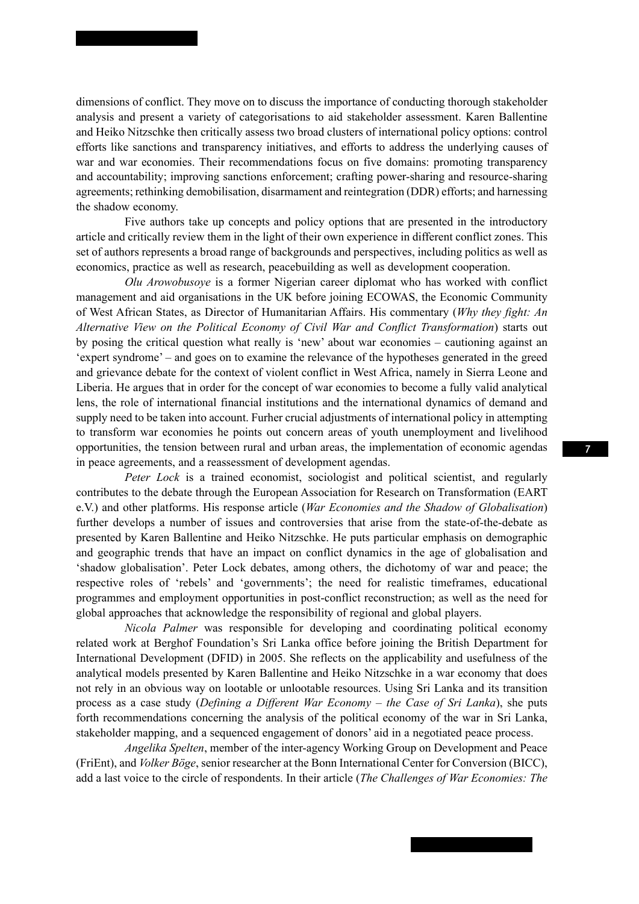dimensions of conflict. They move on to discuss the importance of conducting thorough stakeholder analysis and present a variety of categorisations to aid stakeholder assessment. Karen Ballentine and Heiko Nitzschke then critically assess two broad clusters of international policy options: control efforts like sanctions and transparency initiatives, and efforts to address the underlying causes of war and war economies. Their recommendations focus on five domains: promoting transparency and accountability; improving sanctions enforcement; crafting power-sharing and resource-sharing agreements; rethinking demobilisation, disarmament and reintegration (DDR) efforts; and harnessing the shadow economy.

Five authors take up concepts and policy options that are presented in the introductory article and critically review them in the light of their own experience in different conflict zones. This set of authors represents a broad range of backgrounds and perspectives, including politics as well as economics, practice as well as research, peacebuilding as well as development cooperation.

*Olu Arowobusoye* is a former Nigerian career diplomat who has worked with conflict management and aid organisations in the UK before joining ECOWAS, the Economic Community of West African States, as Director of Humanitarian Affairs. His commentary (*Why they fight: An Alternative View on the Political Economy of Civil War and Conflict Transformation*) starts out by posing the critical question what really is 'new' about war economies – cautioning against an 'expert syndrome' – and goes on to examine the relevance of the hypotheses generated in the greed and grievance debate for the context of violent conflict in West Africa, namely in Sierra Leone and Liberia. He argues that in order for the concept of war economies to become a fully valid analytical lens, the role of international financial institutions and the international dynamics of demand and supply need to be taken into account. Furher crucial adjustments of international policy in attempting to transform war economies he points out concern areas of youth unemployment and livelihood opportunities, the tension between rural and urban areas, the implementation of economic agendas in peace agreements, and a reassessment of development agendas.

*Peter Lock* is a trained economist, sociologist and political scientist, and regularly contributes to the debate through the European Association for Research on Transformation (EART e.V.) and other platforms. His response article (*War Economies and the Shadow of Globalisation*) further develops a number of issues and controversies that arise from the state-of-the-debate as presented by Karen Ballentine and Heiko Nitzschke. He puts particular emphasis on demographic and geographic trends that have an impact on conflict dynamics in the age of globalisation and 'shadow globalisation'. Peter Lock debates, among others, the dichotomy of war and peace; the respective roles of 'rebels' and 'governments'; the need for realistic timeframes, educational programmes and employment opportunities in post-conflict reconstruction; as well as the need for global approaches that acknowledge the responsibility of regional and global players.

*Nicola Palmer* was responsible for developing and coordinating political economy related work at Berghof Foundation's Sri Lanka office before joining the British Department for International Development (DFID) in 2005. She reflects on the applicability and usefulness of the analytical models presented by Karen Ballentine and Heiko Nitzschke in a war economy that does not rely in an obvious way on lootable or unlootable resources. Using Sri Lanka and its transition process as a case study (*Defining a Different War Economy – the Case of Sri Lanka*), she puts forth recommendations concerning the analysis of the political economy of the war in Sri Lanka, stakeholder mapping, and a sequenced engagement of donors' aid in a negotiated peace process.

*Angelika Spelten*, member of the inter-agency Working Group on Development and Peace (FriEnt), and *Volker Böge*, senior researcher at the Bonn International Center for Conversion (BICC), add a last voice to the circle of respondents. In their article (*The Challenges of War Economies: The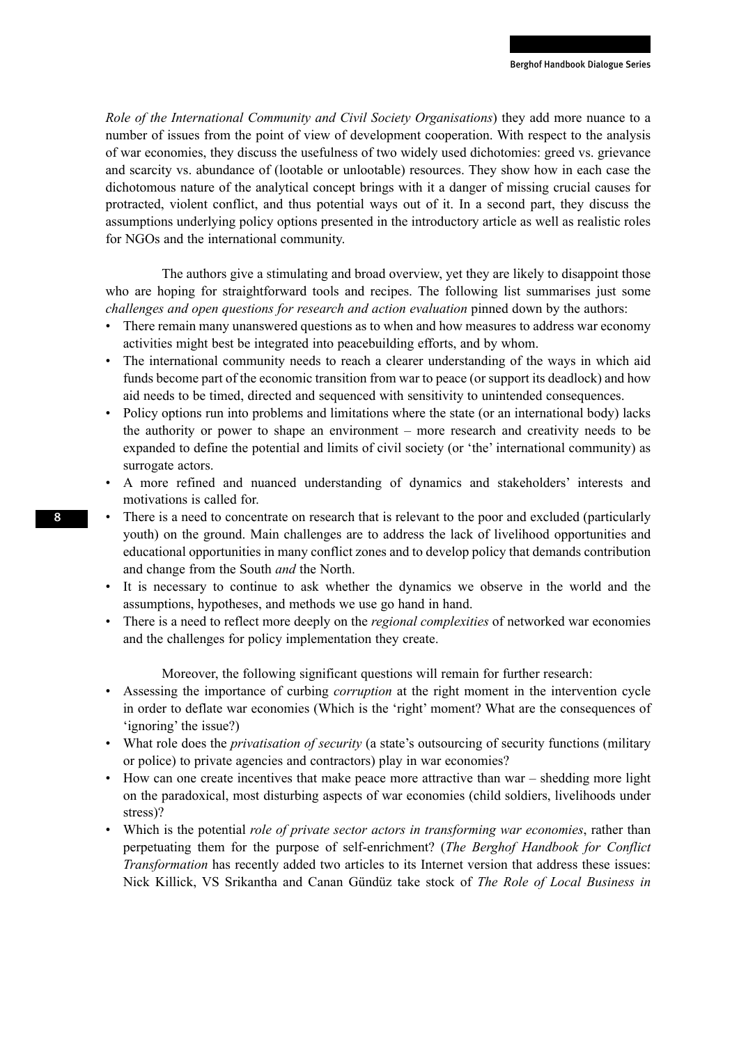*Role of the International Community and Civil Society Organisations*) they add more nuance to a number of issues from the point of view of development cooperation. With respect to the analysis of war economies, they discuss the usefulness of two widely used dichotomies: greed vs. grievance and scarcity vs. abundance of (lootable or unlootable) resources. They show how in each case the dichotomous nature of the analytical concept brings with it a danger of missing crucial causes for protracted, violent conflict, and thus potential ways out of it. In a second part, they discuss the assumptions underlying policy options presented in the introductory article as well as realistic roles for NGOs and the international community.

The authors give a stimulating and broad overview, yet they are likely to disappoint those who are hoping for straightforward tools and recipes. The following list summarises just some *challenges and open questions for research and action evaluation* pinned down by the authors:

- There remain many unanswered questions as to when and how measures to address war economy activities might best be integrated into peacebuilding efforts, and by whom.
- The international community needs to reach a clearer understanding of the ways in which aid funds become part of the economic transition from war to peace (or support its deadlock) and how aid needs to be timed, directed and sequenced with sensitivity to unintended consequences.
- Policy options run into problems and limitations where the state (or an international body) lacks the authority or power to shape an environment – more research and creativity needs to be expanded to define the potential and limits of civil society (or 'the' international community) as surrogate actors.
- A more refined and nuanced understanding of dynamics and stakeholders' interests and motivations is called for.
- There is a need to concentrate on research that is relevant to the poor and excluded (particularly youth) on the ground. Main challenges are to address the lack of livelihood opportunities and educational opportunities in many conflict zones and to develop policy that demands contribution and change from the South *and* the North.
- It is necessary to continue to ask whether the dynamics we observe in the world and the assumptions, hypotheses, and methods we use go hand in hand.
- There is a need to reflect more deeply on the *regional complexities* of networked war economies and the challenges for policy implementation they create.

Moreover, the following significant questions will remain for further research:

- Assessing the importance of curbing *corruption* at the right moment in the intervention cycle in order to deflate war economies (Which is the 'right' moment? What are the consequences of 'ignoring' the issue?)
- What role does the *privatisation of security* (a state's outsourcing of security functions (military or police) to private agencies and contractors) play in war economies?
- How can one create incentives that make peace more attractive than war – shedding more light on the paradoxical, most disturbing aspects of war economies (child soldiers, livelihoods under stress)?
- Which is the potential *role of private sector actors in transforming war economies*, rather than perpetuating them for the purpose of self-enrichment? (*The Berghof Handbook for Conflict Transformation* has recently added two articles to its Internet version that address these issues: Nick Killick, VS Srikantha and Canan Gündüz take stock of *The Role of Local Business in*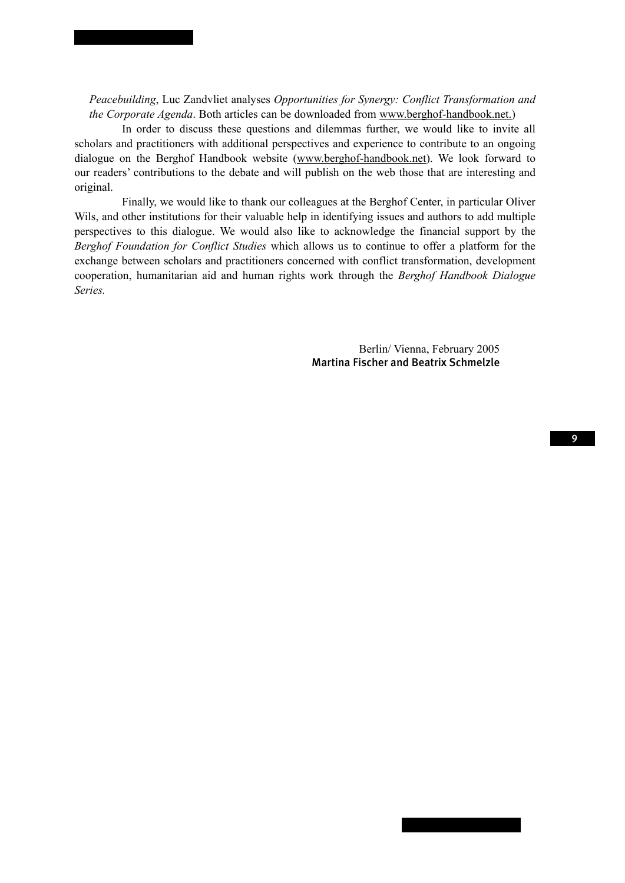*Peacebuilding*, Luc Zandvliet analyses *Opportunities for Synergy: Conflict Transformation and the Corporate Agenda*. Both articles can be downloaded from www.berghof-handbook.net.)

In order to discuss these questions and dilemmas further, we would like to invite all scholars and practitioners with additional perspectives and experience to contribute to an ongoing dialogue on the Berghof Handbook website (www.berghof-handbook.net). We look forward to our readers' contributions to the debate and will publish on the web those that are interesting and original.

Finally, we would like to thank our colleagues at the Berghof Center, in particular Oliver Wils, and other institutions for their valuable help in identifying issues and authors to add multiple perspectives to this dialogue. We would also like to acknowledge the financial support by the *Berghof Foundation for Conflict Studies* which allows us to continue to offer a platform for the exchange between scholars and practitioners concerned with conflict transformation, development cooperation, humanitarian aid and human rights work through the *Berghof Handbook Dialogue Series.*

Berlin/ Vienna, February 2005

Martina Fischer and Beatrix Schmelzle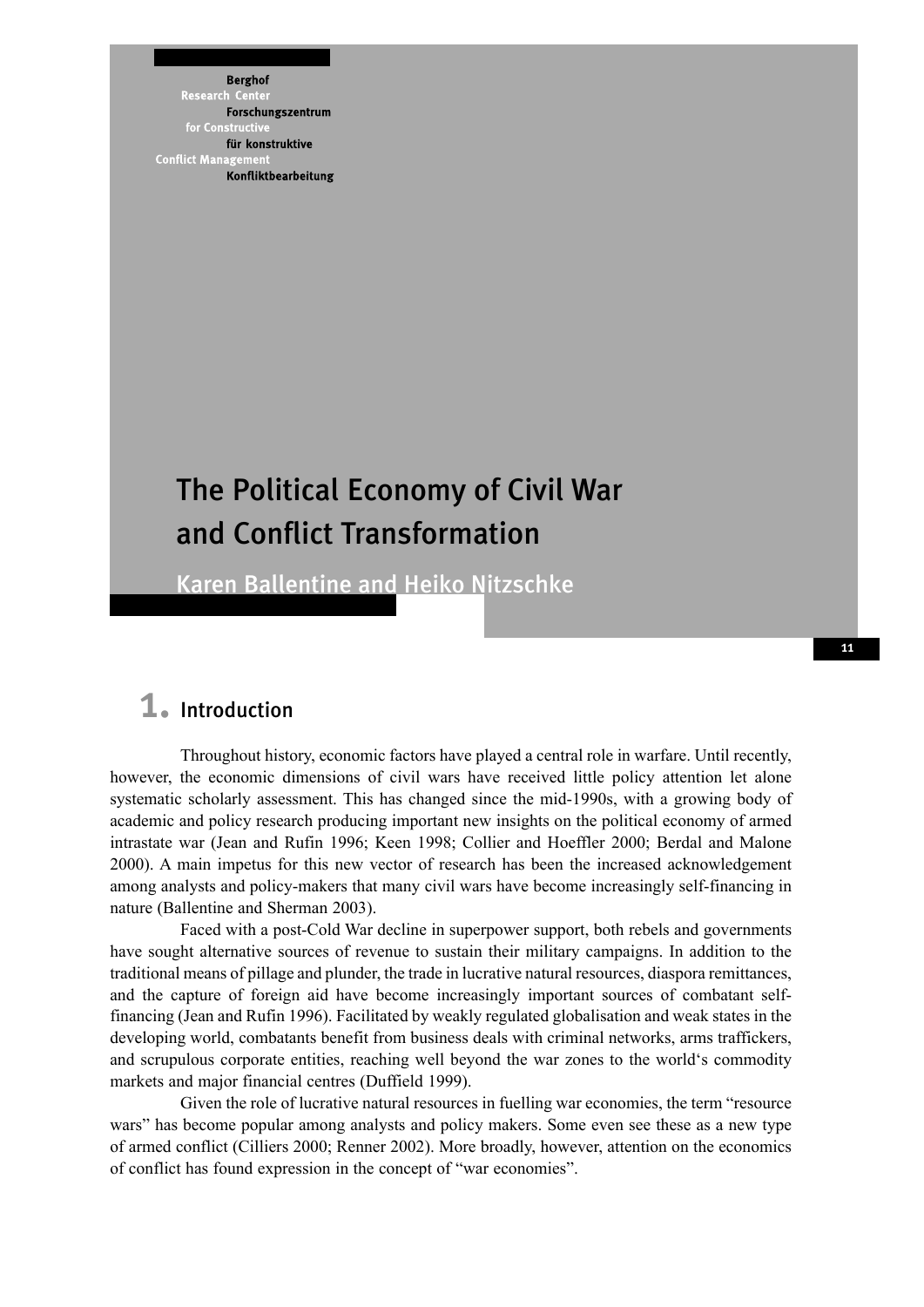Berghof Research Center for Constructive Conflict Management

Berghof Forschungszentrum für konstruktive Konfliktbearbeitung

# The Political Economy of Civil War and Conflict Transformation

Karen Ballentine and Heiko Nitzschke

## 1. Introduction

Throughout history, economic factors have played a central role in warfare. Until recently, however, the economic dimensions of civil wars have received little policy attention let alone systematic scholarly assessment. This has changed since the mid-1990s, with a growing body of academic and policy research producing important new insights on the political economy of armed intrastate war (Jean and Rufin 1996; Keen 1998; Collier and Hoeffler 2000; Berdal and Malone 2000). A main impetus for this new vector of research has been the increased acknowledgement among analysts and policy-makers that many civil wars have become increasingly self-financing in nature (Ballentine and Sherman 2003).

Faced with a post-Cold War decline in superpower support, both rebels and governments have sought alternative sources of revenue to sustain their military campaigns. In addition to the traditional means of pillage and plunder, the trade in lucrative natural resources, diaspora remittances, and the capture of foreign aid have become increasingly important sources of combatant self-financing (Jean and Rufin 1996). Facilitated by weakly regulated globalisation and weak states in the developing world, combatants benefit from business deals with criminal networks, arms traffickers, and scrupulous corporate entities, reaching well beyond the war zones to the world's commodity markets and major financial centres (Duffield 1999).

Given the role of lucrative natural resources in fuelling war economies, the term "resource wars" has become popular among analysts and policy makers. Some even see these as a new type of armed conflict (Cilliers 2000; Renner 2002). More broadly, however, attention on the economics of conflict has found expression in the concept of "war economies".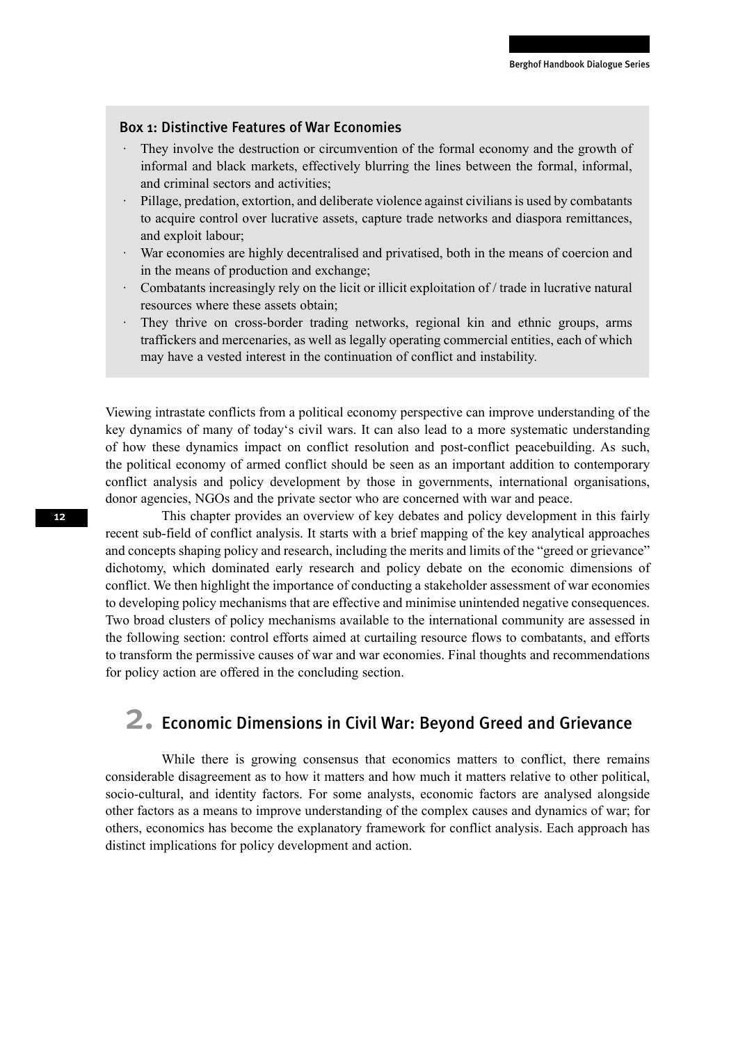### Box 1: Distinctive Features of War Economies

- They involve the destruction or circumvention of the formal economy and the growth of informal and black markets, effectively blurring the lines between the formal, informal, and criminal sectors and activities;
- Pillage, predation, extortion, and deliberate violence against civilians is used by combatants to acquire control over lucrative assets, capture trade networks and diaspora remittances, and exploit labour;
- War economies are highly decentralised and privatised, both in the means of coercion and in the means of production and exchange;
- Combatants increasingly rely on the licit or illicit exploitation of / trade in lucrative natural resources where these assets obtain;
- They thrive on cross-border trading networks, regional kin and ethnic groups, arms traffickers and mercenaries, as well as legally operating commercial entities, each of which may have a vested interest in the continuation of conflict and instability.

Viewing intrastate conflicts from a political economy perspective can improve understanding of the key dynamics of many of today's civil wars. It can also lead to a more systematic understanding of how these dynamics impact on conflict resolution and post-conflict peacebuilding. As such, the political economy of armed conflict should be seen as an important addition to contemporary conflict analysis and policy development by those in governments, international organisations, donor agencies, NGOs and the private sector who are concerned with war and peace.

This chapter provides an overview of key debates and policy development in this fairly recent sub-field of conflict analysis. It starts with a brief mapping of the key analytical approaches and concepts shaping policy and research, including the merits and limits of the "greed or grievance" dichotomy, which dominated early research and policy debate on the economic dimensions of conflict. We then highlight the importance of conducting a stakeholder assessment of war economies to developing policy mechanisms that are effective and minimise unintended negative consequences. Two broad clusters of policy mechanisms available to the international community are assessed in the following section: control efforts aimed at curtailing resource flows to combatants, and efforts to transform the permissive causes of war and war economies. Final thoughts and recommendations for policy action are offered in the concluding section.

## 2. Economic Dimensions in Civil War: Beyond Greed and Grievance

While there is growing consensus that economics matters to conflict, there remains considerable disagreement as to how it matters and how much it matters relative to other political, socio-cultural, and identity factors. For some analysts, economic factors are analysed alongside other factors as a means to improve understanding of the complex causes and dynamics of war; for others, economics has become the explanatory framework for conflict analysis. Each approach has distinct implications for policy development and action.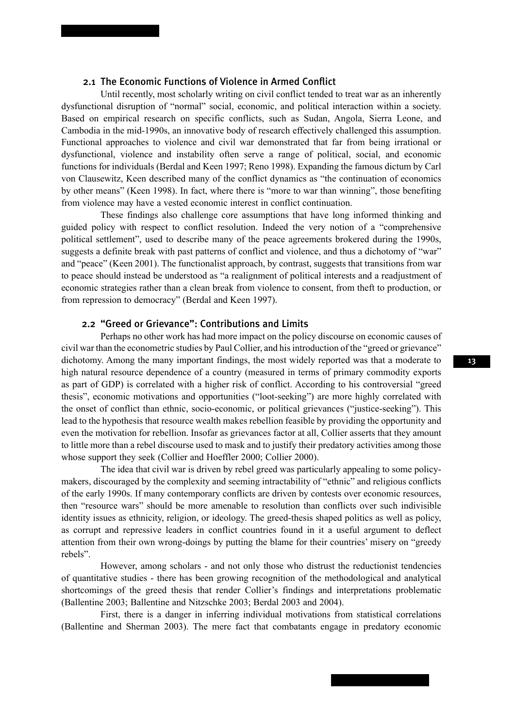## 2.1 The Economic Functions of Violence in Armed Conflict

Until recently, most scholarly writing on civil conflict tended to treat war as an inherently dysfunctional disruption of "normal" social, economic, and political interaction within a society. Based on empirical research on specific conflicts, such as Sudan, Angola, Sierra Leone, and Cambodia in the mid-1990s, an innovative body of research effectively challenged this assumption. Functional approaches to violence and civil war demonstrated that far from being irrational or dysfunctional, violence and instability often serve a range of political, social, and economic functions for individuals (Berdal and Keen 1997; Reno 1998). Expanding the famous dictum by Carl von Clausewitz, Keen described many of the conflict dynamics as "the continuation of economics by other means" (Keen 1998). In fact, where there is "more to war than winning", those benefiting from violence may have a vested economic interest in conflict continuation.

These findings also challenge core assumptions that have long informed thinking and guided policy with respect to conflict resolution. Indeed the very notion of a "comprehensive political settlement", used to describe many of the peace agreements brokered during the 1990s, suggests a definite break with past patterns of conflict and violence, and thus a dichotomy of "war" and "peace" (Keen 2001). The functionalist approach, by contrast, suggests that transitions from war to peace should instead be understood as "a realignment of political interests and a readjustment of economic strategies rather than a clean break from violence to consent, from theft to production, or from repression to democracy" (Berdal and Keen 1997).

## 2.2 "Greed or Grievance": Contributions and Limits

Perhaps no other work has had more impact on the policy discourse on economic causes of civil war than the econometric studies by Paul Collier, and his introduction of the "greed or grievance" dichotomy. Among the many important findings, the most widely reported was that a moderate to high natural resource dependence of a country (measured in terms of primary commodity exports as part of GDP) is correlated with a higher risk of conflict. According to his controversial "greed thesis", economic motivations and opportunities ("loot-seeking") are more highly correlated with the onset of conflict than ethnic, socio-economic, or political grievances ("justice-seeking"). This lead to the hypothesis that resource wealth makes rebellion feasible by providing the opportunity and even the motivation for rebellion. Insofar as grievances factor at all, Collier asserts that they amount to little more than a rebel discourse used to mask and to justify their predatory activities among those whose support they seek (Collier and Hoeffler 2000; Collier 2000).

The idea that civil war is driven by rebel greed was particularly appealing to some policy-makers, discouraged by the complexity and seeming intractability of "ethnic" and religious conflicts of the early 1990s. If many contemporary conflicts are driven by contests over economic resources, then "resource wars" should be more amenable to resolution than conflicts over such indivisible identity issues as ethnicity, religion, or ideology. The greed-thesis shaped politics as well as policy, as corrupt and repressive leaders in conflict countries found in it a useful argument to deflect attention from their own wrong-doings by putting the blame for their countries' misery on "greedy rebels".

However, among scholars - and not only those who distrust the reductionist tendencies of quantitative studies - there has been growing recognition of the methodological and analytical shortcomings of the greed thesis that render Collier's findings and interpretations problematic (Ballentine 2003; Ballentine and Nitzschke 2003; Berdal 2003 and 2004).

First, there is a danger in inferring individual motivations from statistical correlations (Ballentine and Sherman 2003). The mere fact that combatants engage in predatory economic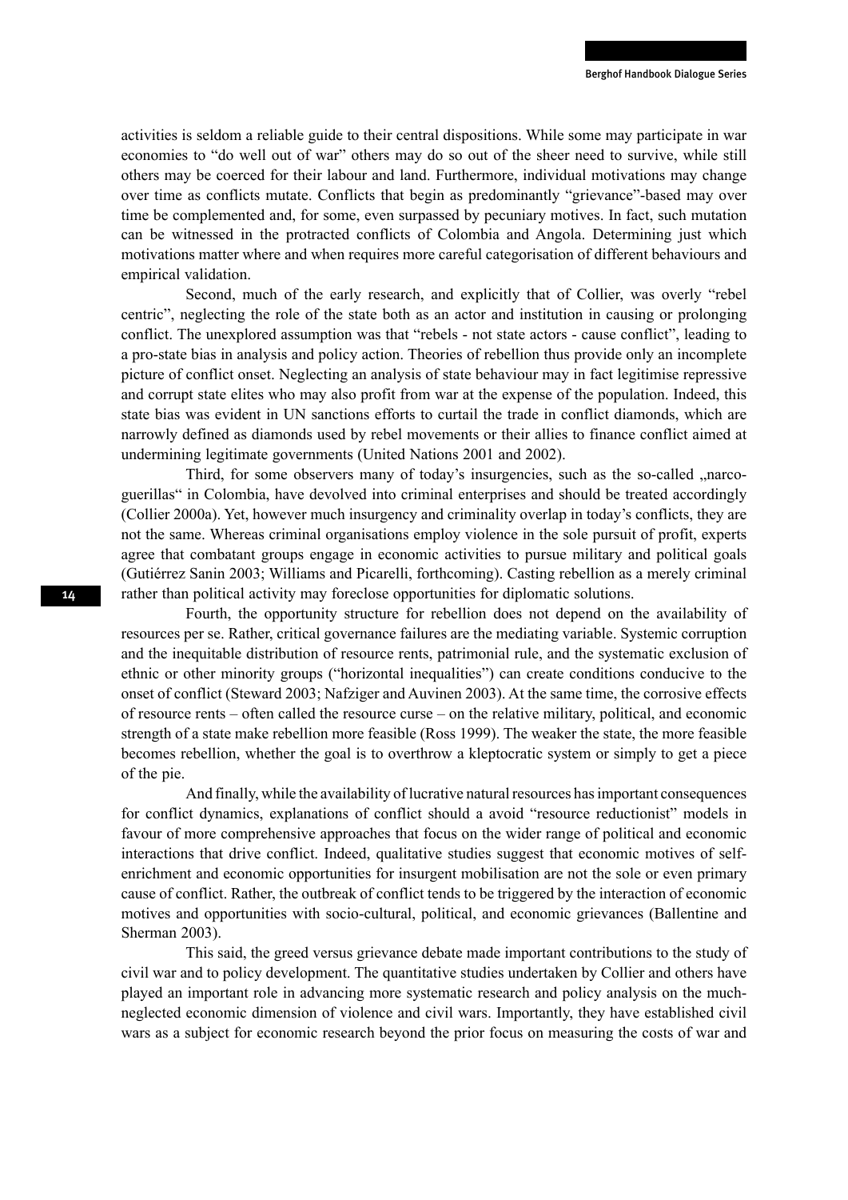activities is seldom a reliable guide to their central dispositions. While some may participate in war economies to "do well out of war" others may do so out of the sheer need to survive, while still others may be coerced for their labour and land. Furthermore, individual motivations may change over time as conflicts mutate. Conflicts that begin as predominantly "grievance"-based may over time be complemented and, for some, even surpassed by pecuniary motives. In fact, such mutation can be witnessed in the protracted conflicts of Colombia and Angola. Determining just which motivations matter where and when requires more careful categorisation of different behaviours and empirical validation.

Second, much of the early research, and explicitly that of Collier, was overly "rebel centric", neglecting the role of the state both as an actor and institution in causing or prolonging conflict. The unexplored assumption was that "rebels - not state actors - cause conflict", leading to a pro-state bias in analysis and policy action. Theories of rebellion thus provide only an incomplete picture of conflict onset. Neglecting an analysis of state behaviour may in fact legitimise repressive and corrupt state elites who may also profit from war at the expense of the population. Indeed, this state bias was evident in UN sanctions efforts to curtail the trade in conflict diamonds, which are narrowly defined as diamonds used by rebel movements or their allies to finance conflict aimed at undermining legitimate governments (United Nations 2001 and 2002).

Third, for some observers many of today's insurgencies, such as the so-called „narco-guerillas" in Colombia, have devolved into criminal enterprises and should be treated accordingly (Collier 2000a). Yet, however much insurgency and criminality overlap in today's conflicts, they are not the same. Whereas criminal organisations employ violence in the sole pursuit of profit, experts agree that combatant groups engage in economic activities to pursue military and political goals (Gutiérrez Sanin 2003; Williams and Picarelli, forthcoming). Casting rebellion as a merely criminal rather than political activity may foreclose opportunities for diplomatic solutions.

Fourth, the opportunity structure for rebellion does not depend on the availability of resources per se. Rather, critical governance failures are the mediating variable. Systemic corruption and the inequitable distribution of resource rents, patrimonial rule, and the systematic exclusion of ethnic or other minority groups ("horizontal inequalities") can create conditions conducive to the onset of conflict (Steward 2003; Nafziger and Auvinen 2003). At the same time, the corrosive effects of resource rents – often called the resource curse – on the relative military, political, and economic strength of a state make rebellion more feasible (Ross 1999). The weaker the state, the more feasible becomes rebellion, whether the goal is to overthrow a kleptocratic system or simply to get a piece of the pie.

And finally, while the availability of lucrative natural resources has important consequences for conflict dynamics, explanations of conflict should a avoid "resource reductionist" models in favour of more comprehensive approaches that focus on the wider range of political and economic interactions that drive conflict. Indeed, qualitative studies suggest that economic motives of self-enrichment and economic opportunities for insurgent mobilisation are not the sole or even primary cause of conflict. Rather, the outbreak of conflict tends to be triggered by the interaction of economic motives and opportunities with socio-cultural, political, and economic grievances (Ballentine and Sherman 2003).

This said, the greed versus grievance debate made important contributions to the study of civil war and to policy development. The quantitative studies undertaken by Collier and others have played an important role in advancing more systematic research and policy analysis on the much-neglected economic dimension of violence and civil wars. Importantly, they have established civil wars as a subject for economic research beyond the prior focus on measuring the costs of war and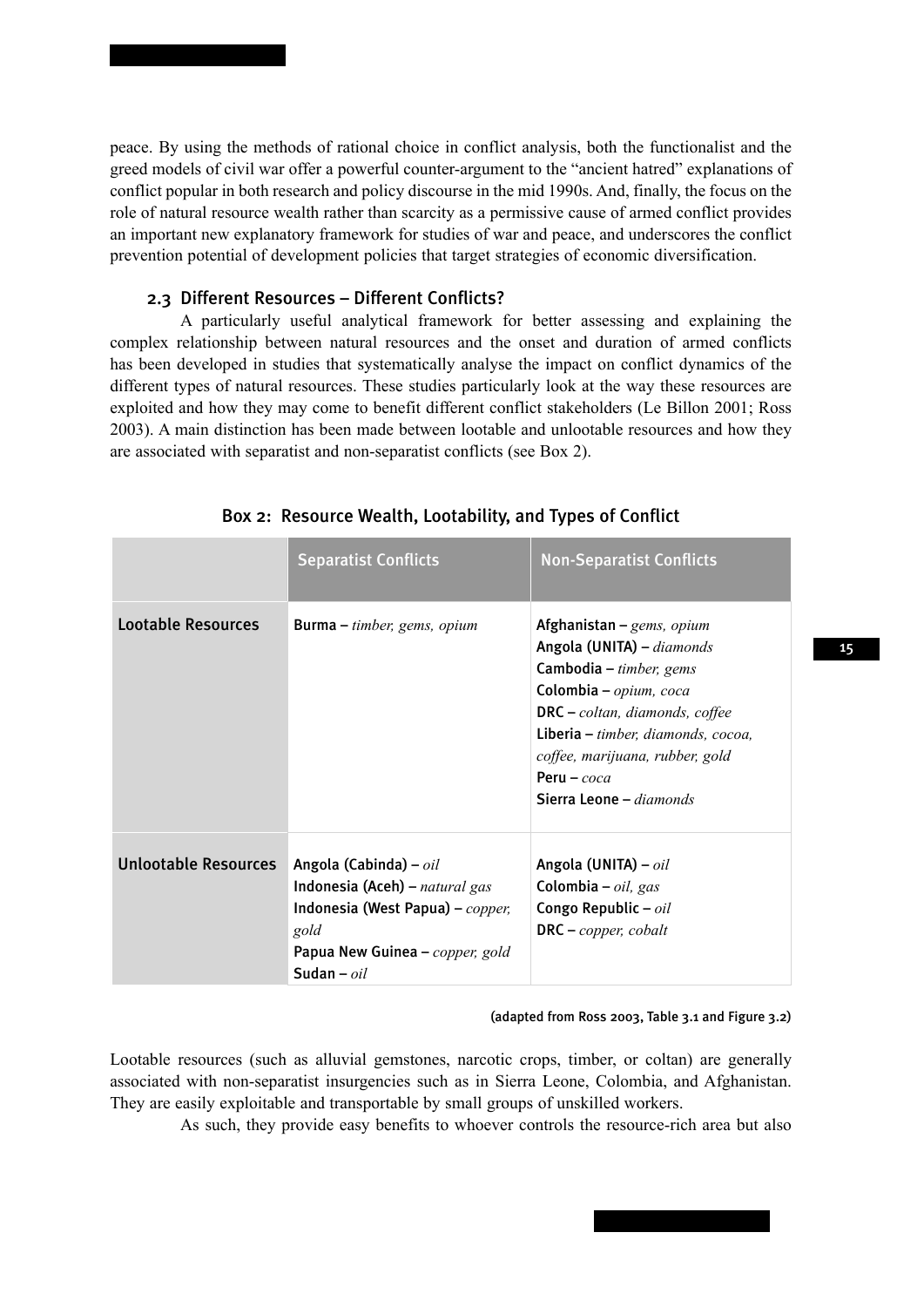peace. By using the methods of rational choice in conflict analysis, both the functionalist and the greed models of civil war offer a powerful counter-argument to the "ancient hatred" explanations of conflict popular in both research and policy discourse in the mid 1990s. And, finally, the focus on the role of natural resource wealth rather than scarcity as a permissive cause of armed conflict provides an important new explanatory framework for studies of war and peace, and underscores the conflict prevention potential of development policies that target strategies of economic diversification.

### 2.3 Different Resources – Different Conflicts?

A particularly useful analytical framework for better assessing and explaining the complex relationship between natural resources and the onset and duration of armed conflicts has been developed in studies that systematically analyse the impact on conflict dynamics of the different types of natural resources. These studies particularly look at the way these resources are exploited and how they may come to benefit different conflict stakeholders (Le Billon 2001; Ross 2003). A main distinction has been made between lootable and unlootable resources and how they are associated with separatist and non-separatist conflicts (see Box 2).

**Box 2: Resource Wealth, Lootability, and Types of Conflict**

| | Separatist Conflicts | Non-Separatist Conflicts |
|---|---|---|
| **Lootable Resources** | **Burma** – *timber, gems, opium* | **Afghanistan** – *gems, opium*<br>**Angola (UNITA)** – *diamonds*<br>**Cambodia** – *timber, gems*<br>**Colombia** – *opium, coca*<br>**DRC** – *coltan, diamonds, coffee*<br>**Liberia** – *timber, diamonds, cocoa, coffee, marijuana, rubber, gold*<br>**Peru** – *coca*<br>**Sierra Leone** – *diamonds* |
| **Unlootable Resources** | **Angola (Cabinda)** – *oil*<br>**Indonesia (Aceh)** – *natural gas*<br>**Indonesia (West Papua)** – *copper, gold*<br>**Papua New Guinea** – *copper, gold*<br>**Sudan** – *oil* | **Angola (UNITA)** – *oil*<br>**Colombia** – *oil, gas*<br>**Congo Republic** – *oil*<br>**DRC** – *copper, cobalt* |

(adapted from Ross 2003, Table 3.1 and Figure 3.2)

Lootable resources (such as alluvial gemstones, narcotic crops, timber, or coltan) are generally associated with non-separatist insurgencies such as in Sierra Leone, Colombia, and Afghanistan. They are easily exploitable and transportable by small groups of unskilled workers.

As such, they provide easy benefits to whoever controls the resource-rich area but also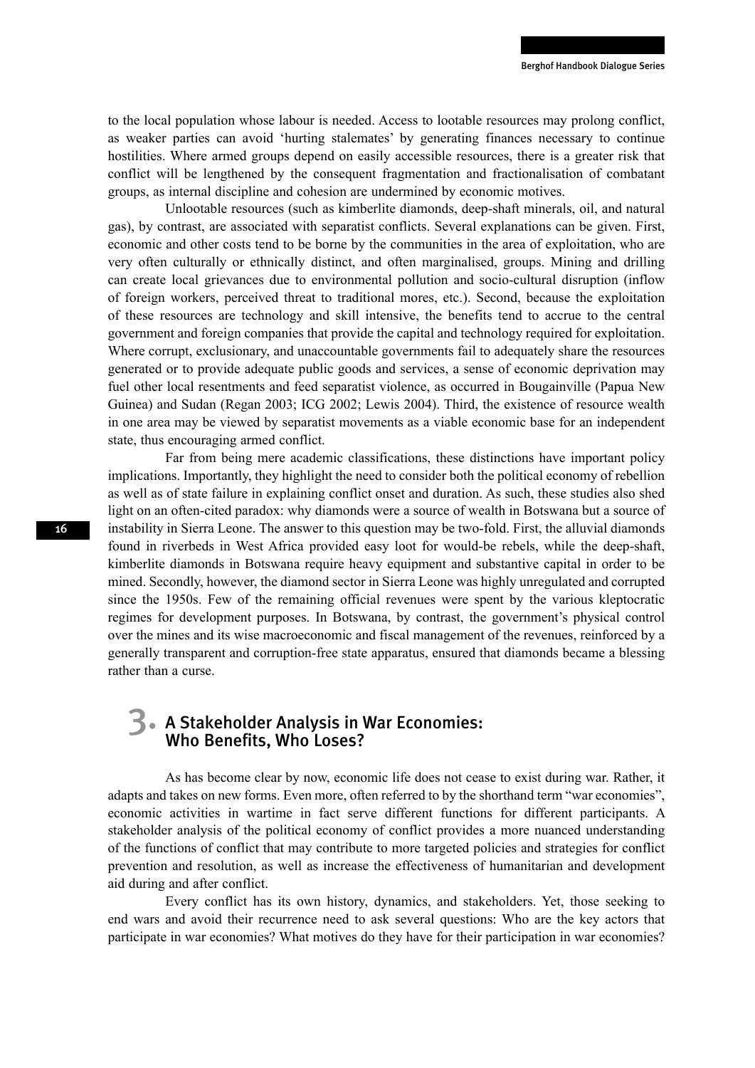to the local population whose labour is needed. Access to lootable resources may prolong conflict, as weaker parties can avoid 'hurting stalemates' by generating finances necessary to continue hostilities. Where armed groups depend on easily accessible resources, there is a greater risk that conflict will be lengthened by the consequent fragmentation and fractionalisation of combatant groups, as internal discipline and cohesion are undermined by economic motives.

Unlootable resources (such as kimberlite diamonds, deep-shaft minerals, oil, and natural gas), by contrast, are associated with separatist conflicts. Several explanations can be given. First, economic and other costs tend to be borne by the communities in the area of exploitation, who are very often culturally or ethnically distinct, and often marginalised, groups. Mining and drilling can create local grievances due to environmental pollution and socio-cultural disruption (inflow of foreign workers, perceived threat to traditional mores, etc.). Second, because the exploitation of these resources are technology and skill intensive, the benefits tend to accrue to the central government and foreign companies that provide the capital and technology required for exploitation. Where corrupt, exclusionary, and unaccountable governments fail to adequately share the resources generated or to provide adequate public goods and services, a sense of economic deprivation may fuel other local resentments and feed separatist violence, as occurred in Bougainville (Papua New Guinea) and Sudan (Regan 2003; ICG 2002; Lewis 2004). Third, the existence of resource wealth in one area may be viewed by separatist movements as a viable economic base for an independent state, thus encouraging armed conflict.

Far from being mere academic classifications, these distinctions have important policy implications. Importantly, they highlight the need to consider both the political economy of rebellion as well as of state failure in explaining conflict onset and duration. As such, these studies also shed light on an often-cited paradox: why diamonds were a source of wealth in Botswana but a source of instability in Sierra Leone. The answer to this question may be two-fold. First, the alluvial diamonds found in riverbeds in West Africa provided easy loot for would-be rebels, while the deep-shaft, kimberlite diamonds in Botswana require heavy equipment and substantive capital in order to be mined. Secondly, however, the diamond sector in Sierra Leone was highly unregulated and corrupted since the 1950s. Few of the remaining official revenues were spent by the various kleptocratic regimes for development purposes. In Botswana, by contrast, the government's physical control over the mines and its wise macroeconomic and fiscal management of the revenues, reinforced by a generally transparent and corruption-free state apparatus, ensured that diamonds became a blessing rather than a curse.

## 3. A Stakeholder Analysis in War Economies: Who Benefits, Who Loses?

As has become clear by now, economic life does not cease to exist during war. Rather, it adapts and takes on new forms. Even more, often referred to by the shorthand term "war economies", economic activities in wartime in fact serve different functions for different participants. A stakeholder analysis of the political economy of conflict provides a more nuanced understanding of the functions of conflict that may contribute to more targeted policies and strategies for conflict prevention and resolution, as well as increase the effectiveness of humanitarian and development aid during and after conflict.

Every conflict has its own history, dynamics, and stakeholders. Yet, those seeking to end wars and avoid their recurrence need to ask several questions: Who are the key actors that participate in war economies? What motives do they have for their participation in war economies?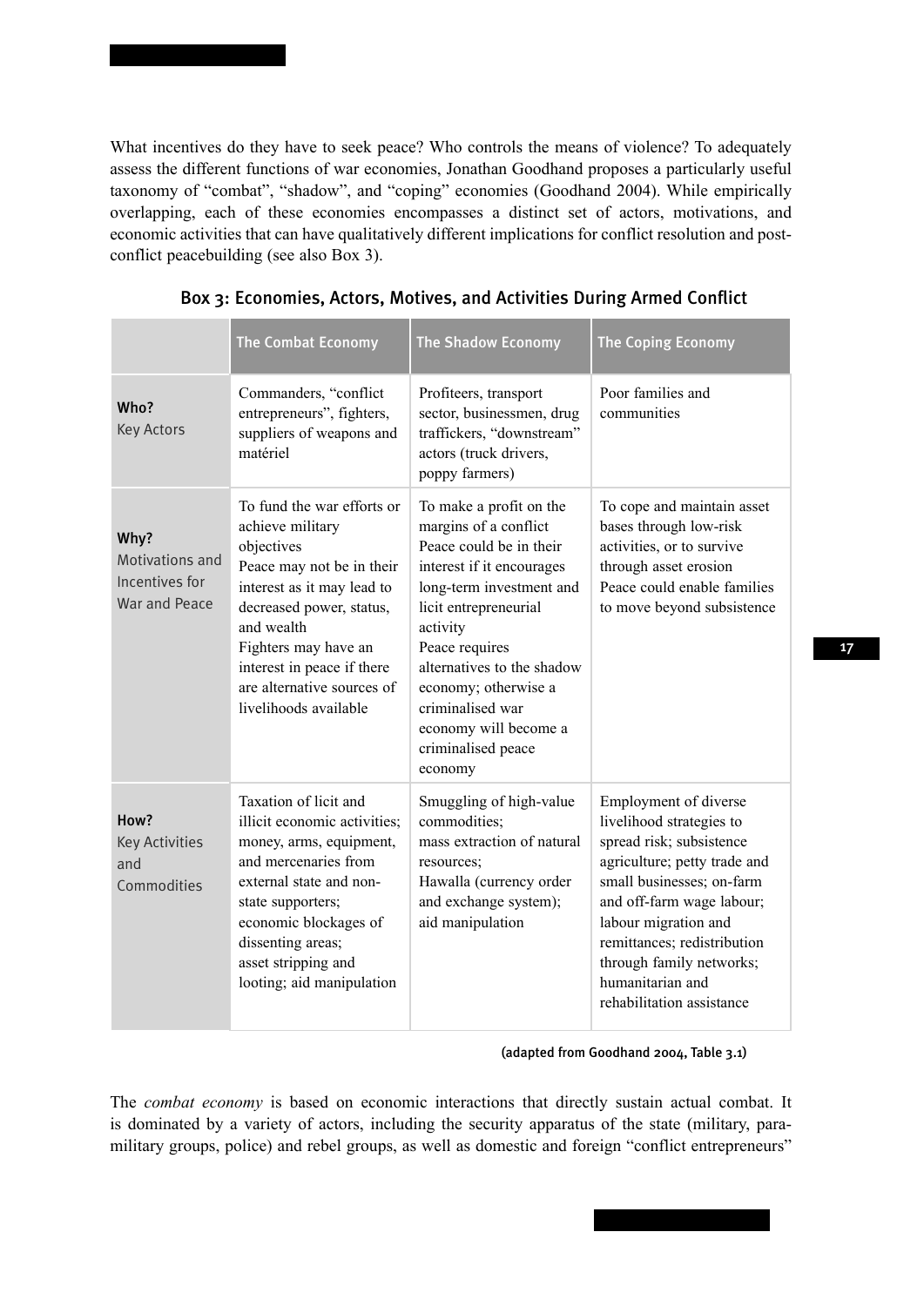What incentives do they have to seek peace? Who controls the means of violence? To adequately assess the different functions of war economies, Jonathan Goodhand proposes a particularly useful taxonomy of "combat", "shadow", and "coping" economies (Goodhand 2004). While empirically overlapping, each of these economies encompasses a distinct set of actors, motivations, and economic activities that can have qualitatively different implications for conflict resolution and post-conflict peacebuilding (see also Box 3).

### Box 3: Economies, Actors, Motives, and Activities During Armed Conflict

| | The Combat Economy | The Shadow Economy | The Coping Economy |
|---|---|---|---|
| **Who?** Key Actors | Commanders, "conflict entrepreneurs", fighters, suppliers of weapons and matériel | Profiteers, transport sector, businessmen, drug traffickers, "downstream" actors (truck drivers, poppy farmers) | Poor families and communities |
| **Why?** Motivations and Incentives for War and Peace | To fund the war efforts or achieve military objectives<br>Peace may not be in their interest as it may lead to decreased power, status, and wealth<br>Fighters may have an interest in peace if there are alternative sources of livelihoods available | To make a profit on the margins of a conflict<br>Peace could be in their interest if it encourages long-term investment and licit entrepreneurial activity<br>Peace requires alternatives to the shadow economy; otherwise a criminalised war economy will become a criminalised peace economy | To cope and maintain asset bases through low-risk activities, or to survive through asset erosion<br>Peace could enable families to move beyond subsistence |
| **How?** Key Activities and Commodities | Taxation of licit and illicit economic activities; money, arms, equipment, and mercenaries from external state and non-state supporters; economic blockages of dissenting areas; asset stripping and looting; aid manipulation | Smuggling of high-value commodities; mass extraction of natural resources; Hawalla (currency order and exchange system); aid manipulation | Employment of diverse livelihood strategies to spread risk; subsistence agriculture; petty trade and small businesses; on-farm and off-farm wage labour; labour migration and remittances; redistribution through family networks; humanitarian and rehabilitation assistance |

(adapted from Goodhand 2004, Table 3.1)

The *combat economy* is based on economic interactions that directly sustain actual combat. It is dominated by a variety of actors, including the security apparatus of the state (military, para-military groups, police) and rebel groups, as well as domestic and foreign "conflict entrepreneurs"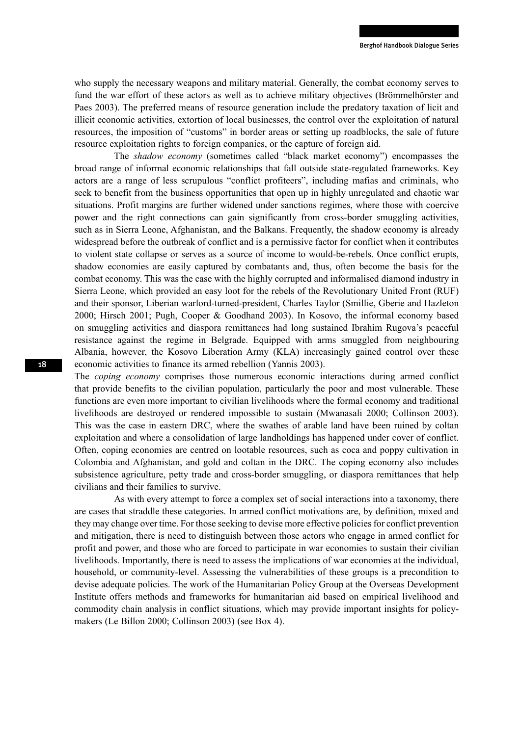who supply the necessary weapons and military material. Generally, the combat economy serves to fund the war effort of these actors as well as to achieve military objectives (Brömmelhörster and Paes 2003). The preferred means of resource generation include the predatory taxation of licit and illicit economic activities, extortion of local businesses, the control over the exploitation of natural resources, the imposition of "customs" in border areas or setting up roadblocks, the sale of future resource exploitation rights to foreign companies, or the capture of foreign aid.

The *shadow economy* (sometimes called "black market economy") encompasses the broad range of informal economic relationships that fall outside state-regulated frameworks. Key actors are a range of less scrupulous "conflict profiteers", including mafias and criminals, who seek to benefit from the business opportunities that open up in highly unregulated and chaotic war situations. Profit margins are further widened under sanctions regimes, where those with coercive power and the right connections can gain significantly from cross-border smuggling activities, such as in Sierra Leone, Afghanistan, and the Balkans. Frequently, the shadow economy is already widespread before the outbreak of conflict and is a permissive factor for conflict when it contributes to violent state collapse or serves as a source of income to would-be-rebels. Once conflict erupts, shadow economies are easily captured by combatants and, thus, often become the basis for the combat economy. This was the case with the highly corrupted and informalised diamond industry in Sierra Leone, which provided an easy loot for the rebels of the Revolutionary United Front (RUF) and their sponsor, Liberian warlord-turned-president, Charles Taylor (Smillie, Gberie and Hazleton 2000; Hirsch 2001; Pugh, Cooper & Goodhand 2003). In Kosovo, the informal economy based on smuggling activities and diaspora remittances had long sustained Ibrahim Rugova's peaceful resistance against the regime in Belgrade. Equipped with arms smuggled from neighbouring Albania, however, the Kosovo Liberation Army (KLA) increasingly gained control over these economic activities to finance its armed rebellion (Yannis 2003).

The *coping economy* comprises those numerous economic interactions during armed conflict that provide benefits to the civilian population, particularly the poor and most vulnerable. These functions are even more important to civilian livelihoods where the formal economy and traditional livelihoods are destroyed or rendered impossible to sustain (Mwanasali 2000; Collinson 2003). This was the case in eastern DRC, where the swathes of arable land have been ruined by coltan exploitation and where a consolidation of large landholdings has happened under cover of conflict. Often, coping economies are centred on lootable resources, such as coca and poppy cultivation in Colombia and Afghanistan, and gold and coltan in the DRC. The coping economy also includes subsistence agriculture, petty trade and cross-border smuggling, or diaspora remittances that help civilians and their families to survive.

As with every attempt to force a complex set of social interactions into a taxonomy, there are cases that straddle these categories. In armed conflict motivations are, by definition, mixed and they may change over time. For those seeking to devise more effective policies for conflict prevention and mitigation, there is need to distinguish between those actors who engage in armed conflict for profit and power, and those who are forced to participate in war economies to sustain their civilian livelihoods. Importantly, there is need to assess the implications of war economies at the individual, household, or community-level. Assessing the vulnerabilities of these groups is a precondition to devise adequate policies. The work of the Humanitarian Policy Group at the Overseas Development Institute offers methods and frameworks for humanitarian aid based on empirical livelihood and commodity chain analysis in conflict situations, which may provide important insights for policy-makers (Le Billon 2000; Collinson 2003) (see Box 4).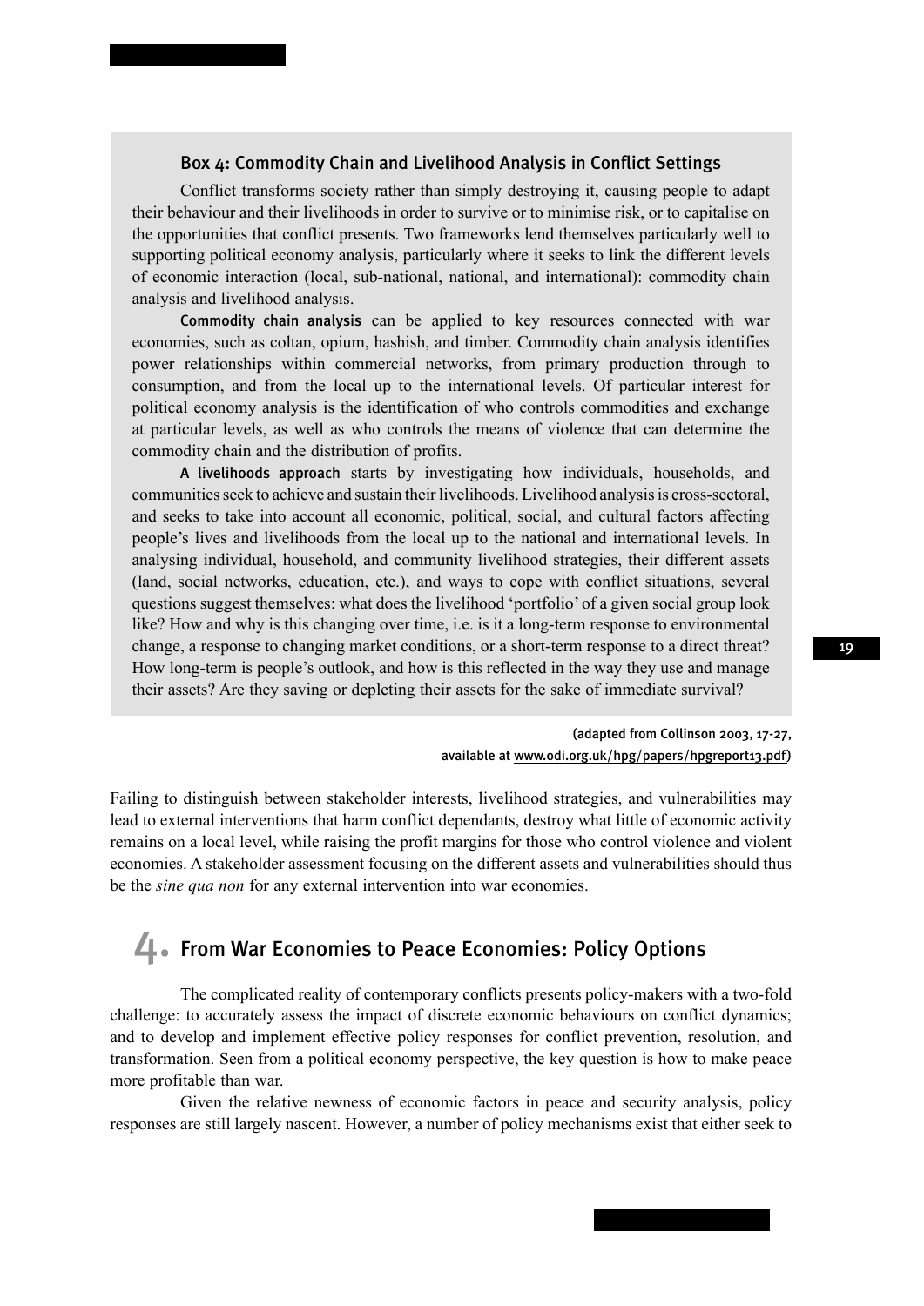### Box 4: Commodity Chain and Livelihood Analysis in Conflict Settings

Conflict transforms society rather than simply destroying it, causing people to adapt their behaviour and their livelihoods in order to survive or to minimise risk, or to capitalise on the opportunities that conflict presents. Two frameworks lend themselves particularly well to supporting political economy analysis, particularly where it seeks to link the different levels of economic interaction (local, sub-national, national, and international): commodity chain analysis and livelihood analysis.

**Commodity chain analysis** can be applied to key resources connected with war economies, such as coltan, opium, hashish, and timber. Commodity chain analysis identifies power relationships within commercial networks, from primary production through to consumption, and from the local up to the international levels. Of particular interest for political economy analysis is the identification of who controls commodities and exchange at particular levels, as well as who controls the means of violence that can determine the commodity chain and the distribution of profits.

**A livelihoods approach** starts by investigating how individuals, households, and communities seek to achieve and sustain their livelihoods. Livelihood analysis is cross-sectoral, and seeks to take into account all economic, political, social, and cultural factors affecting people's lives and livelihoods from the local up to the national and international levels. In analysing individual, household, and community livelihood strategies, their different assets (land, social networks, education, etc.), and ways to cope with conflict situations, several questions suggest themselves: what does the livelihood 'portfolio' of a given social group look like? How and why is this changing over time, i.e. is it a long-term response to environmental change, a response to changing market conditions, or a short-term response to a direct threat? How long-term is people's outlook, and how is this reflected in the way they use and manage their assets? Are they saving or depleting their assets for the sake of immediate survival?

(adapted from Collinson 2003, 17-27, available at www.odi.org.uk/hpg/papers/hpgreport13.pdf)

Failing to distinguish between stakeholder interests, livelihood strategies, and vulnerabilities may lead to external interventions that harm conflict dependants, destroy what little of economic activity remains on a local level, while raising the profit margins for those who control violence and violent economies. A stakeholder assessment focusing on the different assets and vulnerabilities should thus be the *sine qua non* for any external intervention into war economies.

## 4. From War Economies to Peace Economies: Policy Options

The complicated reality of contemporary conflicts presents policy-makers with a two-fold challenge: to accurately assess the impact of discrete economic behaviours on conflict dynamics; and to develop and implement effective policy responses for conflict prevention, resolution, and transformation. Seen from a political economy perspective, the key question is how to make peace more profitable than war.

Given the relative newness of economic factors in peace and security analysis, policy responses are still largely nascent. However, a number of policy mechanisms exist that either seek to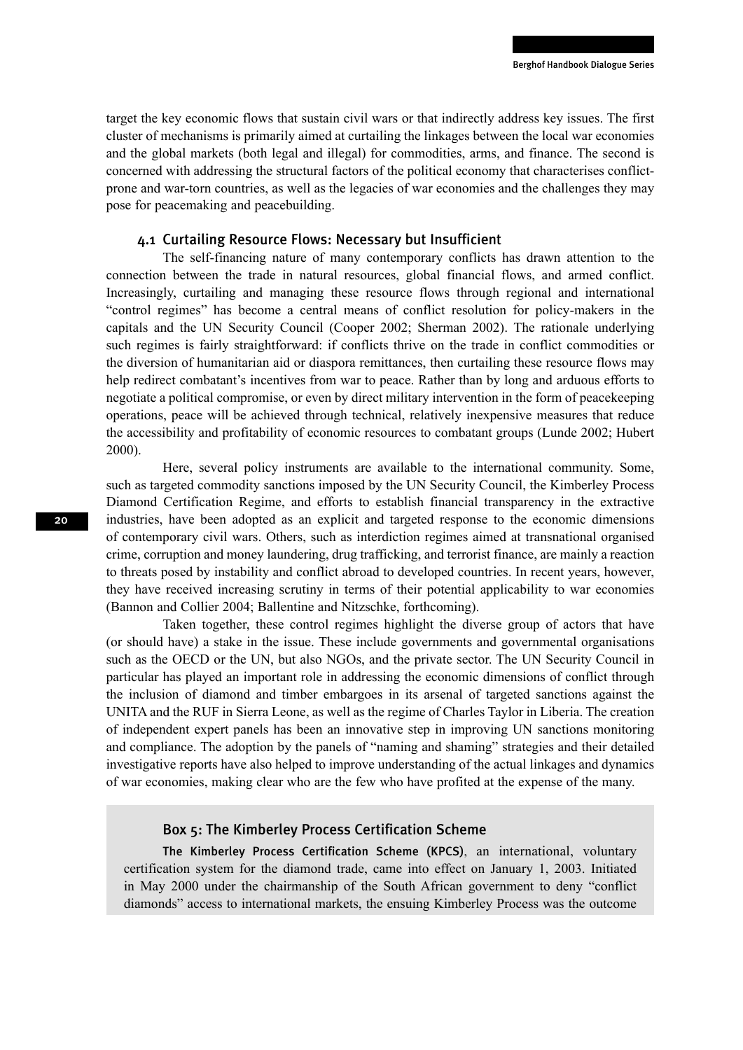target the key economic flows that sustain civil wars or that indirectly address key issues. The first cluster of mechanisms is primarily aimed at curtailing the linkages between the local war economies and the global markets (both legal and illegal) for commodities, arms, and finance. The second is concerned with addressing the structural factors of the political economy that characterises conflict-prone and war-torn countries, as well as the legacies of war economies and the challenges they may pose for peacemaking and peacebuilding.

### 4.1 Curtailing Resource Flows: Necessary but Insufficient

The self-financing nature of many contemporary conflicts has drawn attention to the connection between the trade in natural resources, global financial flows, and armed conflict. Increasingly, curtailing and managing these resource flows through regional and international "control regimes" has become a central means of conflict resolution for policy-makers in the capitals and the UN Security Council (Cooper 2002; Sherman 2002). The rationale underlying such regimes is fairly straightforward: if conflicts thrive on the trade in conflict commodities or the diversion of humanitarian aid or diaspora remittances, then curtailing these resource flows may help redirect combatant's incentives from war to peace. Rather than by long and arduous efforts to negotiate a political compromise, or even by direct military intervention in the form of peacekeeping operations, peace will be achieved through technical, relatively inexpensive measures that reduce the accessibility and profitability of economic resources to combatant groups (Lunde 2002; Hubert 2000).

Here, several policy instruments are available to the international community. Some, such as targeted commodity sanctions imposed by the UN Security Council, the Kimberley Process Diamond Certification Regime, and efforts to establish financial transparency in the extractive industries, have been adopted as an explicit and targeted response to the economic dimensions of contemporary civil wars. Others, such as interdiction regimes aimed at transnational organised crime, corruption and money laundering, drug trafficking, and terrorist finance, are mainly a reaction to threats posed by instability and conflict abroad to developed countries. In recent years, however, they have received increasing scrutiny in terms of their potential applicability to war economies (Bannon and Collier 2004; Ballentine and Nitzschke, forthcoming).

Taken together, these control regimes highlight the diverse group of actors that have (or should have) a stake in the issue. These include governments and governmental organisations such as the OECD or the UN, but also NGOs, and the private sector. The UN Security Council in particular has played an important role in addressing the economic dimensions of conflict through the inclusion of diamond and timber embargoes in its arsenal of targeted sanctions against the UNITA and the RUF in Sierra Leone, as well as the regime of Charles Taylor in Liberia. The creation of independent expert panels has been an innovative step in improving UN sanctions monitoring and compliance. The adoption by the panels of "naming and shaming" strategies and their detailed investigative reports have also helped to improve understanding of the actual linkages and dynamics of war economies, making clear who are the few who have profited at the expense of the many.

#### Box 5: The Kimberley Process Certification Scheme

**The Kimberley Process Certification Scheme (KPCS)**, an international, voluntary certification system for the diamond trade, came into effect on January 1, 2003. Initiated in May 2000 under the chairmanship of the South African government to deny "conflict diamonds" access to international markets, the ensuing Kimberley Process was the outcome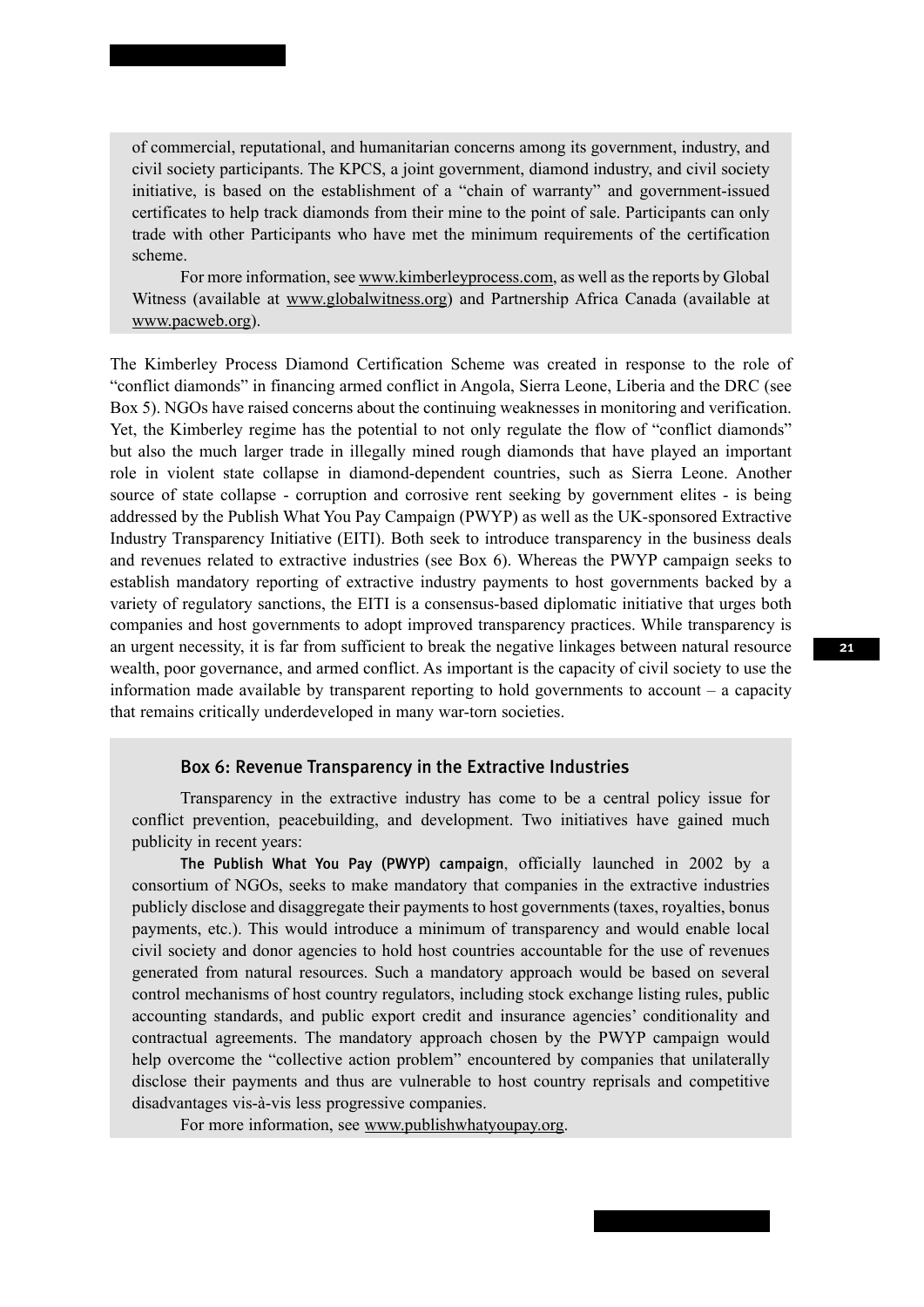of commercial, reputational, and humanitarian concerns among its government, industry, and civil society participants. The KPCS, a joint government, diamond industry, and civil society initiative, is based on the establishment of a "chain of warranty" and government-issued certificates to help track diamonds from their mine to the point of sale. Participants can only trade with other Participants who have met the minimum requirements of the certification scheme.

For more information, see www.kimberleyprocess.com, as well as the reports by Global Witness (available at www.globalwitness.org) and Partnership Africa Canada (available at www.pacweb.org).

The Kimberley Process Diamond Certification Scheme was created in response to the role of "conflict diamonds" in financing armed conflict in Angola, Sierra Leone, Liberia and the DRC (see Box 5). NGOs have raised concerns about the continuing weaknesses in monitoring and verification. Yet, the Kimberley regime has the potential to not only regulate the flow of "conflict diamonds" but also the much larger trade in illegally mined rough diamonds that have played an important role in violent state collapse in diamond-dependent countries, such as Sierra Leone. Another source of state collapse - corruption and corrosive rent seeking by government elites - is being addressed by the Publish What You Pay Campaign (PWYP) as well as the UK-sponsored Extractive Industry Transparency Initiative (EITI). Both seek to introduce transparency in the business deals and revenues related to extractive industries (see Box 6). Whereas the PWYP campaign seeks to establish mandatory reporting of extractive industry payments to host governments backed by a variety of regulatory sanctions, the EITI is a consensus-based diplomatic initiative that urges both companies and host governments to adopt improved transparency practices. While transparency is an urgent necessity, it is far from sufficient to break the negative linkages between natural resource wealth, poor governance, and armed conflict. As important is the capacity of civil society to use the information made available by transparent reporting to hold governments to account – a capacity that remains critically underdeveloped in many war-torn societies.

### Box 6: Revenue Transparency in the Extractive Industries

Transparency in the extractive industry has come to be a central policy issue for conflict prevention, peacebuilding, and development. Two initiatives have gained much publicity in recent years:

**The Publish What You Pay (PWYP) campaign**, officially launched in 2002 by a consortium of NGOs, seeks to make mandatory that companies in the extractive industries publicly disclose and disaggregate their payments to host governments (taxes, royalties, bonus payments, etc.). This would introduce a minimum of transparency and would enable local civil society and donor agencies to hold host countries accountable for the use of revenues generated from natural resources. Such a mandatory approach would be based on several control mechanisms of host country regulators, including stock exchange listing rules, public accounting standards, and public export credit and insurance agencies' conditionality and contractual agreements. The mandatory approach chosen by the PWYP campaign would help overcome the "collective action problem" encountered by companies that unilaterally disclose their payments and thus are vulnerable to host country reprisals and competitive disadvantages vis-à-vis less progressive companies.

For more information, see www.publishwhatyoupay.org.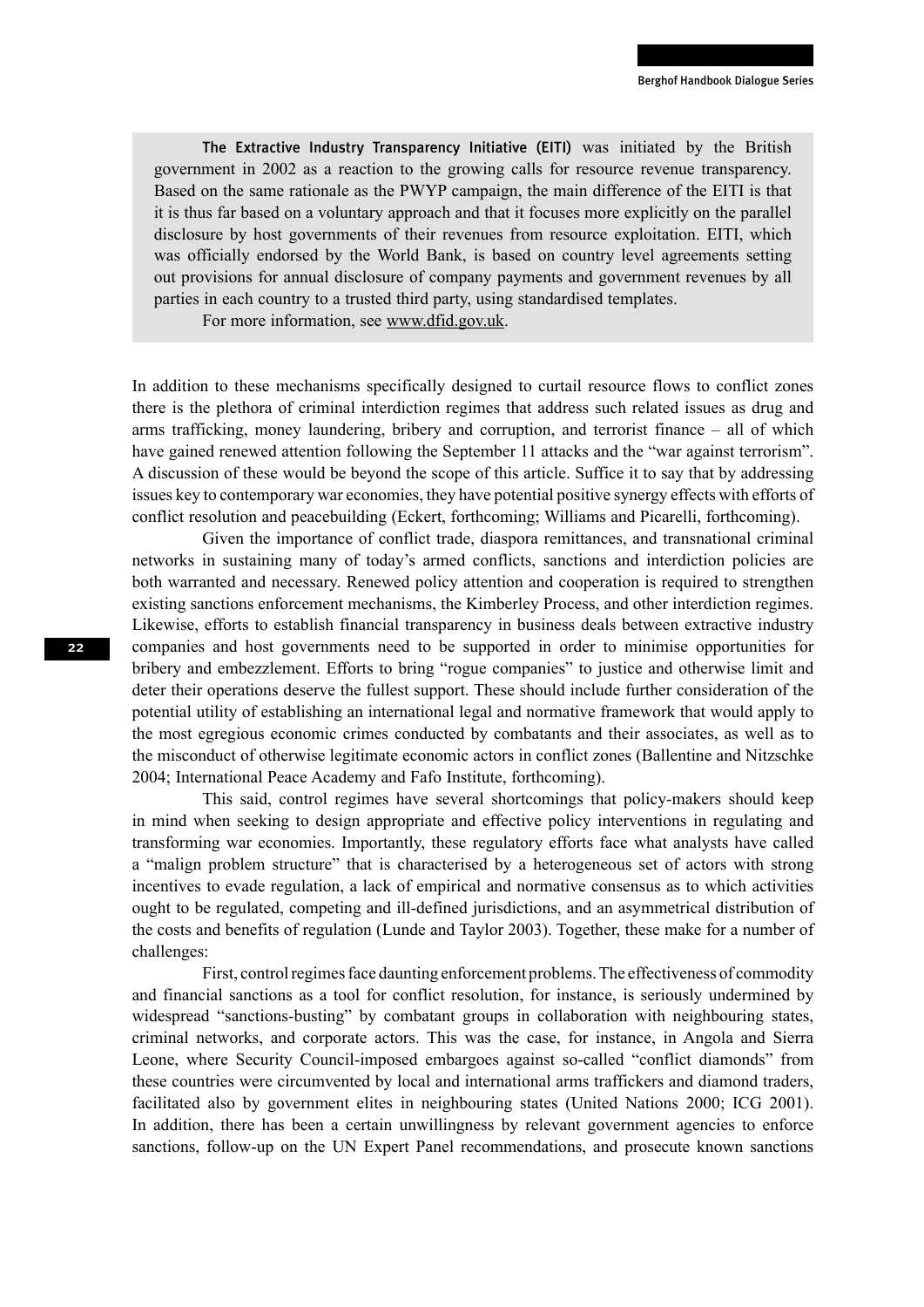**The Extractive Industry Transparency Initiative (EITI)** was initiated by the British government in 2002 as a reaction to the growing calls for resource revenue transparency. Based on the same rationale as the PWYP campaign, the main difference of the EITI is that it is thus far based on a voluntary approach and that it focuses more explicitly on the parallel disclosure by host governments of their revenues from resource exploitation. EITI, which was officially endorsed by the World Bank, is based on country level agreements setting out provisions for annual disclosure of company payments and government revenues by all parties in each country to a trusted third party, using standardised templates.

For more information, see www.dfid.gov.uk.

In addition to these mechanisms specifically designed to curtail resource flows to conflict zones there is the plethora of criminal interdiction regimes that address such related issues as drug and arms trafficking, money laundering, bribery and corruption, and terrorist finance – all of which have gained renewed attention following the September 11 attacks and the "war against terrorism". A discussion of these would be beyond the scope of this article. Suffice it to say that by addressing issues key to contemporary war economies, they have potential positive synergy effects with efforts of conflict resolution and peacebuilding (Eckert, forthcoming; Williams and Picarelli, forthcoming).

Given the importance of conflict trade, diaspora remittances, and transnational criminal networks in sustaining many of today's armed conflicts, sanctions and interdiction policies are both warranted and necessary. Renewed policy attention and cooperation is required to strengthen existing sanctions enforcement mechanisms, the Kimberley Process, and other interdiction regimes. Likewise, efforts to establish financial transparency in business deals between extractive industry companies and host governments need to be supported in order to minimise opportunities for bribery and embezzlement. Efforts to bring "rogue companies" to justice and otherwise limit and deter their operations deserve the fullest support. These should include further consideration of the potential utility of establishing an international legal and normative framework that would apply to the most egregious economic crimes conducted by combatants and their associates, as well as to the misconduct of otherwise legitimate economic actors in conflict zones (Ballentine and Nitzschke 2004; International Peace Academy and Fafo Institute, forthcoming).

This said, control regimes have several shortcomings that policy-makers should keep in mind when seeking to design appropriate and effective policy interventions in regulating and transforming war economies. Importantly, these regulatory efforts face what analysts have called a "malign problem structure" that is characterised by a heterogeneous set of actors with strong incentives to evade regulation, a lack of empirical and normative consensus as to which activities ought to be regulated, competing and ill-defined jurisdictions, and an asymmetrical distribution of the costs and benefits of regulation (Lunde and Taylor 2003). Together, these make for a number of challenges:

First, control regimes face daunting enforcement problems. The effectiveness of commodity and financial sanctions as a tool for conflict resolution, for instance, is seriously undermined by widespread "sanctions-busting" by combatant groups in collaboration with neighbouring states, criminal networks, and corporate actors. This was the case, for instance, in Angola and Sierra Leone, where Security Council-imposed embargoes against so-called "conflict diamonds" from these countries were circumvented by local and international arms traffickers and diamond traders, facilitated also by government elites in neighbouring states (United Nations 2000; ICG 2001). In addition, there has been a certain unwillingness by relevant government agencies to enforce sanctions, follow-up on the UN Expert Panel recommendations, and prosecute known sanctions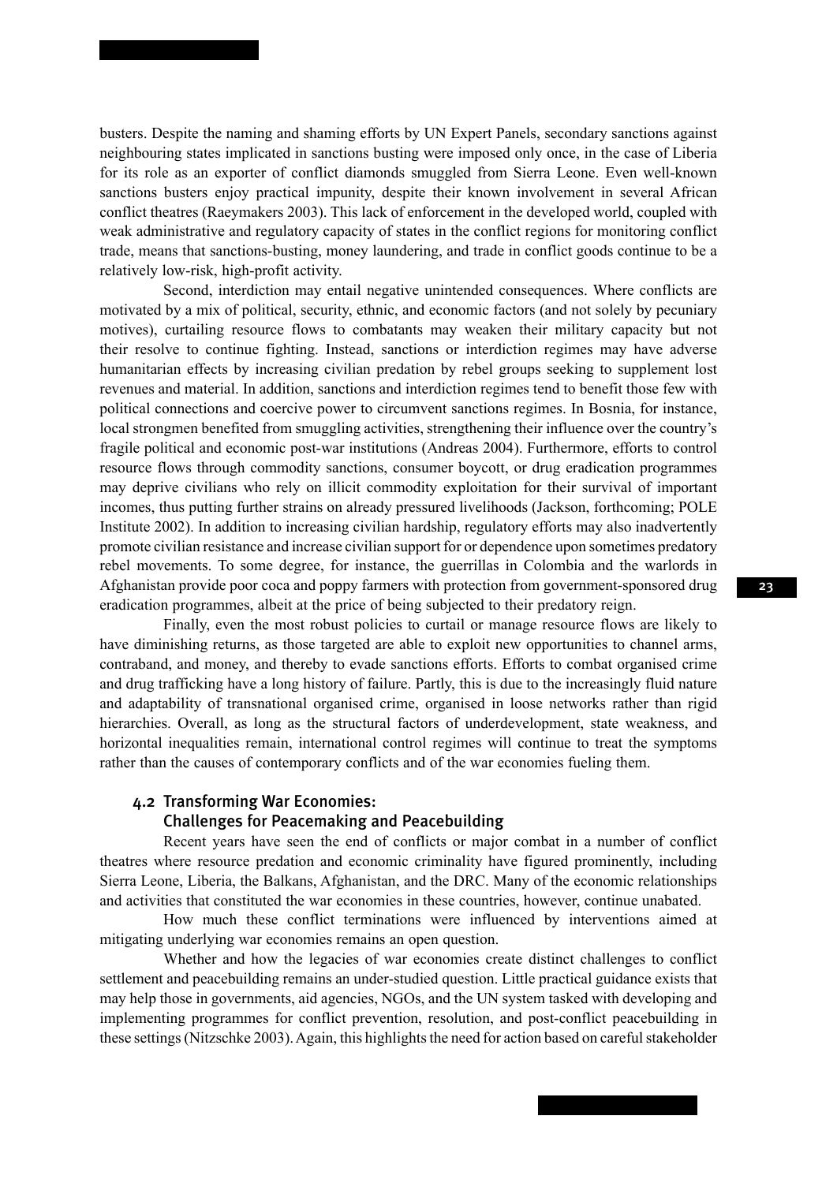busters. Despite the naming and shaming efforts by UN Expert Panels, secondary sanctions against neighbouring states implicated in sanctions busting were imposed only once, in the case of Liberia for its role as an exporter of conflict diamonds smuggled from Sierra Leone. Even well-known sanctions busters enjoy practical impunity, despite their known involvement in several African conflict theatres (Raeymakers 2003). This lack of enforcement in the developed world, coupled with weak administrative and regulatory capacity of states in the conflict regions for monitoring conflict trade, means that sanctions-busting, money laundering, and trade in conflict goods continue to be a relatively low-risk, high-profit activity.

Second, interdiction may entail negative unintended consequences. Where conflicts are motivated by a mix of political, security, ethnic, and economic factors (and not solely by pecuniary motives), curtailing resource flows to combatants may weaken their military capacity but not their resolve to continue fighting. Instead, sanctions or interdiction regimes may have adverse humanitarian effects by increasing civilian predation by rebel groups seeking to supplement lost revenues and material. In addition, sanctions and interdiction regimes tend to benefit those few with political connections and coercive power to circumvent sanctions regimes. In Bosnia, for instance, local strongmen benefited from smuggling activities, strengthening their influence over the country's fragile political and economic post-war institutions (Andreas 2004). Furthermore, efforts to control resource flows through commodity sanctions, consumer boycott, or drug eradication programmes may deprive civilians who rely on illicit commodity exploitation for their survival of important incomes, thus putting further strains on already pressured livelihoods (Jackson, forthcoming; POLE Institute 2002). In addition to increasing civilian hardship, regulatory efforts may also inadvertently promote civilian resistance and increase civilian support for or dependence upon sometimes predatory rebel movements. To some degree, for instance, the guerrillas in Colombia and the warlords in Afghanistan provide poor coca and poppy farmers with protection from government-sponsored drug eradication programmes, albeit at the price of being subjected to their predatory reign.

Finally, even the most robust policies to curtail or manage resource flows are likely to have diminishing returns, as those targeted are able to exploit new opportunities to channel arms, contraband, and money, and thereby to evade sanctions efforts. Efforts to combat organised crime and drug trafficking have a long history of failure. Partly, this is due to the increasingly fluid nature and adaptability of transnational organised crime, organised in loose networks rather than rigid hierarchies. Overall, as long as the structural factors of underdevelopment, state weakness, and horizontal inequalities remain, international control regimes will continue to treat the symptoms rather than the causes of contemporary conflicts and of the war economies fueling them.

### 4.2 Transforming War Economies: Challenges for Peacemaking and Peacebuilding

Recent years have seen the end of conflicts or major combat in a number of conflict theatres where resource predation and economic criminality have figured prominently, including Sierra Leone, Liberia, the Balkans, Afghanistan, and the DRC. Many of the economic relationships and activities that constituted the war economies in these countries, however, continue unabated.

How much these conflict terminations were influenced by interventions aimed at mitigating underlying war economies remains an open question.

Whether and how the legacies of war economies create distinct challenges to conflict settlement and peacebuilding remains an under-studied question. Little practical guidance exists that may help those in governments, aid agencies, NGOs, and the UN system tasked with developing and implementing programmes for conflict prevention, resolution, and post-conflict peacebuilding in these settings (Nitzschke 2003). Again, this highlights the need for action based on careful stakeholder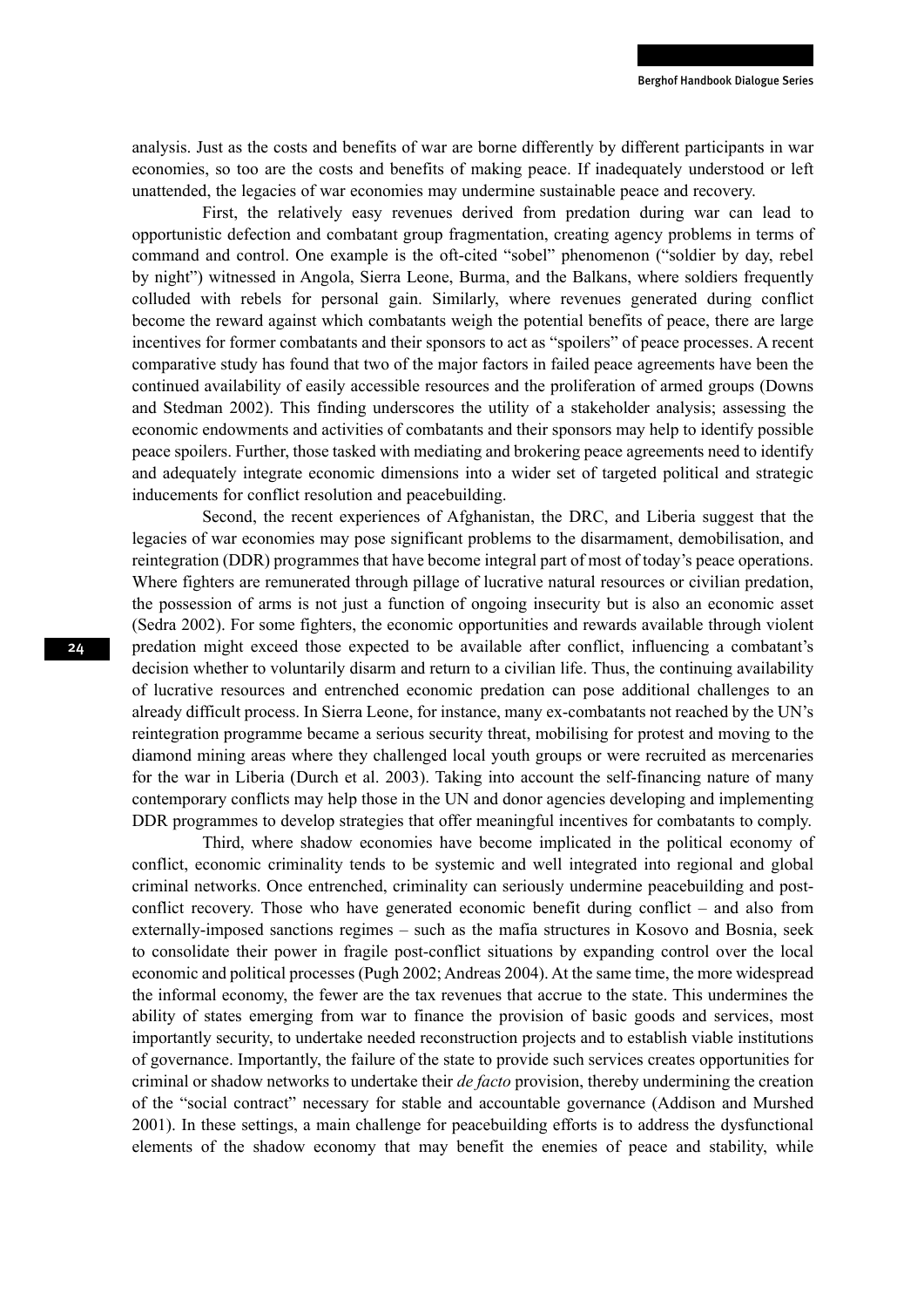analysis. Just as the costs and benefits of war are borne differently by different participants in war economies, so too are the costs and benefits of making peace. If inadequately understood or left unattended, the legacies of war economies may undermine sustainable peace and recovery.

First, the relatively easy revenues derived from predation during war can lead to opportunistic defection and combatant group fragmentation, creating agency problems in terms of command and control. One example is the oft-cited "sobel" phenomenon ("soldier by day, rebel by night") witnessed in Angola, Sierra Leone, Burma, and the Balkans, where soldiers frequently colluded with rebels for personal gain. Similarly, where revenues generated during conflict become the reward against which combatants weigh the potential benefits of peace, there are large incentives for former combatants and their sponsors to act as "spoilers" of peace processes. A recent comparative study has found that two of the major factors in failed peace agreements have been the continued availability of easily accessible resources and the proliferation of armed groups (Downs and Stedman 2002). This finding underscores the utility of a stakeholder analysis; assessing the economic endowments and activities of combatants and their sponsors may help to identify possible peace spoilers. Further, those tasked with mediating and brokering peace agreements need to identify and adequately integrate economic dimensions into a wider set of targeted political and strategic inducements for conflict resolution and peacebuilding.

Second, the recent experiences of Afghanistan, the DRC, and Liberia suggest that the legacies of war economies may pose significant problems to the disarmament, demobilisation, and reintegration (DDR) programmes that have become integral part of most of today's peace operations. Where fighters are remunerated through pillage of lucrative natural resources or civilian predation, the possession of arms is not just a function of ongoing insecurity but is also an economic asset (Sedra 2002). For some fighters, the economic opportunities and rewards available through violent predation might exceed those expected to be available after conflict, influencing a combatant's decision whether to voluntarily disarm and return to a civilian life. Thus, the continuing availability of lucrative resources and entrenched economic predation can pose additional challenges to an already difficult process. In Sierra Leone, for instance, many ex-combatants not reached by the UN's reintegration programme became a serious security threat, mobilising for protest and moving to the diamond mining areas where they challenged local youth groups or were recruited as mercenaries for the war in Liberia (Durch et al. 2003). Taking into account the self-financing nature of many contemporary conflicts may help those in the UN and donor agencies developing and implementing DDR programmes to develop strategies that offer meaningful incentives for combatants to comply.

Third, where shadow economies have become implicated in the political economy of conflict, economic criminality tends to be systemic and well integrated into regional and global criminal networks. Once entrenched, criminality can seriously undermine peacebuilding and post-conflict recovery. Those who have generated economic benefit during conflict – and also from externally-imposed sanctions regimes – such as the mafia structures in Kosovo and Bosnia, seek to consolidate their power in fragile post-conflict situations by expanding control over the local economic and political processes (Pugh 2002; Andreas 2004). At the same time, the more widespread the informal economy, the fewer are the tax revenues that accrue to the state. This undermines the ability of states emerging from war to finance the provision of basic goods and services, most importantly security, to undertake needed reconstruction projects and to establish viable institutions of governance. Importantly, the failure of the state to provide such services creates opportunities for criminal or shadow networks to undertake their *de facto* provision, thereby undermining the creation of the "social contract" necessary for stable and accountable governance (Addison and Murshed 2001). In these settings, a main challenge for peacebuilding efforts is to address the dysfunctional elements of the shadow economy that may benefit the enemies of peace and stability, while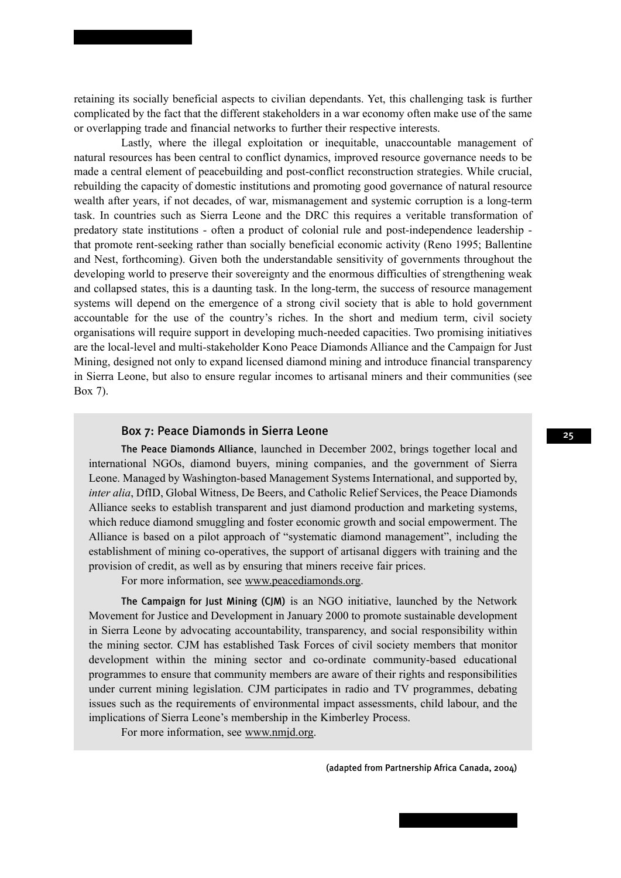retaining its socially beneficial aspects to civilian dependants. Yet, this challenging task is further complicated by the fact that the different stakeholders in a war economy often make use of the same or overlapping trade and financial networks to further their respective interests.

Lastly, where the illegal exploitation or inequitable, unaccountable management of natural resources has been central to conflict dynamics, improved resource governance needs to be made a central element of peacebuilding and post-conflict reconstruction strategies. While crucial, rebuilding the capacity of domestic institutions and promoting good governance of natural resource wealth after years, if not decades, of war, mismanagement and systemic corruption is a long-term task. In countries such as Sierra Leone and the DRC this requires a veritable transformation of predatory state institutions - often a product of colonial rule and post-independence leadership - that promote rent-seeking rather than socially beneficial economic activity (Reno 1995; Ballentine and Nest, forthcoming). Given both the understandable sensitivity of governments throughout the developing world to preserve their sovereignty and the enormous difficulties of strengthening weak and collapsed states, this is a daunting task. In the long-term, the success of resource management systems will depend on the emergence of a strong civil society that is able to hold government accountable for the use of the country's riches. In the short and medium term, civil society organisations will require support in developing much-needed capacities. Two promising initiatives are the local-level and multi-stakeholder Kono Peace Diamonds Alliance and the Campaign for Just Mining, designed not only to expand licensed diamond mining and introduce financial transparency in Sierra Leone, but also to ensure regular incomes to artisanal miners and their communities (see Box 7).

### Box 7: Peace Diamonds in Sierra Leone

**The Peace Diamonds Alliance**, launched in December 2002, brings together local and international NGOs, diamond buyers, mining companies, and the government of Sierra Leone. Managed by Washington-based Management Systems International, and supported by, *inter alia*, DfID, Global Witness, De Beers, and Catholic Relief Services, the Peace Diamonds Alliance seeks to establish transparent and just diamond production and marketing systems, which reduce diamond smuggling and foster economic growth and social empowerment. The Alliance is based on a pilot approach of "systematic diamond management", including the establishment of mining co-operatives, the support of artisanal diggers with training and the provision of credit, as well as by ensuring that miners receive fair prices.

For more information, see www.peacediamonds.org.

**The Campaign for Just Mining (CJM)** is an NGO initiative, launched by the Network Movement for Justice and Development in January 2000 to promote sustainable development in Sierra Leone by advocating accountability, transparency, and social responsibility within the mining sector. CJM has established Task Forces of civil society members that monitor development within the mining sector and co-ordinate community-based educational programmes to ensure that community members are aware of their rights and responsibilities under current mining legislation. CJM participates in radio and TV programmes, debating issues such as the requirements of environmental impact assessments, child labour, and the implications of Sierra Leone's membership in the Kimberley Process.

For more information, see www.nmjd.org.

(adapted from Partnership Africa Canada, 2004)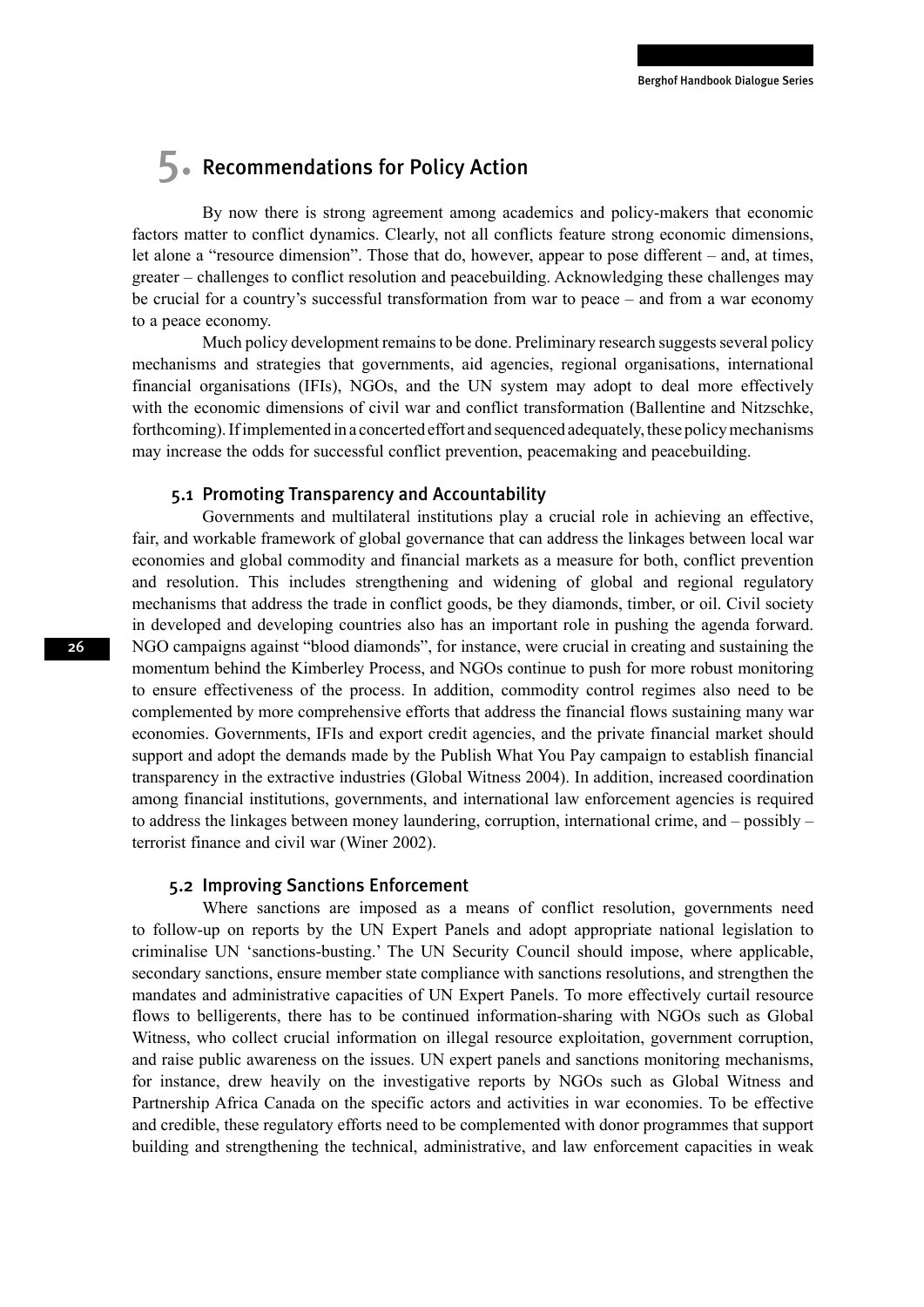# 5. Recommendations for Policy Action

By now there is strong agreement among academics and policy-makers that economic factors matter to conflict dynamics. Clearly, not all conflicts feature strong economic dimensions, let alone a "resource dimension". Those that do, however, appear to pose different – and, at times, greater – challenges to conflict resolution and peacebuilding. Acknowledging these challenges may be crucial for a country's successful transformation from war to peace – and from a war economy to a peace economy.

Much policy development remains to be done. Preliminary research suggests several policy mechanisms and strategies that governments, aid agencies, regional organisations, international financial organisations (IFIs), NGOs, and the UN system may adopt to deal more effectively with the economic dimensions of civil war and conflict transformation (Ballentine and Nitzschke, forthcoming). If implemented in a concerted effort and sequenced adequately, these policy mechanisms may increase the odds for successful conflict prevention, peacemaking and peacebuilding.

## 5.1 Promoting Transparency and Accountability

Governments and multilateral institutions play a crucial role in achieving an effective, fair, and workable framework of global governance that can address the linkages between local war economies and global commodity and financial markets as a measure for both, conflict prevention and resolution. This includes strengthening and widening of global and regional regulatory mechanisms that address the trade in conflict goods, be they diamonds, timber, or oil. Civil society in developed and developing countries also has an important role in pushing the agenda forward. NGO campaigns against "blood diamonds", for instance, were crucial in creating and sustaining the momentum behind the Kimberley Process, and NGOs continue to push for more robust monitoring to ensure effectiveness of the process. In addition, commodity control regimes also need to be complemented by more comprehensive efforts that address the financial flows sustaining many war economies. Governments, IFIs and export credit agencies, and the private financial market should support and adopt the demands made by the Publish What You Pay campaign to establish financial transparency in the extractive industries (Global Witness 2004). In addition, increased coordination among financial institutions, governments, and international law enforcement agencies is required to address the linkages between money laundering, corruption, international crime, and – possibly – terrorist finance and civil war (Winer 2002).

## 5.2 Improving Sanctions Enforcement

Where sanctions are imposed as a means of conflict resolution, governments need to follow-up on reports by the UN Expert Panels and adopt appropriate national legislation to criminalise UN 'sanctions-busting.' The UN Security Council should impose, where applicable, secondary sanctions, ensure member state compliance with sanctions resolutions, and strengthen the mandates and administrative capacities of UN Expert Panels. To more effectively curtail resource flows to belligerents, there has to be continued information-sharing with NGOs such as Global Witness, who collect crucial information on illegal resource exploitation, government corruption, and raise public awareness on the issues. UN expert panels and sanctions monitoring mechanisms, for instance, drew heavily on the investigative reports by NGOs such as Global Witness and Partnership Africa Canada on the specific actors and activities in war economies. To be effective and credible, these regulatory efforts need to be complemented with donor programmes that support building and strengthening the technical, administrative, and law enforcement capacities in weak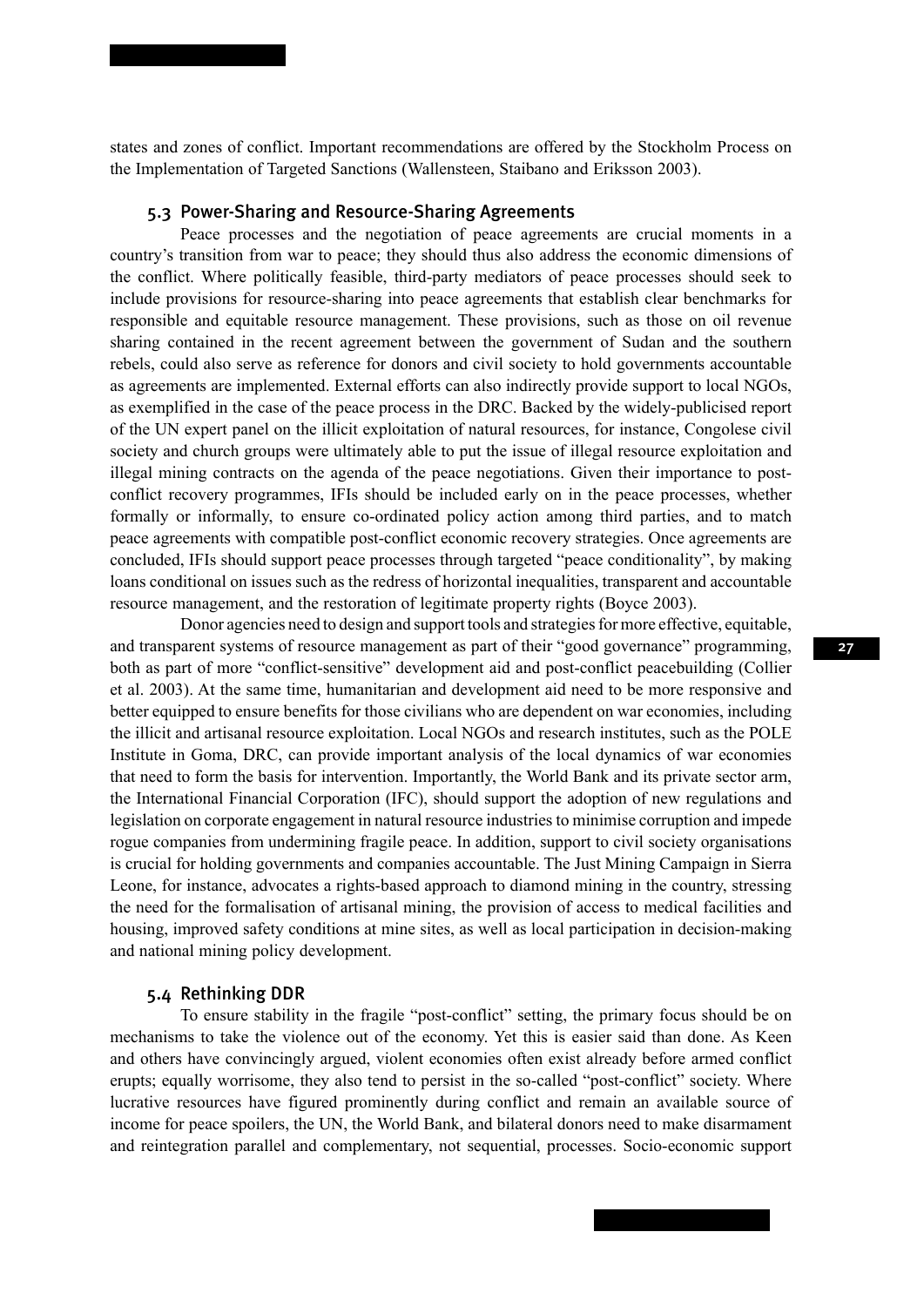states and zones of conflict. Important recommendations are offered by the Stockholm Process on the Implementation of Targeted Sanctions (Wallensteen, Staibano and Eriksson 2003).

### 5.3 Power-Sharing and Resource-Sharing Agreements

Peace processes and the negotiation of peace agreements are crucial moments in a country's transition from war to peace; they should thus also address the economic dimensions of the conflict. Where politically feasible, third-party mediators of peace processes should seek to include provisions for resource-sharing into peace agreements that establish clear benchmarks for responsible and equitable resource management. These provisions, such as those on oil revenue sharing contained in the recent agreement between the government of Sudan and the southern rebels, could also serve as reference for donors and civil society to hold governments accountable as agreements are implemented. External efforts can also indirectly provide support to local NGOs, as exemplified in the case of the peace process in the DRC. Backed by the widely-publicised report of the UN expert panel on the illicit exploitation of natural resources, for instance, Congolese civil society and church groups were ultimately able to put the issue of illegal resource exploitation and illegal mining contracts on the agenda of the peace negotiations. Given their importance to post-conflict recovery programmes, IFIs should be included early on in the peace processes, whether formally or informally, to ensure co-ordinated policy action among third parties, and to match peace agreements with compatible post-conflict economic recovery strategies. Once agreements are concluded, IFIs should support peace processes through targeted "peace conditionality", by making loans conditional on issues such as the redress of horizontal inequalities, transparent and accountable resource management, and the restoration of legitimate property rights (Boyce 2003).

Donor agencies need to design and support tools and strategies for more effective, equitable, and transparent systems of resource management as part of their "good governance" programming, both as part of more "conflict-sensitive" development aid and post-conflict peacebuilding (Collier et al. 2003). At the same time, humanitarian and development aid need to be more responsive and better equipped to ensure benefits for those civilians who are dependent on war economies, including the illicit and artisanal resource exploitation. Local NGOs and research institutes, such as the POLE Institute in Goma, DRC, can provide important analysis of the local dynamics of war economies that need to form the basis for intervention. Importantly, the World Bank and its private sector arm, the International Financial Corporation (IFC), should support the adoption of new regulations and legislation on corporate engagement in natural resource industries to minimise corruption and impede rogue companies from undermining fragile peace. In addition, support to civil society organisations is crucial for holding governments and companies accountable. The Just Mining Campaign in Sierra Leone, for instance, advocates a rights-based approach to diamond mining in the country, stressing the need for the formalisation of artisanal mining, the provision of access to medical facilities and housing, improved safety conditions at mine sites, as well as local participation in decision-making and national mining policy development.

### 5.4 Rethinking DDR

To ensure stability in the fragile "post-conflict" setting, the primary focus should be on mechanisms to take the violence out of the economy. Yet this is easier said than done. As Keen and others have convincingly argued, violent economies often exist already before armed conflict erupts; equally worrisome, they also tend to persist in the so-called "post-conflict" society. Where lucrative resources have figured prominently during conflict and remain an available source of income for peace spoilers, the UN, the World Bank, and bilateral donors need to make disarmament and reintegration parallel and complementary, not sequential, processes. Socio-economic support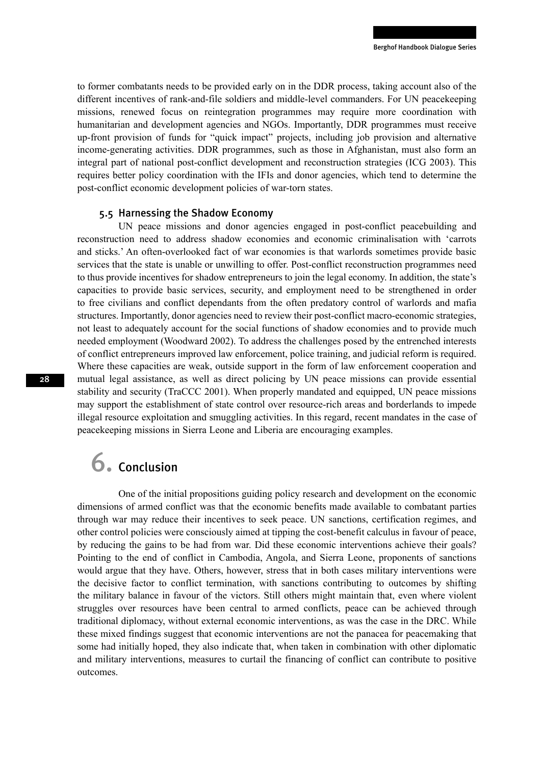to former combatants needs to be provided early on in the DDR process, taking account also of the different incentives of rank-and-file soldiers and middle-level commanders. For UN peacekeeping missions, renewed focus on reintegration programmes may require more coordination with humanitarian and development agencies and NGOs. Importantly, DDR programmes must receive up-front provision of funds for "quick impact" projects, including job provision and alternative income-generating activities. DDR programmes, such as those in Afghanistan, must also form an integral part of national post-conflict development and reconstruction strategies (ICG 2003). This requires better policy coordination with the IFIs and donor agencies, which tend to determine the post-conflict economic development policies of war-torn states.

### 5.5 Harnessing the Shadow Economy

UN peace missions and donor agencies engaged in post-conflict peacebuilding and reconstruction need to address shadow economies and economic criminalisation with 'carrots and sticks.' An often-overlooked fact of war economies is that warlords sometimes provide basic services that the state is unable or unwilling to offer. Post-conflict reconstruction programmes need to thus provide incentives for shadow entrepreneurs to join the legal economy. In addition, the state's capacities to provide basic services, security, and employment need to be strengthened in order to free civilians and conflict dependants from the often predatory control of warlords and mafia structures. Importantly, donor agencies need to review their post-conflict macro-economic strategies, not least to adequately account for the social functions of shadow economies and to provide much needed employment (Woodward 2002). To address the challenges posed by the entrenched interests of conflict entrepreneurs improved law enforcement, police training, and judicial reform is required. Where these capacities are weak, outside support in the form of law enforcement cooperation and mutual legal assistance, as well as direct policing by UN peace missions can provide essential stability and security (TraCCC 2001). When properly mandated and equipped, UN peace missions may support the establishment of state control over resource-rich areas and borderlands to impede illegal resource exploitation and smuggling activities. In this regard, recent mandates in the case of peacekeeping missions in Sierra Leone and Liberia are encouraging examples.

## 6. Conclusion

One of the initial propositions guiding policy research and development on the economic dimensions of armed conflict was that the economic benefits made available to combatant parties through war may reduce their incentives to seek peace. UN sanctions, certification regimes, and other control policies were consciously aimed at tipping the cost-benefit calculus in favour of peace, by reducing the gains to be had from war. Did these economic interventions achieve their goals? Pointing to the end of conflict in Cambodia, Angola, and Sierra Leone, proponents of sanctions would argue that they have. Others, however, stress that in both cases military interventions were the decisive factor to conflict termination, with sanctions contributing to outcomes by shifting the military balance in favour of the victors. Still others might maintain that, even where violent struggles over resources have been central to armed conflicts, peace can be achieved through traditional diplomacy, without external economic interventions, as was the case in the DRC. While these mixed findings suggest that economic interventions are not the panacea for peacemaking that some had initially hoped, they also indicate that, when taken in combination with other diplomatic and military interventions, measures to curtail the financing of conflict can contribute to positive outcomes.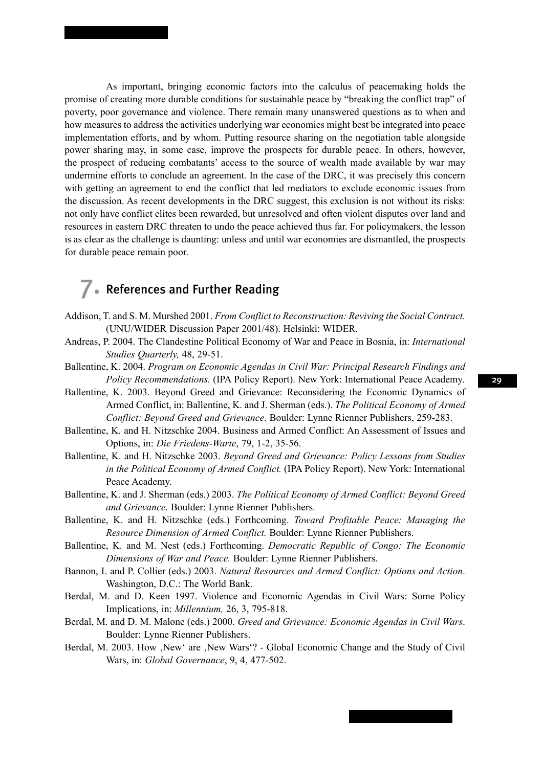As important, bringing economic factors into the calculus of peacemaking holds the promise of creating more durable conditions for sustainable peace by "breaking the conflict trap" of poverty, poor governance and violence. There remain many unanswered questions as to when and how measures to address the activities underlying war economies might best be integrated into peace implementation efforts, and by whom. Putting resource sharing on the negotiation table alongside power sharing may, in some case, improve the prospects for durable peace. In others, however, the prospect of reducing combatants' access to the source of wealth made available by war may undermine efforts to conclude an agreement. In the case of the DRC, it was precisely this concern with getting an agreement to end the conflict that led mediators to exclude economic issues from the discussion. As recent developments in the DRC suggest, this exclusion is not without its risks: not only have conflict elites been rewarded, but unresolved and often violent disputes over land and resources in eastern DRC threaten to undo the peace achieved thus far. For policymakers, the lesson is as clear as the challenge is daunting: unless and until war economies are dismantled, the prospects for durable peace remain poor.

# 7. References and Further Reading

Addison, T. and S. M. Murshed 2001. *From Conflict to Reconstruction: Reviving the Social Contract.* (UNU/WIDER Discussion Paper 2001/48). Helsinki: WIDER.

Andreas, P. 2004. The Clandestine Political Economy of War and Peace in Bosnia, in: *International Studies Quarterly,* 48, 29-51.

Ballentine, K. 2004. *Program on Economic Agendas in Civil War: Principal Research Findings and Policy Recommendations.* (IPA Policy Report). New York: International Peace Academy.

Ballentine, K. 2003. Beyond Greed and Grievance: Reconsidering the Economic Dynamics of Armed Conflict, in: Ballentine, K. and J. Sherman (eds.). *The Political Economy of Armed Conflict: Beyond Greed and Grievance*. Boulder: Lynne Rienner Publishers, 259-283.

Ballentine, K. and H. Nitzschke 2004. Business and Armed Conflict: An Assessment of Issues and Options, in: *Die Friedens-Warte*, 79, 1-2, 35-56.

Ballentine, K. and H. Nitzschke 2003. *Beyond Greed and Grievance: Policy Lessons from Studies in the Political Economy of Armed Conflict.* (IPA Policy Report). New York: International Peace Academy.

Ballentine, K. and J. Sherman (eds.) 2003. *The Political Economy of Armed Conflict: Beyond Greed and Grievance*. Boulder: Lynne Rienner Publishers.

Ballentine, K. and H. Nitzschke (eds.) Forthcoming. *Toward Profitable Peace: Managing the Resource Dimension of Armed Conflict.* Boulder: Lynne Rienner Publishers.

Ballentine, K. and M. Nest (eds.) Forthcoming. *Democratic Republic of Congo: The Economic Dimensions of War and Peace.* Boulder: Lynne Rienner Publishers.

Bannon, I. and P. Collier (eds.) 2003. *Natural Resources and Armed Conflict: Options and Action*. Washington, D.C.: The World Bank.

Berdal, M. and D. Keen 1997. Violence and Economic Agendas in Civil Wars: Some Policy Implications, in: *Millennium,* 26, 3, 795-818.

Berdal, M. and D. M. Malone (eds.) 2000. *Greed and Grievance: Economic Agendas in Civil Wars*. Boulder: Lynne Rienner Publishers.

Berdal, M. 2003. How ‚New' are ‚New Wars'? - Global Economic Change and the Study of Civil Wars, in: *Global Governance*, 9, 4, 477-502.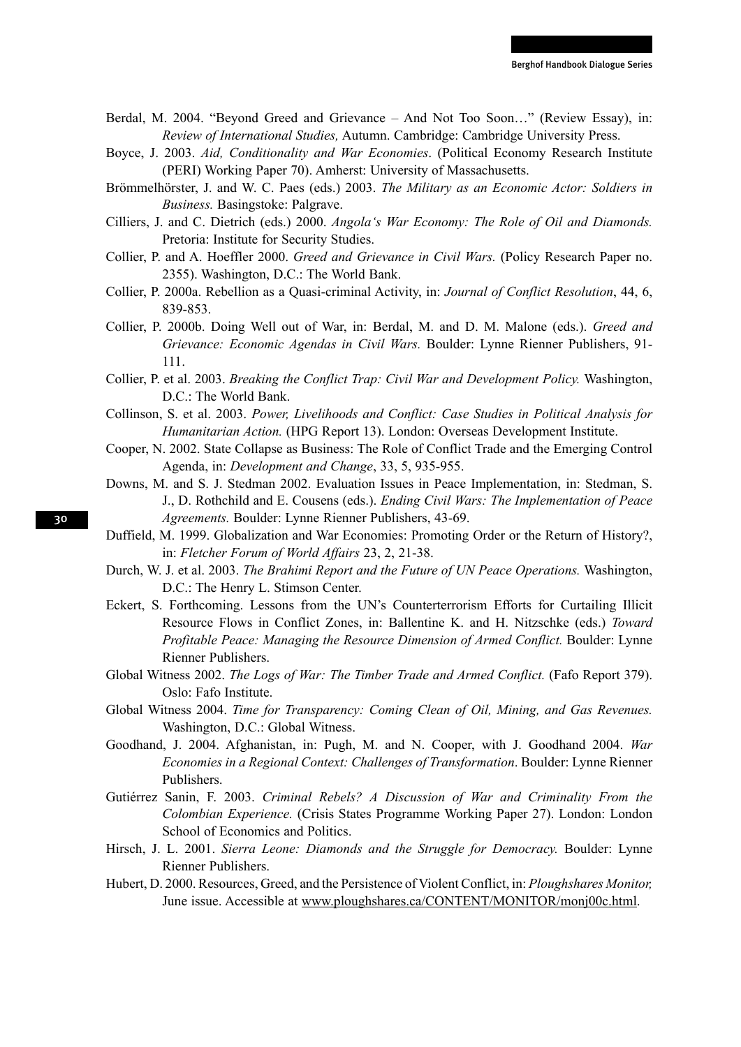Berdal, M. 2004. "Beyond Greed and Grievance – And Not Too Soon…" (Review Essay), in: *Review of International Studies,* Autumn. Cambridge: Cambridge University Press.

Boyce, J. 2003. *Aid, Conditionality and War Economies*. (Political Economy Research Institute (PERI) Working Paper 70). Amherst: University of Massachusetts.

Brömmelhörster, J. and W. C. Paes (eds.) 2003. *The Military as an Economic Actor: Soldiers in Business.* Basingstoke: Palgrave.

Cilliers, J. and C. Dietrich (eds.) 2000. *Angola's War Economy: The Role of Oil and Diamonds.* Pretoria: Institute for Security Studies.

Collier, P. and A. Hoeffler 2000. *Greed and Grievance in Civil Wars.* (Policy Research Paper no. 2355). Washington, D.C.: The World Bank.

Collier, P. 2000a. Rebellion as a Quasi-criminal Activity, in: *Journal of Conflict Resolution*, 44, 6, 839-853.

Collier, P. 2000b. Doing Well out of War, in: Berdal, M. and D. M. Malone (eds.). *Greed and Grievance: Economic Agendas in Civil Wars.* Boulder: Lynne Rienner Publishers, 91-111.

Collier, P. et al. 2003. *Breaking the Conflict Trap: Civil War and Development Policy.* Washington, D.C.: The World Bank.

Collinson, S. et al. 2003. *Power, Livelihoods and Conflict: Case Studies in Political Analysis for Humanitarian Action.* (HPG Report 13). London: Overseas Development Institute.

Cooper, N. 2002. State Collapse as Business: The Role of Conflict Trade and the Emerging Control Agenda, in: *Development and Change*, 33, 5, 935-955.

Downs, M. and S. J. Stedman 2002. Evaluation Issues in Peace Implementation, in: Stedman, S. J., D. Rothchild and E. Cousens (eds.). *Ending Civil Wars: The Implementation of Peace Agreements.* Boulder: Lynne Rienner Publishers, 43-69.

Duffield, M. 1999. Globalization and War Economies: Promoting Order or the Return of History?, in: *Fletcher Forum of World Affairs* 23, 2, 21-38.

Durch, W. J. et al. 2003. *The Brahimi Report and the Future of UN Peace Operations.* Washington, D.C.: The Henry L. Stimson Center.

Eckert, S. Forthcoming. Lessons from the UN's Counterterrorism Efforts for Curtailing Illicit Resource Flows in Conflict Zones, in: Ballentine K. and H. Nitzschke (eds.) *Toward Profitable Peace: Managing the Resource Dimension of Armed Conflict.* Boulder: Lynne Rienner Publishers.

Global Witness 2002. *The Logs of War: The Timber Trade and Armed Conflict.* (Fafo Report 379). Oslo: Fafo Institute.

Global Witness 2004. *Time for Transparency: Coming Clean of Oil, Mining, and Gas Revenues.* Washington, D.C.: Global Witness.

Goodhand, J. 2004. Afghanistan, in: Pugh, M. and N. Cooper, with J. Goodhand 2004. *War Economies in a Regional Context: Challenges of Transformation*. Boulder: Lynne Rienner Publishers.

Gutiérrez Sanin, F. 2003. *Criminal Rebels? A Discussion of War and Criminality From the Colombian Experience.* (Crisis States Programme Working Paper 27). London: London School of Economics and Politics.

Hirsch, J. L. 2001. *Sierra Leone: Diamonds and the Struggle for Democracy.* Boulder: Lynne Rienner Publishers.

Hubert, D. 2000. Resources, Greed, and the Persistence of Violent Conflict, in: *Ploughshares Monitor,* June issue. Accessible at www.ploughshares.ca/CONTENT/MONITOR/monj00c.html.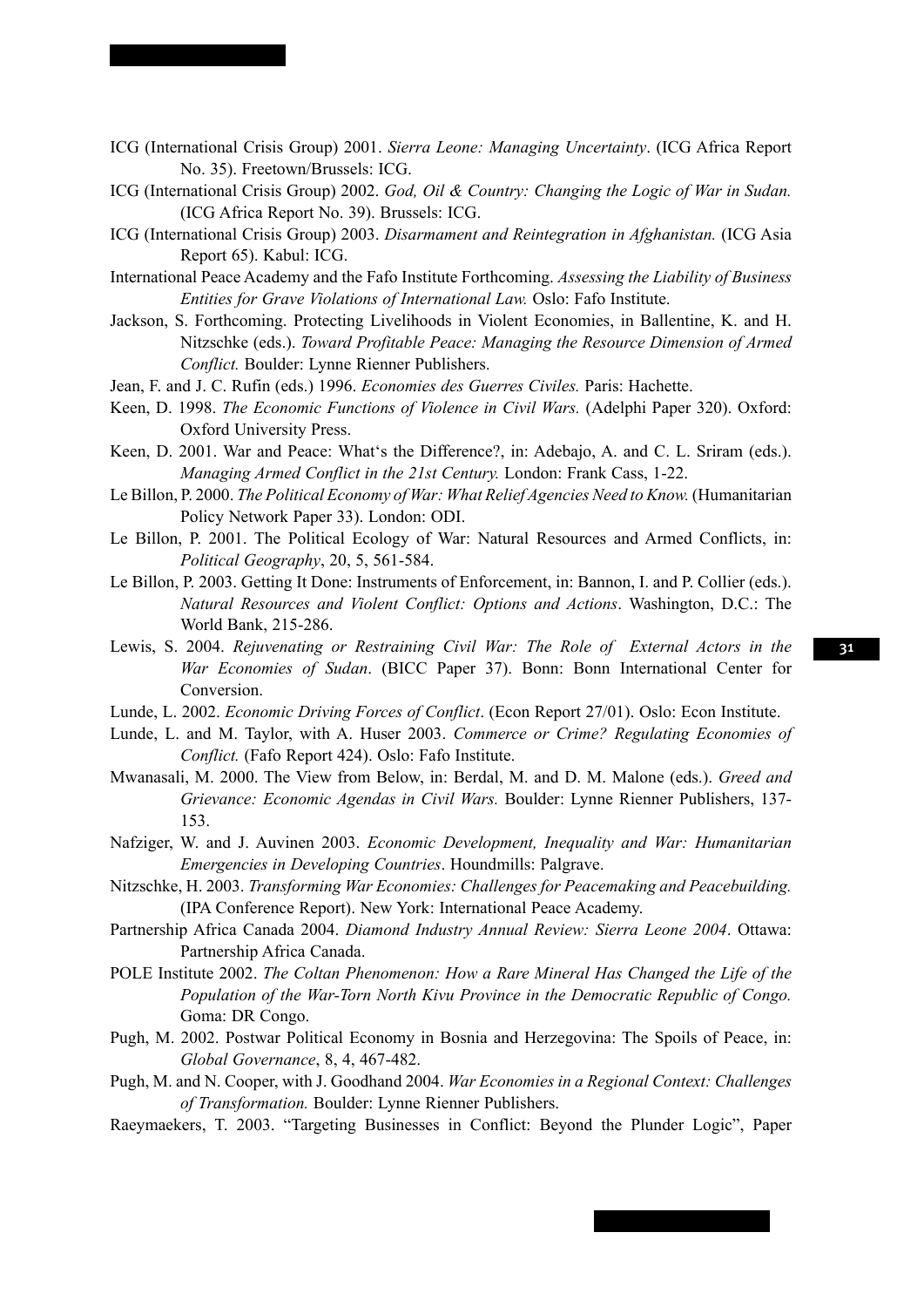ICG (International Crisis Group) 2001. *Sierra Leone: Managing Uncertainty*. (ICG Africa Report No. 35). Freetown/Brussels: ICG.

ICG (International Crisis Group) 2002. *God, Oil & Country: Changing the Logic of War in Sudan.* (ICG Africa Report No. 39). Brussels: ICG.

ICG (International Crisis Group) 2003. *Disarmament and Reintegration in Afghanistan.* (ICG Asia Report 65). Kabul: ICG.

International Peace Academy and the Fafo Institute Forthcoming. *Assessing the Liability of Business Entities for Grave Violations of International Law.* Oslo: Fafo Institute.

Jackson, S. Forthcoming. Protecting Livelihoods in Violent Economies, in Ballentine, K. and H. Nitzschke (eds.). *Toward Profitable Peace: Managing the Resource Dimension of Armed Conflict.* Boulder: Lynne Rienner Publishers.

Jean, F. and J. C. Rufin (eds.) 1996. *Economies des Guerres Civiles.* Paris: Hachette.

Keen, D. 1998. *The Economic Functions of Violence in Civil Wars.* (Adelphi Paper 320). Oxford: Oxford University Press.

Keen, D. 2001. War and Peace: What's the Difference?, in: Adebajo, A. and C. L. Sriram (eds.). *Managing Armed Conflict in the 21st Century.* London: Frank Cass, 1-22.

Le Billon, P. 2000. *The Political Economy of War: What Relief Agencies Need to Know.* (Humanitarian Policy Network Paper 33). London: ODI.

Le Billon, P. 2001. The Political Ecology of War: Natural Resources and Armed Conflicts, in: *Political Geography*, 20, 5, 561-584.

Le Billon, P. 2003. Getting It Done: Instruments of Enforcement, in: Bannon, I. and P. Collier (eds.). *Natural Resources and Violent Conflict: Options and Actions*. Washington, D.C.: The World Bank, 215-286.

Lewis, S. 2004. *Rejuvenating or Restraining Civil War: The Role of External Actors in the War Economies of Sudan*. (BICC Paper 37). Bonn: Bonn International Center for Conversion.

Lunde, L. 2002. *Economic Driving Forces of Conflict*. (Econ Report 27/01). Oslo: Econ Institute.

Lunde, L. and M. Taylor, with A. Huser 2003. *Commerce or Crime? Regulating Economies of Conflict.* (Fafo Report 424). Oslo: Fafo Institute.

Mwanasali, M. 2000. The View from Below, in: Berdal, M. and D. M. Malone (eds.). *Greed and Grievance: Economic Agendas in Civil Wars.* Boulder: Lynne Rienner Publishers, 137-153.

Nafziger, W. and J. Auvinen 2003. *Economic Development, Inequality and War: Humanitarian Emergencies in Developing Countries*. Houndmills: Palgrave.

Nitzschke, H. 2003. *Transforming War Economies: Challenges for Peacemaking and Peacebuilding.* (IPA Conference Report). New York: International Peace Academy.

Partnership Africa Canada 2004. *Diamond Industry Annual Review: Sierra Leone 2004*. Ottawa: Partnership Africa Canada.

POLE Institute 2002. *The Coltan Phenomenon: How a Rare Mineral Has Changed the Life of the Population of the War-Torn North Kivu Province in the Democratic Republic of Congo.* Goma: DR Congo.

Pugh, M. 2002. Postwar Political Economy in Bosnia and Herzegovina: The Spoils of Peace, in: *Global Governance*, 8, 4, 467-482.

Pugh, M. and N. Cooper, with J. Goodhand 2004. *War Economies in a Regional Context: Challenges of Transformation.* Boulder: Lynne Rienner Publishers.

Raeymaekers, T. 2003. "Targeting Businesses in Conflict: Beyond the Plunder Logic", Paper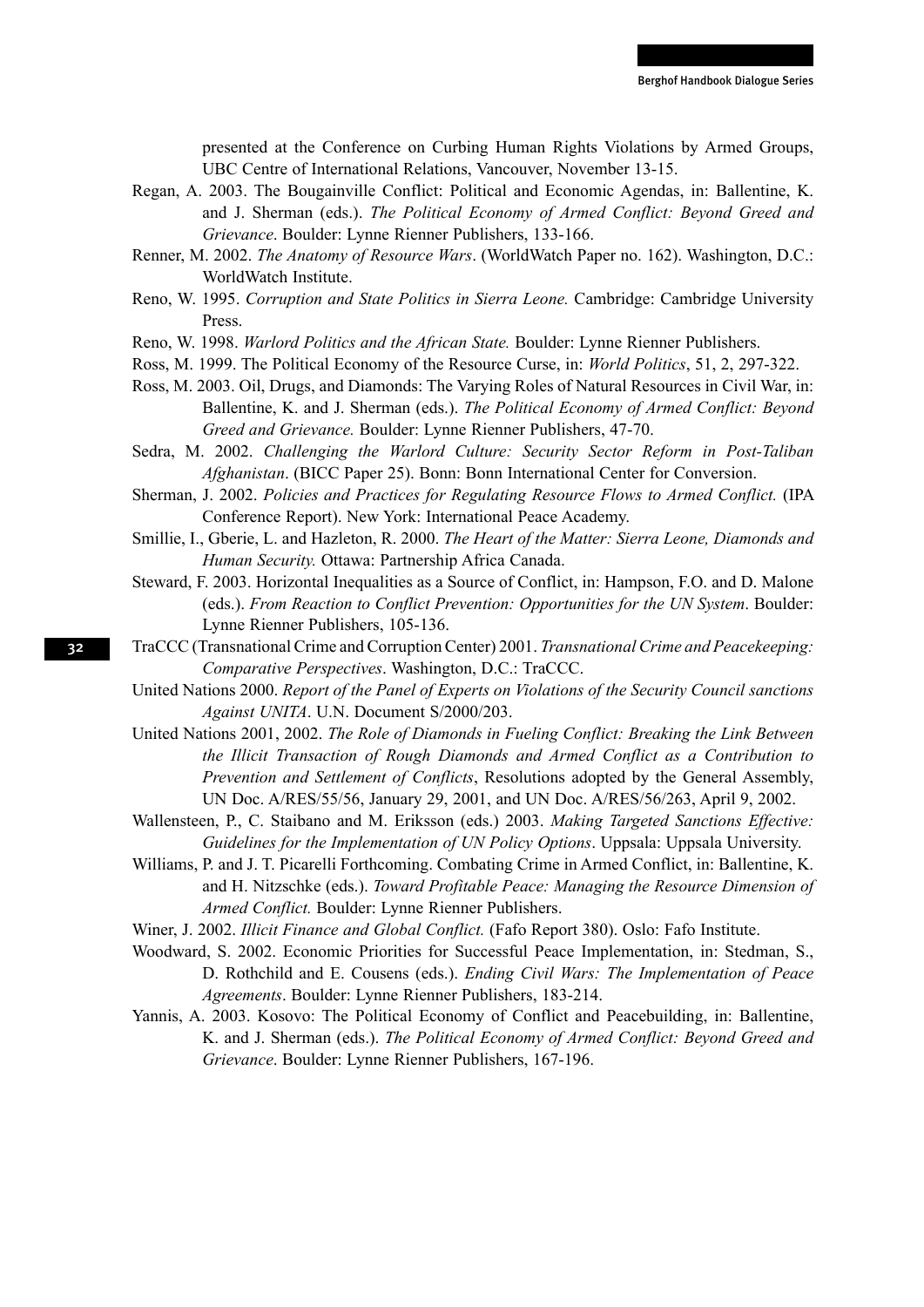presented at the Conference on Curbing Human Rights Violations by Armed Groups, UBC Centre of International Relations, Vancouver, November 13-15.

Regan, A. 2003. The Bougainville Conflict: Political and Economic Agendas, in: Ballentine, K. and J. Sherman (eds.). *The Political Economy of Armed Conflict: Beyond Greed and Grievance*. Boulder: Lynne Rienner Publishers, 133-166.

Renner, M. 2002. *The Anatomy of Resource Wars*. (WorldWatch Paper no. 162). Washington, D.C.: WorldWatch Institute.

Reno, W. 1995. *Corruption and State Politics in Sierra Leone.* Cambridge: Cambridge University Press.

Reno, W. 1998. *Warlord Politics and the African State.* Boulder: Lynne Rienner Publishers.

Ross, M. 1999. The Political Economy of the Resource Curse, in: *World Politics*, 51, 2, 297-322.

Ross, M. 2003. Oil, Drugs, and Diamonds: The Varying Roles of Natural Resources in Civil War, in: Ballentine, K. and J. Sherman (eds.). *The Political Economy of Armed Conflict: Beyond Greed and Grievance.* Boulder: Lynne Rienner Publishers, 47-70.

Sedra, M. 2002. *Challenging the Warlord Culture: Security Sector Reform in Post-Taliban Afghanistan*. (BICC Paper 25). Bonn: Bonn International Center for Conversion.

Sherman, J. 2002. *Policies and Practices for Regulating Resource Flows to Armed Conflict.* (IPA Conference Report). New York: International Peace Academy.

Smillie, I., Gberie, L. and Hazleton, R. 2000. *The Heart of the Matter: Sierra Leone, Diamonds and Human Security.* Ottawa: Partnership Africa Canada.

Steward, F. 2003. Horizontal Inequalities as a Source of Conflict, in: Hampson, F.O. and D. Malone (eds.). *From Reaction to Conflict Prevention: Opportunities for the UN System*. Boulder: Lynne Rienner Publishers, 105-136.

TraCCC (Transnational Crime and Corruption Center) 2001. *Transnational Crime and Peacekeeping: Comparative Perspectives*. Washington, D.C.: TraCCC.

United Nations 2000. *Report of the Panel of Experts on Violations of the Security Council sanctions Against UNITA*. U.N. Document S/2000/203.

United Nations 2001, 2002. *The Role of Diamonds in Fueling Conflict: Breaking the Link Between the Illicit Transaction of Rough Diamonds and Armed Conflict as a Contribution to Prevention and Settlement of Conflicts*, Resolutions adopted by the General Assembly, UN Doc. A/RES/55/56, January 29, 2001, and UN Doc. A/RES/56/263, April 9, 2002.

Wallensteen, P., C. Staibano and M. Eriksson (eds.) 2003. *Making Targeted Sanctions Effective: Guidelines for the Implementation of UN Policy Options*. Uppsala: Uppsala University.

Williams, P. and J. T. Picarelli Forthcoming. Combating Crime in Armed Conflict, in: Ballentine, K. and H. Nitzschke (eds.). *Toward Profitable Peace: Managing the Resource Dimension of Armed Conflict.* Boulder: Lynne Rienner Publishers.

Winer, J. 2002. *Illicit Finance and Global Conflict.* (Fafo Report 380). Oslo: Fafo Institute.

Woodward, S. 2002. Economic Priorities for Successful Peace Implementation, in: Stedman, S., D. Rothchild and E. Cousens (eds.). *Ending Civil Wars: The Implementation of Peace Agreements*. Boulder: Lynne Rienner Publishers, 183-214.

Yannis, A. 2003. Kosovo: The Political Economy of Conflict and Peacebuilding, in: Ballentine, K. and J. Sherman (eds.). *The Political Economy of Armed Conflict: Beyond Greed and Grievance*. Boulder: Lynne Rienner Publishers, 167-196.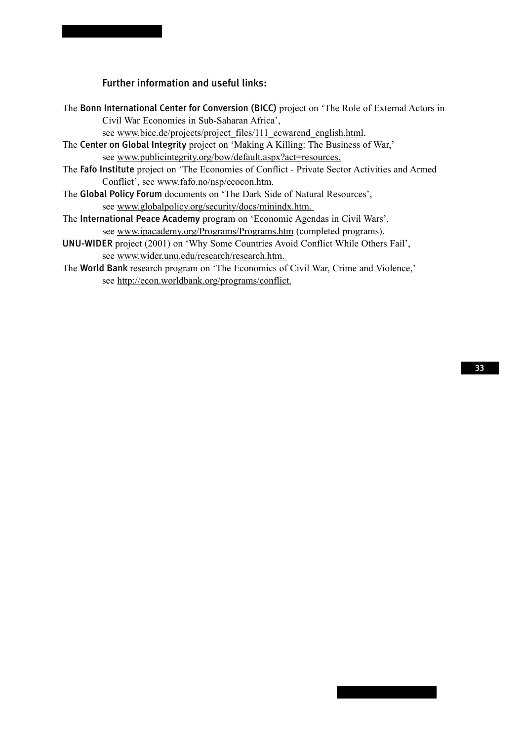### Further information and useful links:

The **Bonn International Center for Conversion (BICC)** project on 'The Role of External Actors in Civil War Economies in Sub-Saharan Africa', see www.bicc.de/projects/project_files/111_ecwarend_english.html.

The **Center on Global Integrity** project on 'Making A Killing: The Business of War,' see www.publicintegrity.org/bow/default.aspx?act=resources.

The **Fafo Institute** project on 'The Economies of Conflict - Private Sector Activities and Armed Conflict', see www.fafo.no/nsp/ecocon.htm.

The **Global Policy Forum** documents on 'The Dark Side of Natural Resources', see www.globalpolicy.org/security/docs/minindx.htm.

The **International Peace Academy** program on 'Economic Agendas in Civil Wars', see www.ipacademy.org/Programs/Programs.htm (completed programs).

**UNU-WIDER** project (2001) on 'Why Some Countries Avoid Conflict While Others Fail', see www.wider.unu.edu/research/research.htm.

The **World Bank** research program on 'The Economics of Civil War, Crime and Violence,' see http://econ.worldbank.org/programs/conflict.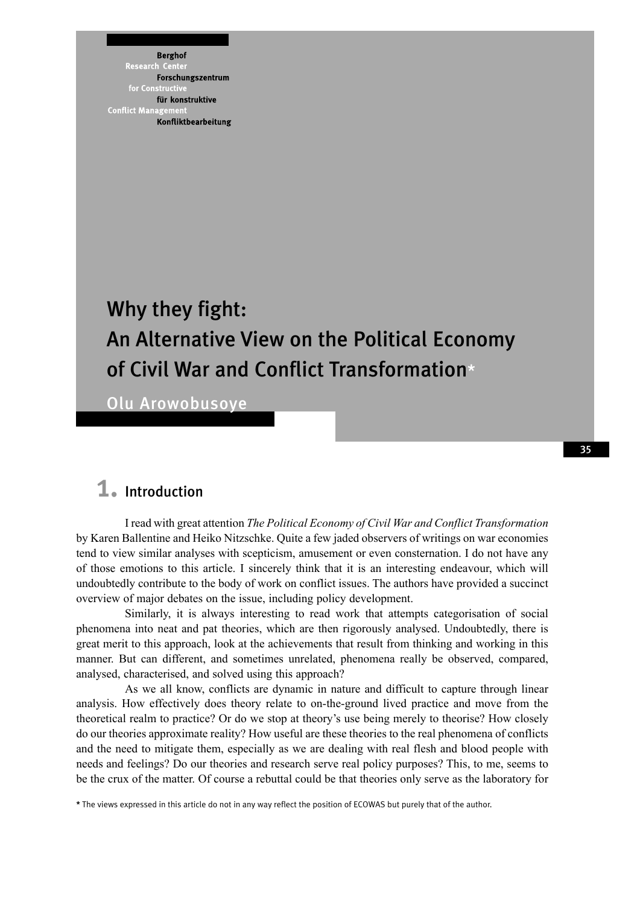Berghof
Research Center
Forschungszentrum
for Constructive
für konstruktive
Conflict Management
Konfliktbearbeitung

# Why they fight: An Alternative View on the Political Economy of Civil War and Conflict Transformation*

Olu Arowobusoye

## 1. Introduction

I read with great attention *The Political Economy of Civil War and Conflict Transformation* by Karen Ballentine and Heiko Nitzschke. Quite a few jaded observers of writings on war economies tend to view similar analyses with scepticism, amusement or even consternation. I do not have any of those emotions to this article. I sincerely think that it is an interesting endeavour, which will undoubtedly contribute to the body of work on conflict issues. The authors have provided a succinct overview of major debates on the issue, including policy development.

Similarly, it is always interesting to read work that attempts categorisation of social phenomena into neat and pat theories, which are then rigorously analysed. Undoubtedly, there is great merit to this approach, look at the achievements that result from thinking and working in this manner. But can different, and sometimes unrelated, phenomena really be observed, compared, analysed, characterised, and solved using this approach?

As we all know, conflicts are dynamic in nature and difficult to capture through linear analysis. How effectively does theory relate to on-the-ground lived practice and move from the theoretical realm to practice? Or do we stop at theory's use being merely to theorise? How closely do our theories approximate reality? How useful are these theories to the real phenomena of conflicts and the need to mitigate them, especially as we are dealing with real flesh and blood people with needs and feelings? Do our theories and research serve real policy purposes? This, to me, seems to be the crux of the matter. Of course a rebuttal could be that theories only serve as the laboratory for

\* The views expressed in this article do not in any way reflect the position of ECOWAS but purely that of the author.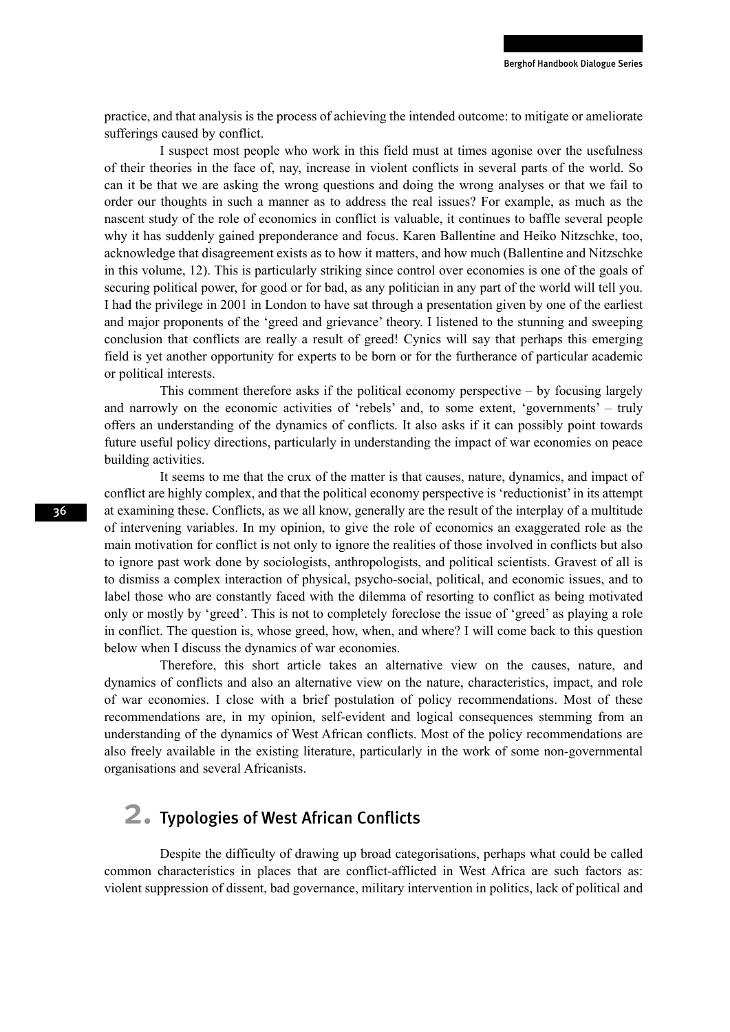practice, and that analysis is the process of achieving the intended outcome: to mitigate or ameliorate sufferings caused by conflict.

I suspect most people who work in this field must at times agonise over the usefulness of their theories in the face of, nay, increase in violent conflicts in several parts of the world. So can it be that we are asking the wrong questions and doing the wrong analyses or that we fail to order our thoughts in such a manner as to address the real issues? For example, as much as the nascent study of the role of economics in conflict is valuable, it continues to baffle several people why it has suddenly gained preponderance and focus. Karen Ballentine and Heiko Nitzschke, too, acknowledge that disagreement exists as to how it matters, and how much (Ballentine and Nitzschke in this volume, 12). This is particularly striking since control over economies is one of the goals of securing political power, for good or for bad, as any politician in any part of the world will tell you. I had the privilege in 2001 in London to have sat through a presentation given by one of the earliest and major proponents of the 'greed and grievance' theory. I listened to the stunning and sweeping conclusion that conflicts are really a result of greed! Cynics will say that perhaps this emerging field is yet another opportunity for experts to be born or for the furtherance of particular academic or political interests.

This comment therefore asks if the political economy perspective – by focusing largely and narrowly on the economic activities of 'rebels' and, to some extent, 'governments' – truly offers an understanding of the dynamics of conflicts. It also asks if it can possibly point towards future useful policy directions, particularly in understanding the impact of war economies on peace building activities.

It seems to me that the crux of the matter is that causes, nature, dynamics, and impact of conflict are highly complex, and that the political economy perspective is 'reductionist' in its attempt at examining these. Conflicts, as we all know, generally are the result of the interplay of a multitude of intervening variables. In my opinion, to give the role of economics an exaggerated role as the main motivation for conflict is not only to ignore the realities of those involved in conflicts but also to ignore past work done by sociologists, anthropologists, and political scientists. Gravest of all is to dismiss a complex interaction of physical, psycho-social, political, and economic issues, and to label those who are constantly faced with the dilemma of resorting to conflict as being motivated only or mostly by 'greed'. This is not to completely foreclose the issue of 'greed' as playing a role in conflict. The question is, whose greed, how, when, and where? I will come back to this question below when I discuss the dynamics of war economies.

Therefore, this short article takes an alternative view on the causes, nature, and dynamics of conflicts and also an alternative view on the nature, characteristics, impact, and role of war economies. I close with a brief postulation of policy recommendations. Most of these recommendations are, in my opinion, self-evident and logical consequences stemming from an understanding of the dynamics of West African conflicts. Most of the policy recommendations are also freely available in the existing literature, particularly in the work of some non-governmental organisations and several Africanists.

## 2. Typologies of West African Conflicts

Despite the difficulty of drawing up broad categorisations, perhaps what could be called common characteristics in places that are conflict-afflicted in West Africa are such factors as: violent suppression of dissent, bad governance, military intervention in politics, lack of political and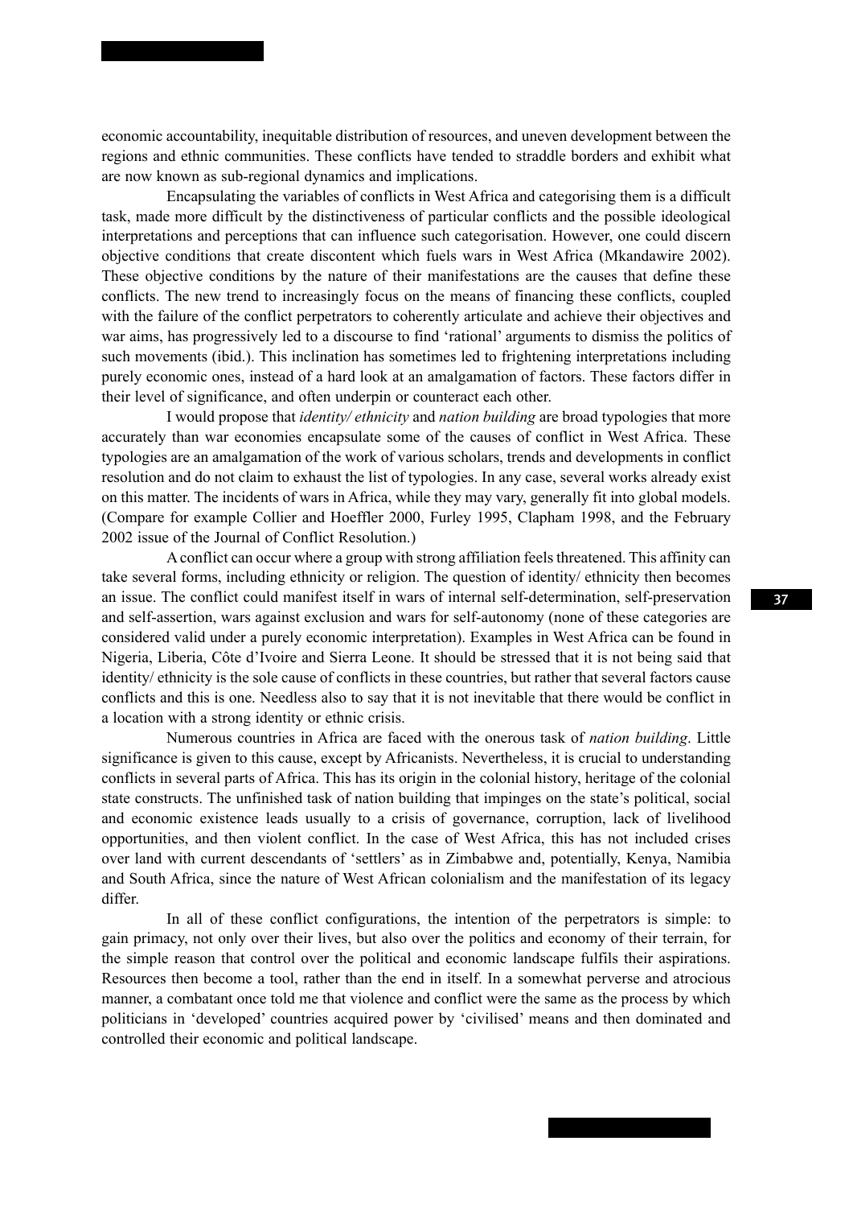economic accountability, inequitable distribution of resources, and uneven development between the regions and ethnic communities. These conflicts have tended to straddle borders and exhibit what are now known as sub-regional dynamics and implications.

Encapsulating the variables of conflicts in West Africa and categorising them is a difficult task, made more difficult by the distinctiveness of particular conflicts and the possible ideological interpretations and perceptions that can influence such categorisation. However, one could discern objective conditions that create discontent which fuels wars in West Africa (Mkandawire 2002). These objective conditions by the nature of their manifestations are the causes that define these conflicts. The new trend to increasingly focus on the means of financing these conflicts, coupled with the failure of the conflict perpetrators to coherently articulate and achieve their objectives and war aims, has progressively led to a discourse to find 'rational' arguments to dismiss the politics of such movements (ibid.). This inclination has sometimes led to frightening interpretations including purely economic ones, instead of a hard look at an amalgamation of factors. These factors differ in their level of significance, and often underpin or counteract each other.

I would propose that *identity/ ethnicity* and *nation building* are broad typologies that more accurately than war economies encapsulate some of the causes of conflict in West Africa. These typologies are an amalgamation of the work of various scholars, trends and developments in conflict resolution and do not claim to exhaust the list of typologies. In any case, several works already exist on this matter. The incidents of wars in Africa, while they may vary, generally fit into global models. (Compare for example Collier and Hoeffler 2000, Furley 1995, Clapham 1998, and the February 2002 issue of the Journal of Conflict Resolution.)

A conflict can occur where a group with strong affiliation feels threatened. This affinity can take several forms, including ethnicity or religion. The question of identity/ ethnicity then becomes an issue. The conflict could manifest itself in wars of internal self-determination, self-preservation and self-assertion, wars against exclusion and wars for self-autonomy (none of these categories are considered valid under a purely economic interpretation). Examples in West Africa can be found in Nigeria, Liberia, Côte d'Ivoire and Sierra Leone. It should be stressed that it is not being said that identity/ ethnicity is the sole cause of conflicts in these countries, but rather that several factors cause conflicts and this is one. Needless also to say that it is not inevitable that there would be conflict in a location with a strong identity or ethnic crisis.

Numerous countries in Africa are faced with the onerous task of *nation building*. Little significance is given to this cause, except by Africanists. Nevertheless, it is crucial to understanding conflicts in several parts of Africa. This has its origin in the colonial history, heritage of the colonial state constructs. The unfinished task of nation building that impinges on the state's political, social and economic existence leads usually to a crisis of governance, corruption, lack of livelihood opportunities, and then violent conflict. In the case of West Africa, this has not included crises over land with current descendants of 'settlers' as in Zimbabwe and, potentially, Kenya, Namibia and South Africa, since the nature of West African colonialism and the manifestation of its legacy differ.

In all of these conflict configurations, the intention of the perpetrators is simple: to gain primacy, not only over their lives, but also over the politics and economy of their terrain, for the simple reason that control over the political and economic landscape fulfils their aspirations. Resources then become a tool, rather than the end in itself. In a somewhat perverse and atrocious manner, a combatant once told me that violence and conflict were the same as the process by which politicians in 'developed' countries acquired power by 'civilised' means and then dominated and controlled their economic and political landscape.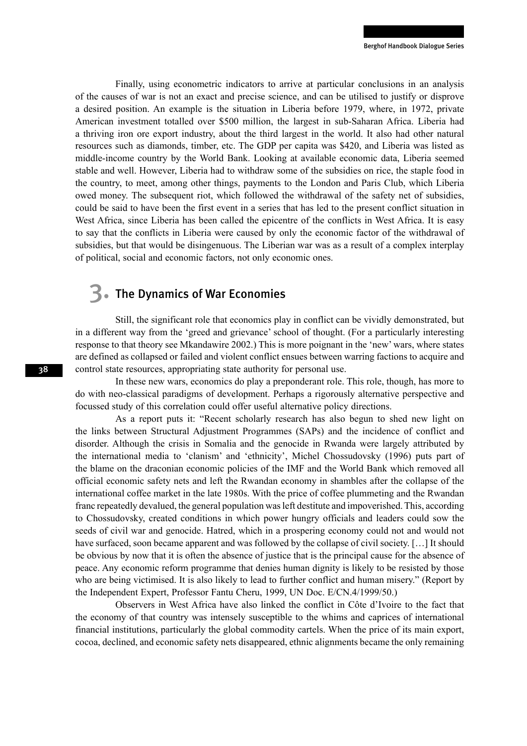Finally, using econometric indicators to arrive at particular conclusions in an analysis of the causes of war is not an exact and precise science, and can be utilised to justify or disprove a desired position. An example is the situation in Liberia before 1979, where, in 1972, private American investment totalled over \$500 million, the largest in sub-Saharan Africa. Liberia had a thriving iron ore export industry, about the third largest in the world. It also had other natural resources such as diamonds, timber, etc. The GDP per capita was \$420, and Liberia was listed as middle-income country by the World Bank. Looking at available economic data, Liberia seemed stable and well. However, Liberia had to withdraw some of the subsidies on rice, the staple food in the country, to meet, among other things, payments to the London and Paris Club, which Liberia owed money. The subsequent riot, which followed the withdrawal of the safety net of subsidies, could be said to have been the first event in a series that has led to the present conflict situation in West Africa, since Liberia has been called the epicentre of the conflicts in West Africa. It is easy to say that the conflicts in Liberia were caused by only the economic factor of the withdrawal of subsidies, but that would be disingenuous. The Liberian war was as a result of a complex interplay of political, social and economic factors, not only economic ones.

## 3. The Dynamics of War Economies

Still, the significant role that economics play in conflict can be vividly demonstrated, but in a different way from the 'greed and grievance' school of thought. (For a particularly interesting response to that theory see Mkandawire 2002.) This is more poignant in the 'new' wars, where states are defined as collapsed or failed and violent conflict ensues between warring factions to acquire and control state resources, appropriating state authority for personal use.

In these new wars, economics do play a preponderant role. This role, though, has more to do with neo-classical paradigms of development. Perhaps a rigorously alternative perspective and focussed study of this correlation could offer useful alternative policy directions.

As a report puts it: "Recent scholarly research has also begun to shed new light on the links between Structural Adjustment Programmes (SAPs) and the incidence of conflict and disorder. Although the crisis in Somalia and the genocide in Rwanda were largely attributed by the international media to 'clanism' and 'ethnicity', Michel Chossudovsky (1996) puts part of the blame on the draconian economic policies of the IMF and the World Bank which removed all official economic safety nets and left the Rwandan economy in shambles after the collapse of the international coffee market in the late 1980s. With the price of coffee plummeting and the Rwandan franc repeatedly devalued, the general population was left destitute and impoverished. This, according to Chossudovsky, created conditions in which power hungry officials and leaders could sow the seeds of civil war and genocide. Hatred, which in a prospering economy could not and would not have surfaced, soon became apparent and was followed by the collapse of civil society. […] It should be obvious by now that it is often the absence of justice that is the principal cause for the absence of peace. Any economic reform programme that denies human dignity is likely to be resisted by those who are being victimised. It is also likely to lead to further conflict and human misery." (Report by the Independent Expert, Professor Fantu Cheru, 1999, UN Doc. E/CN.4/1999/50.)

Observers in West Africa have also linked the conflict in Côte d'Ivoire to the fact that the economy of that country was intensely susceptible to the whims and caprices of international financial institutions, particularly the global commodity cartels. When the price of its main export, cocoa, declined, and economic safety nets disappeared, ethnic alignments became the only remaining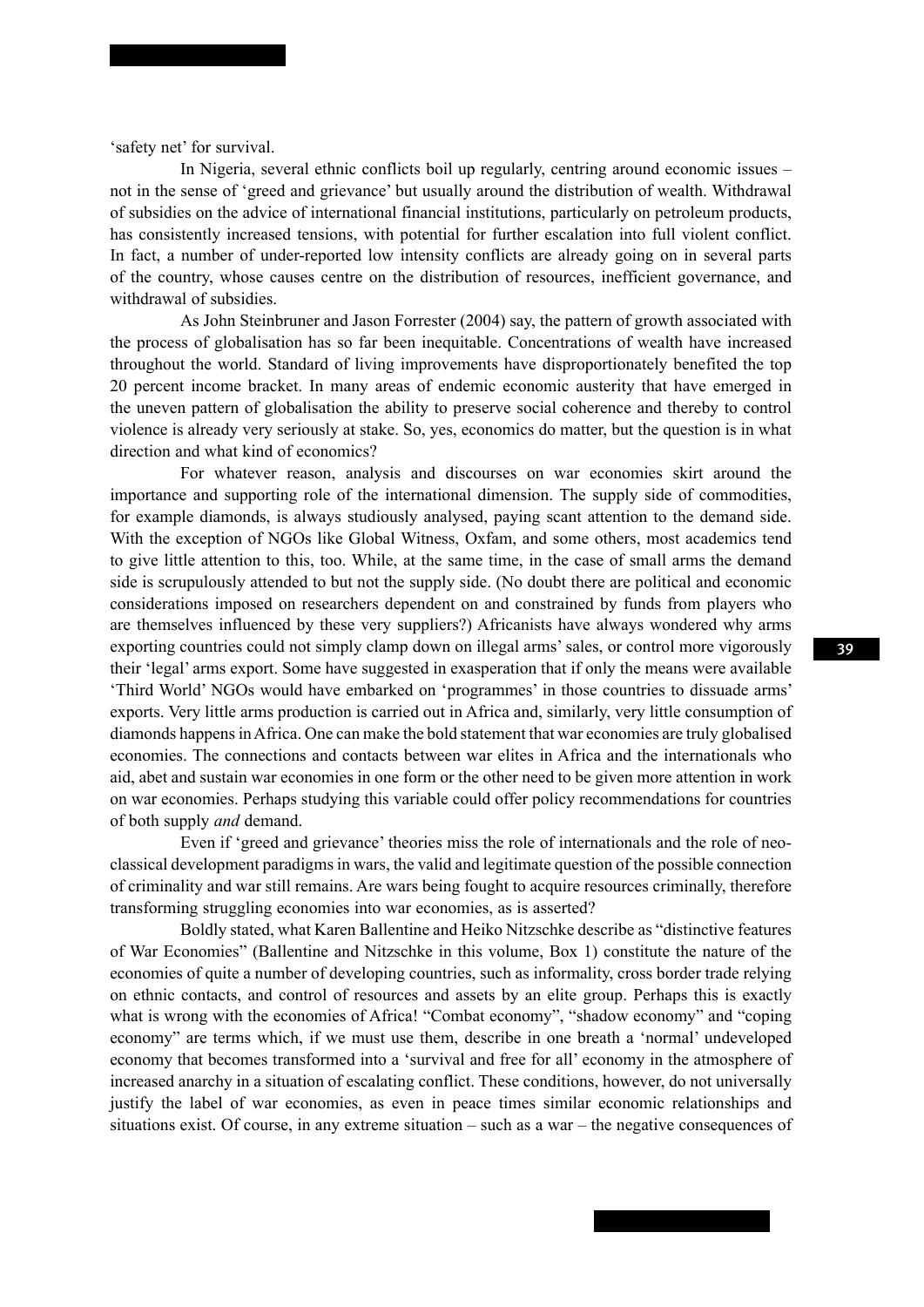'safety net' for survival.

In Nigeria, several ethnic conflicts boil up regularly, centring around economic issues – not in the sense of 'greed and grievance' but usually around the distribution of wealth. Withdrawal of subsidies on the advice of international financial institutions, particularly on petroleum products, has consistently increased tensions, with potential for further escalation into full violent conflict. In fact, a number of under-reported low intensity conflicts are already going on in several parts of the country, whose causes centre on the distribution of resources, inefficient governance, and withdrawal of subsidies.

As John Steinbruner and Jason Forrester (2004) say, the pattern of growth associated with the process of globalisation has so far been inequitable. Concentrations of wealth have increased throughout the world. Standard of living improvements have disproportionately benefited the top 20 percent income bracket. In many areas of endemic economic austerity that have emerged in the uneven pattern of globalisation the ability to preserve social coherence and thereby to control violence is already very seriously at stake. So, yes, economics do matter, but the question is in what direction and what kind of economics?

For whatever reason, analysis and discourses on war economies skirt around the importance and supporting role of the international dimension. The supply side of commodities, for example diamonds, is always studiously analysed, paying scant attention to the demand side. With the exception of NGOs like Global Witness, Oxfam, and some others, most academics tend to give little attention to this, too. While, at the same time, in the case of small arms the demand side is scrupulously attended to but not the supply side. (No doubt there are political and economic considerations imposed on researchers dependent on and constrained by funds from players who are themselves influenced by these very suppliers?) Africanists have always wondered why arms exporting countries could not simply clamp down on illegal arms' sales, or control more vigorously their 'legal' arms export. Some have suggested in exasperation that if only the means were available 'Third World' NGOs would have embarked on 'programmes' in those countries to dissuade arms' exports. Very little arms production is carried out in Africa and, similarly, very little consumption of diamonds happens in Africa. One can make the bold statement that war economies are truly globalised economies. The connections and contacts between war elites in Africa and the internationals who aid, abet and sustain war economies in one form or the other need to be given more attention in work on war economies. Perhaps studying this variable could offer policy recommendations for countries of both supply *and* demand.

Even if 'greed and grievance' theories miss the role of internationals and the role of neo-classical development paradigms in wars, the valid and legitimate question of the possible connection of criminality and war still remains. Are wars being fought to acquire resources criminally, therefore transforming struggling economies into war economies, as is asserted?

Boldly stated, what Karen Ballentine and Heiko Nitzschke describe as "distinctive features of War Economies" (Ballentine and Nitzschke in this volume, Box 1) constitute the nature of the economies of quite a number of developing countries, such as informality, cross border trade relying on ethnic contacts, and control of resources and assets by an elite group. Perhaps this is exactly what is wrong with the economies of Africa! "Combat economy", "shadow economy" and "coping economy" are terms which, if we must use them, describe in one breath a 'normal' undeveloped economy that becomes transformed into a 'survival and free for all' economy in the atmosphere of increased anarchy in a situation of escalating conflict. These conditions, however, do not universally justify the label of war economies, as even in peace times similar economic relationships and situations exist. Of course, in any extreme situation – such as a war – the negative consequences of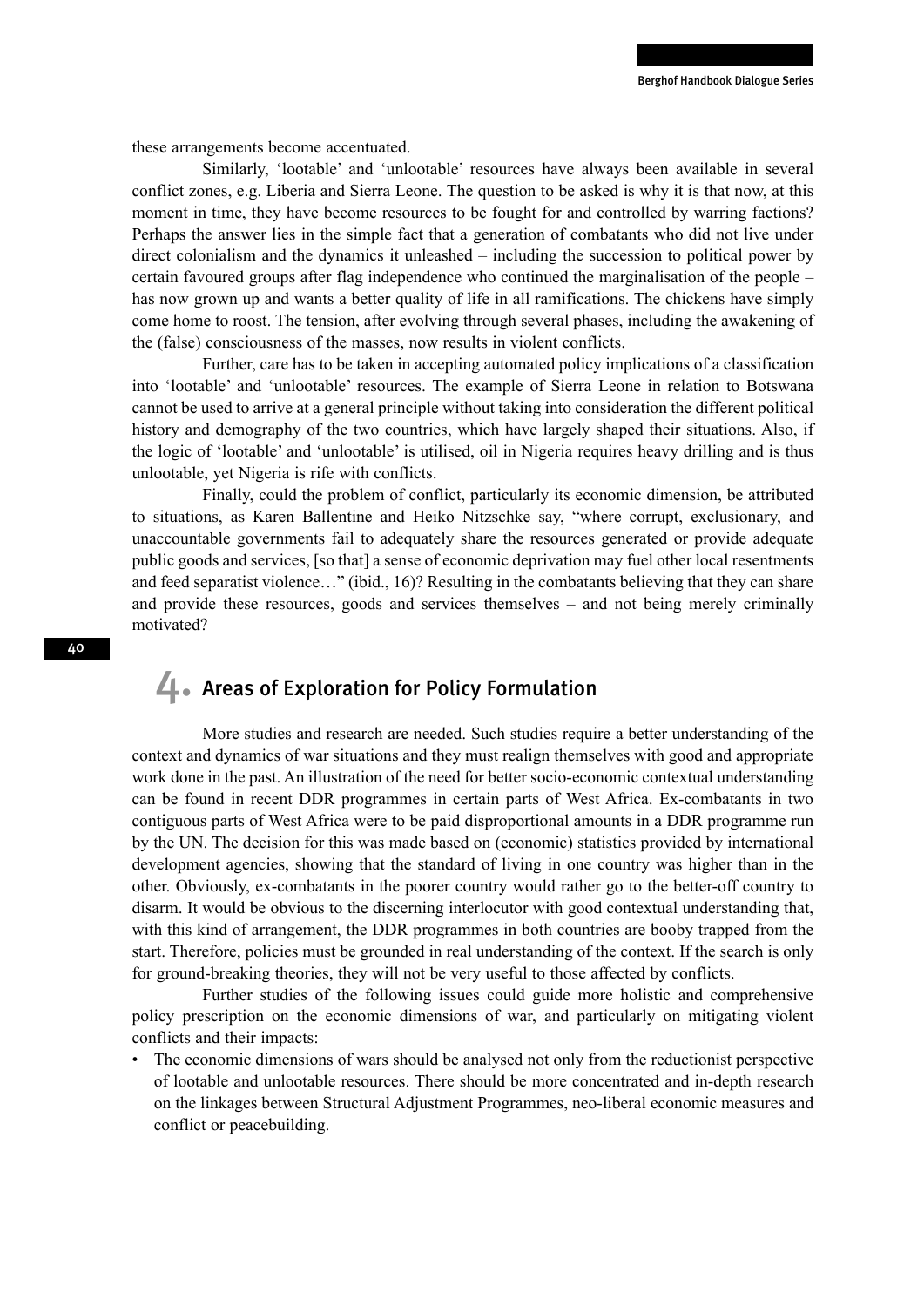these arrangements become accentuated.

Similarly, 'lootable' and 'unlootable' resources have always been available in several conflict zones, e.g. Liberia and Sierra Leone. The question to be asked is why it is that now, at this moment in time, they have become resources to be fought for and controlled by warring factions? Perhaps the answer lies in the simple fact that a generation of combatants who did not live under direct colonialism and the dynamics it unleashed – including the succession to political power by certain favoured groups after flag independence who continued the marginalisation of the people – has now grown up and wants a better quality of life in all ramifications. The chickens have simply come home to roost. The tension, after evolving through several phases, including the awakening of the (false) consciousness of the masses, now results in violent conflicts.

Further, care has to be taken in accepting automated policy implications of a classification into 'lootable' and 'unlootable' resources. The example of Sierra Leone in relation to Botswana cannot be used to arrive at a general principle without taking into consideration the different political history and demography of the two countries, which have largely shaped their situations. Also, if the logic of 'lootable' and 'unlootable' is utilised, oil in Nigeria requires heavy drilling and is thus unlootable, yet Nigeria is rife with conflicts.

Finally, could the problem of conflict, particularly its economic dimension, be attributed to situations, as Karen Ballentine and Heiko Nitzschke say, "where corrupt, exclusionary, and unaccountable governments fail to adequately share the resources generated or provide adequate public goods and services, [so that] a sense of economic deprivation may fuel other local resentments and feed separatist violence…" (ibid., 16)? Resulting in the combatants believing that they can share and provide these resources, goods and services themselves – and not being merely criminally motivated?

## 4. Areas of Exploration for Policy Formulation

More studies and research are needed. Such studies require a better understanding of the context and dynamics of war situations and they must realign themselves with good and appropriate work done in the past. An illustration of the need for better socio-economic contextual understanding can be found in recent DDR programmes in certain parts of West Africa. Ex-combatants in two contiguous parts of West Africa were to be paid disproportional amounts in a DDR programme run by the UN. The decision for this was made based on (economic) statistics provided by international development agencies, showing that the standard of living in one country was higher than in the other. Obviously, ex-combatants in the poorer country would rather go to the better-off country to disarm. It would be obvious to the discerning interlocutor with good contextual understanding that, with this kind of arrangement, the DDR programmes in both countries are booby trapped from the start. Therefore, policies must be grounded in real understanding of the context. If the search is only for ground-breaking theories, they will not be very useful to those affected by conflicts.

Further studies of the following issues could guide more holistic and comprehensive policy prescription on the economic dimensions of war, and particularly on mitigating violent conflicts and their impacts:

- The economic dimensions of wars should be analysed not only from the reductionist perspective of lootable and unlootable resources. There should be more concentrated and in-depth research on the linkages between Structural Adjustment Programmes, neo-liberal economic measures and conflict or peacebuilding.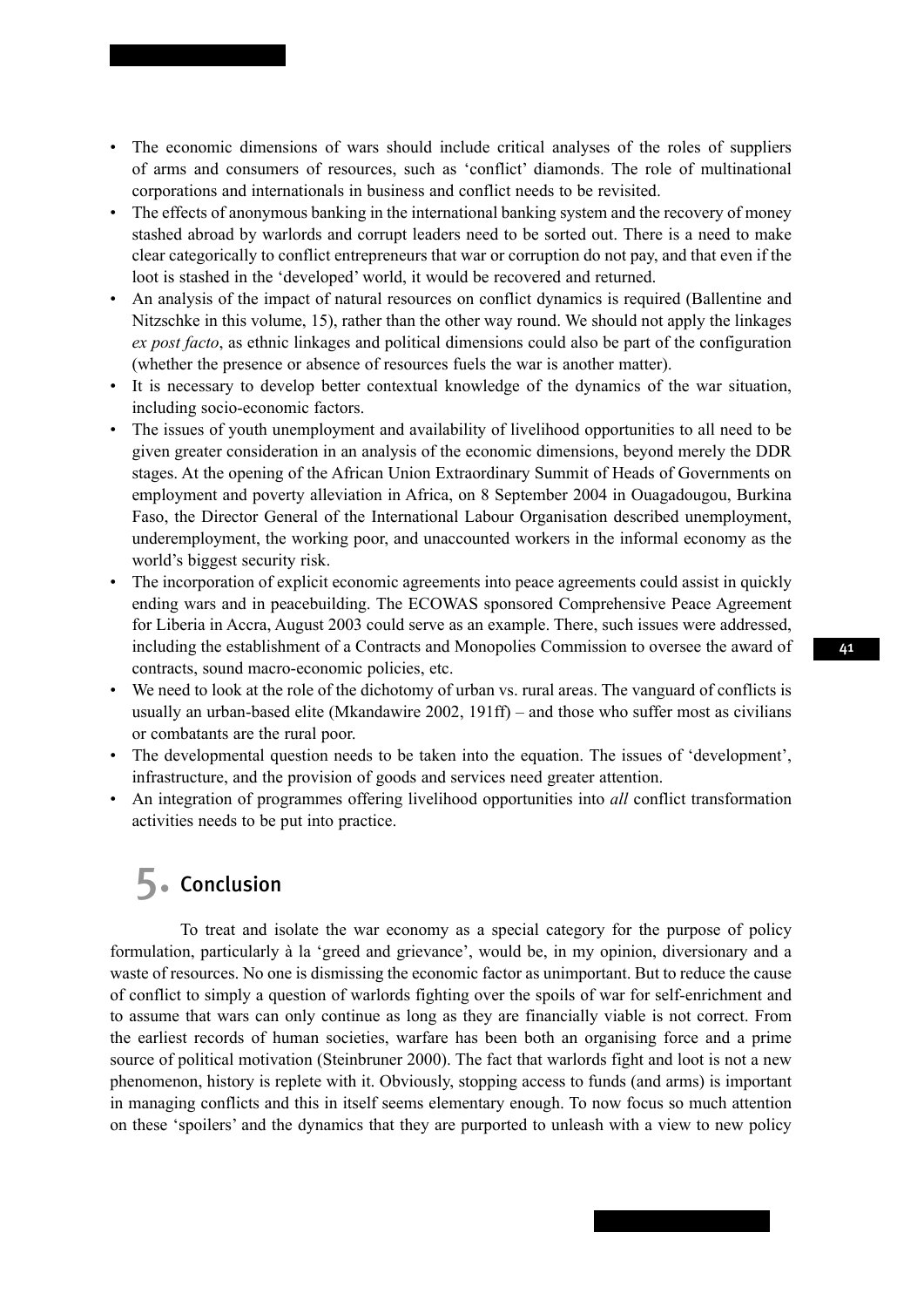- The economic dimensions of wars should include critical analyses of the roles of suppliers of arms and consumers of resources, such as 'conflict' diamonds. The role of multinational corporations and internationals in business and conflict needs to be revisited.
- The effects of anonymous banking in the international banking system and the recovery of money stashed abroad by warlords and corrupt leaders need to be sorted out. There is a need to make clear categorically to conflict entrepreneurs that war or corruption do not pay, and that even if the loot is stashed in the 'developed' world, it would be recovered and returned.
- An analysis of the impact of natural resources on conflict dynamics is required (Ballentine and Nitzschke in this volume, 15), rather than the other way round. We should not apply the linkages *ex post facto*, as ethnic linkages and political dimensions could also be part of the configuration (whether the presence or absence of resources fuels the war is another matter).
- It is necessary to develop better contextual knowledge of the dynamics of the war situation, including socio-economic factors.
- The issues of youth unemployment and availability of livelihood opportunities to all need to be given greater consideration in an analysis of the economic dimensions, beyond merely the DDR stages. At the opening of the African Union Extraordinary Summit of Heads of Governments on employment and poverty alleviation in Africa, on 8 September 2004 in Ouagadougou, Burkina Faso, the Director General of the International Labour Organisation described unemployment, underemployment, the working poor, and unaccounted workers in the informal economy as the world's biggest security risk.
- The incorporation of explicit economic agreements into peace agreements could assist in quickly ending wars and in peacebuilding. The ECOWAS sponsored Comprehensive Peace Agreement for Liberia in Accra, August 2003 could serve as an example. There, such issues were addressed, including the establishment of a Contracts and Monopolies Commission to oversee the award of contracts, sound macro-economic policies, etc.
- We need to look at the role of the dichotomy of urban vs. rural areas. The vanguard of conflicts is usually an urban-based elite (Mkandawire 2002, 191ff) – and those who suffer most as civilians or combatants are the rural poor.
- The developmental question needs to be taken into the equation. The issues of 'development', infrastructure, and the provision of goods and services need greater attention.
- An integration of programmes offering livelihood opportunities into *all* conflict transformation activities needs to be put into practice.

## 5. Conclusion

To treat and isolate the war economy as a special category for the purpose of policy formulation, particularly à la 'greed and grievance', would be, in my opinion, diversionary and a waste of resources. No one is dismissing the economic factor as unimportant. But to reduce the cause of conflict to simply a question of warlords fighting over the spoils of war for self-enrichment and to assume that wars can only continue as long as they are financially viable is not correct. From the earliest records of human societies, warfare has been both an organising force and a prime source of political motivation (Steinbruner 2000). The fact that warlords fight and loot is not a new phenomenon, history is replete with it. Obviously, stopping access to funds (and arms) is important in managing conflicts and this in itself seems elementary enough. To now focus so much attention on these 'spoilers' and the dynamics that they are purported to unleash with a view to new policy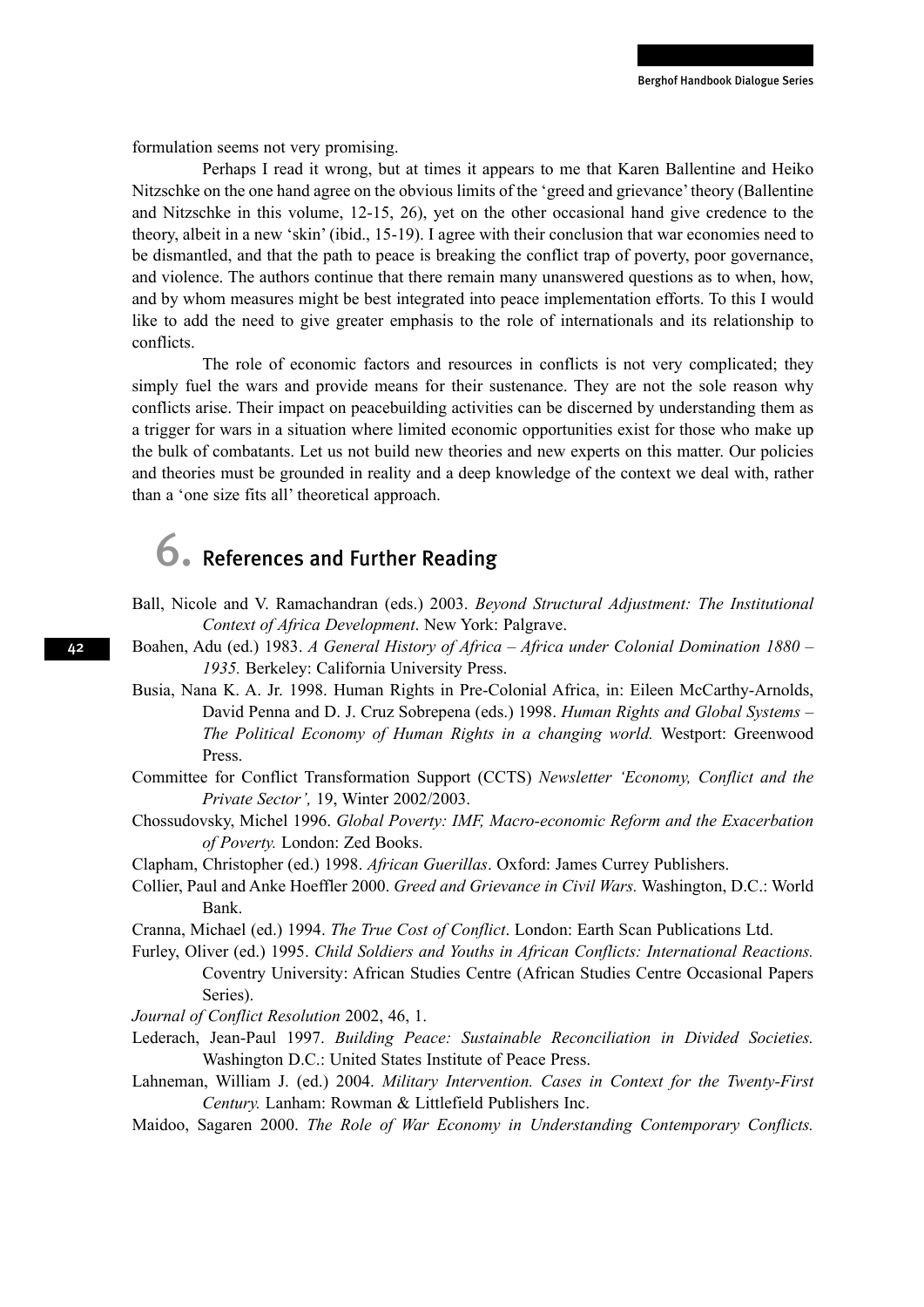formulation seems not very promising.

Perhaps I read it wrong, but at times it appears to me that Karen Ballentine and Heiko Nitzschke on the one hand agree on the obvious limits of the 'greed and grievance' theory (Ballentine and Nitzschke in this volume, 12-15, 26), yet on the other occasional hand give credence to the theory, albeit in a new 'skin' (ibid., 15-19). I agree with their conclusion that war economies need to be dismantled, and that the path to peace is breaking the conflict trap of poverty, poor governance, and violence. The authors continue that there remain many unanswered questions as to when, how, and by whom measures might be best integrated into peace implementation efforts. To this I would like to add the need to give greater emphasis to the role of internationals and its relationship to conflicts.

The role of economic factors and resources in conflicts is not very complicated; they simply fuel the wars and provide means for their sustenance. They are not the sole reason why conflicts arise. Their impact on peacebuilding activities can be discerned by understanding them as a trigger for wars in a situation where limited economic opportunities exist for those who make up the bulk of combatants. Let us not build new theories and new experts on this matter. Our policies and theories must be grounded in reality and a deep knowledge of the context we deal with, rather than a 'one size fits all' theoretical approach.

# 6. References and Further Reading

Ball, Nicole and V. Ramachandran (eds.) 2003. *Beyond Structural Adjustment: The Institutional Context of Africa Development*. New York: Palgrave.

Boahen, Adu (ed.) 1983. *A General History of Africa – Africa under Colonial Domination 1880 – 1935.* Berkeley: California University Press.

Busia, Nana K. A. Jr. 1998. Human Rights in Pre-Colonial Africa, in: Eileen McCarthy-Arnolds, David Penna and D. J. Cruz Sobrepena (eds.) 1998. *Human Rights and Global Systems – The Political Economy of Human Rights in a changing world.* Westport: Greenwood Press.

Committee for Conflict Transformation Support (CCTS) *Newsletter 'Economy, Conflict and the Private Sector',* 19, Winter 2002/2003.

Chossudovsky, Michel 1996. *Global Poverty: IMF, Macro-economic Reform and the Exacerbation of Poverty.* London: Zed Books.

Clapham, Christopher (ed.) 1998. *African Guerillas*. Oxford: James Currey Publishers.

Collier, Paul and Anke Hoeffler 2000. *Greed and Grievance in Civil Wars.* Washington, D.C.: World Bank.

Cranna, Michael (ed.) 1994. *The True Cost of Conflict*. London: Earth Scan Publications Ltd.

Furley, Oliver (ed.) 1995. *Child Soldiers and Youths in African Conflicts: International Reactions.* Coventry University: African Studies Centre (African Studies Centre Occasional Papers Series).

*Journal of Conflict Resolution* 2002, 46, 1.

Lederach, Jean-Paul 1997. *Building Peace: Sustainable Reconciliation in Divided Societies.* Washington D.C.: United States Institute of Peace Press.

Lahneman, William J. (ed.) 2004. *Military Intervention. Cases in Context for the Twenty-First Century.* Lanham: Rowman & Littlefield Publishers Inc.

Maidoo, Sagaren 2000. *The Role of War Economy in Understanding Contemporary Conflicts.*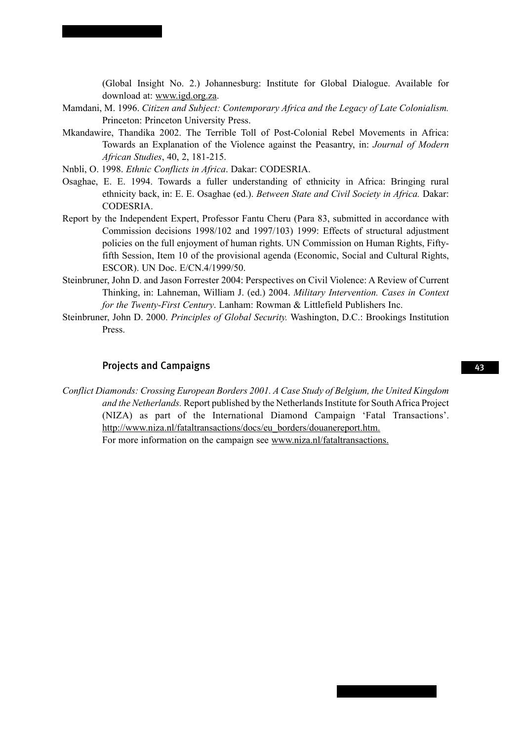(Global Insight No. 2.) Johannesburg: Institute for Global Dialogue. Available for download at: www.igd.org.za.

Mamdani, M. 1996. *Citizen and Subject: Contemporary Africa and the Legacy of Late Colonialism.* Princeton: Princeton University Press.

Mkandawire, Thandika 2002. The Terrible Toll of Post-Colonial Rebel Movements in Africa: Towards an Explanation of the Violence against the Peasantry, in: *Journal of Modern African Studies*, 40, 2, 181-215.

Nnbli, O. 1998. *Ethnic Conflicts in Africa*. Dakar: CODESRIA.

Osaghae, E. E. 1994. Towards a fuller understanding of ethnicity in Africa: Bringing rural ethnicity back, in: E. E. Osaghae (ed.). *Between State and Civil Society in Africa.* Dakar: CODESRIA.

Report by the Independent Expert, Professor Fantu Cheru (Para 83, submitted in accordance with Commission decisions 1998/102 and 1997/103) 1999: Effects of structural adjustment policies on the full enjoyment of human rights. UN Commission on Human Rights, Fifty-fifth Session, Item 10 of the provisional agenda (Economic, Social and Cultural Rights, ESCOR). UN Doc. E/CN.4/1999/50.

Steinbruner, John D. and Jason Forrester 2004: Perspectives on Civil Violence: A Review of Current Thinking, in: Lahneman, William J. (ed.) 2004. *Military Intervention. Cases in Context for the Twenty-First Century*. Lanham: Rowman & Littlefield Publishers Inc.

Steinbruner, John D. 2000. *Principles of Global Security.* Washington, D.C.: Brookings Institution Press.

## Projects and Campaigns

*Conflict Diamonds: Crossing European Borders 2001. A Case Study of Belgium, the United Kingdom and the Netherlands.* Report published by the Netherlands Institute for South Africa Project (NIZA) as part of the International Diamond Campaign 'Fatal Transactions'. http://www.niza.nl/fataltransactions/docs/eu_borders/douanereport.htm.
For more information on the campaign see www.niza.nl/fataltransactions.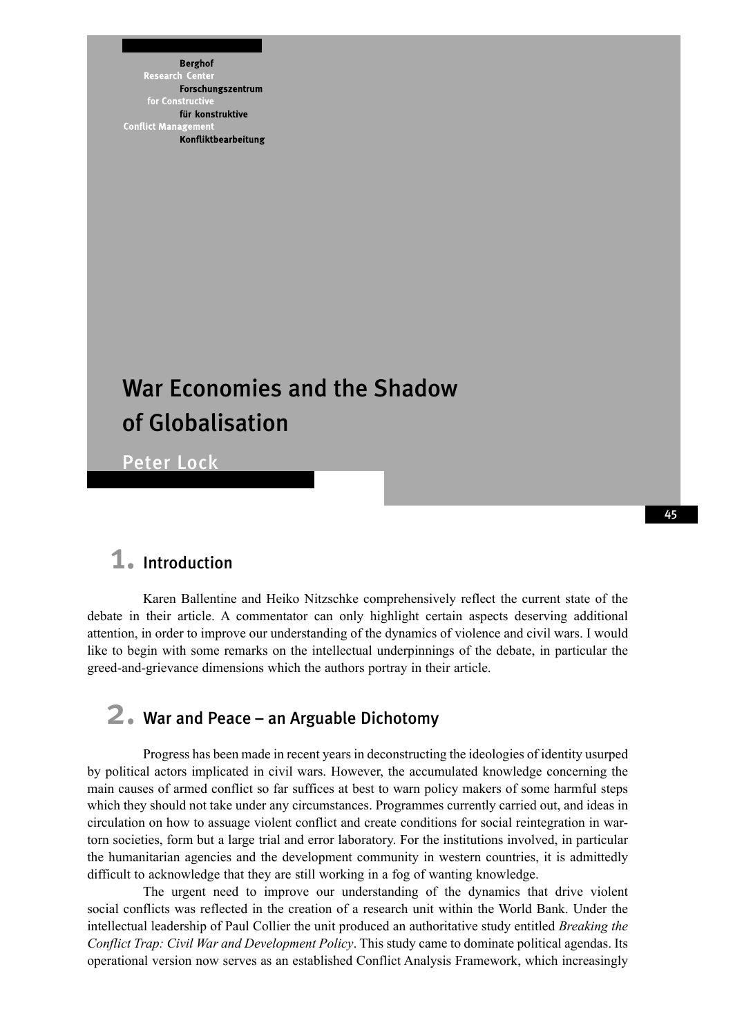Berghof Research Center for Constructive Conflict Management
Forschungszentrum für konstruktive Konfliktbearbeitung

# War Economies and the Shadow of Globalisation

Peter Lock

## 1. Introduction

Karen Ballentine and Heiko Nitzschke comprehensively reflect the current state of the debate in their article. A commentator can only highlight certain aspects deserving additional attention, in order to improve our understanding of the dynamics of violence and civil wars. I would like to begin with some remarks on the intellectual underpinnings of the debate, in particular the greed-and-grievance dimensions which the authors portray in their article.

## 2. War and Peace – an Arguable Dichotomy

Progress has been made in recent years in deconstructing the ideologies of identity usurped by political actors implicated in civil wars. However, the accumulated knowledge concerning the main causes of armed conflict so far suffices at best to warn policy makers of some harmful steps which they should not take under any circumstances. Programmes currently carried out, and ideas in circulation on how to assuage violent conflict and create conditions for social reintegration in war-torn societies, form but a large trial and error laboratory. For the institutions involved, in particular the humanitarian agencies and the development community in western countries, it is admittedly difficult to acknowledge that they are still working in a fog of wanting knowledge.

The urgent need to improve our understanding of the dynamics that drive violent social conflicts was reflected in the creation of a research unit within the World Bank. Under the intellectual leadership of Paul Collier the unit produced an authoritative study entitled *Breaking the Conflict Trap: Civil War and Development Policy*. This study came to dominate political agendas. Its operational version now serves as an established Conflict Analysis Framework, which increasingly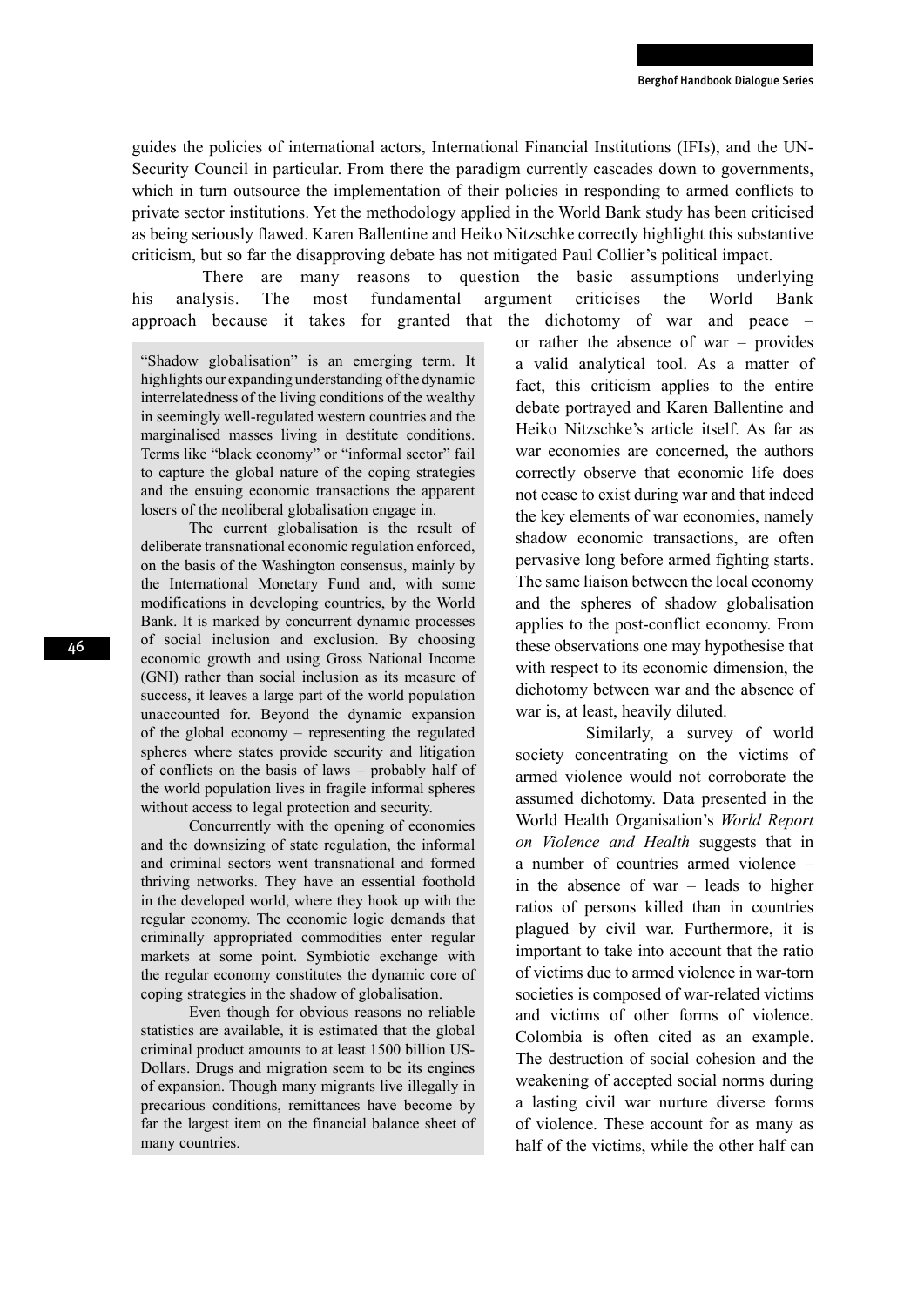guides the policies of international actors, International Financial Institutions (IFIs), and the UN-Security Council in particular. From there the paradigm currently cascades down to governments, which in turn outsource the implementation of their policies in responding to armed conflicts to private sector institutions. Yet the methodology applied in the World Bank study has been criticised as being seriously flawed. Karen Ballentine and Heiko Nitzschke correctly highlight this substantive criticism, but so far the disapproving debate has not mitigated Paul Collier's political impact.

There are many reasons to question the basic assumptions underlying his analysis. The most fundamental argument criticises the World Bank approach because it takes for granted that the dichotomy of war and peace – or rather the absence of war – provides a valid analytical tool. As a matter of fact, this criticism applies to the entire debate portrayed and Karen Ballentine and Heiko Nitzschke's article itself. As far as war economies are concerned, the authors correctly observe that economic life does not cease to exist during war and that indeed the key elements of war economies, namely shadow economic transactions, are often pervasive long before armed fighting starts. The same liaison between the local economy and the spheres of shadow globalisation applies to the post-conflict economy. From these observations one may hypothesise that with respect to its economic dimension, the dichotomy between war and the absence of war is, at least, heavily diluted.

Similarly, a survey of world society concentrating on the victims of armed violence would not corroborate the assumed dichotomy. Data presented in the World Health Organisation's *World Report on Violence and Health* suggests that in a number of countries armed violence – in the absence of war – leads to higher ratios of persons killed than in countries plagued by civil war. Furthermore, it is important to take into account that the ratio of victims due to armed violence in war-torn societies is composed of war-related victims and victims of other forms of violence. Colombia is often cited as an example. The destruction of social cohesion and the weakening of accepted social norms during a lasting civil war nurture diverse forms of violence. These account for as many as half of the victims, while the other half can

> "Shadow globalisation" is an emerging term. It highlights our expanding understanding of the dynamic interrelatedness of the living conditions of the wealthy in seemingly well-regulated western countries and the marginalised masses living in destitute conditions. Terms like "black economy" or "informal sector" fail to capture the global nature of the coping strategies and the ensuing economic transactions the apparent losers of the neoliberal globalisation engage in.
>
> The current globalisation is the result of deliberate transnational economic regulation enforced, on the basis of the Washington consensus, mainly by the International Monetary Fund and, with some modifications in developing countries, by the World Bank. It is marked by concurrent dynamic processes of social inclusion and exclusion. By choosing economic growth and using Gross National Income (GNI) rather than social inclusion as its measure of success, it leaves a large part of the world population unaccounted for. Beyond the dynamic expansion of the global economy – representing the regulated spheres where states provide security and litigation of conflicts on the basis of laws – probably half of the world population lives in fragile informal spheres without access to legal protection and security.
>
> Concurrently with the opening of economies and the downsizing of state regulation, the informal and criminal sectors went transnational and formed thriving networks. They have an essential foothold in the developed world, where they hook up with the regular economy. The economic logic demands that criminally appropriated commodities enter regular markets at some point. Symbiotic exchange with the regular economy constitutes the dynamic core of coping strategies in the shadow of globalisation.
>
> Even though for obvious reasons no reliable statistics are available, it is estimated that the global criminal product amounts to at least 1500 billion US-Dollars. Drugs and migration seem to be its engines of expansion. Though many migrants live illegally in precarious conditions, remittances have become by far the largest item on the financial balance sheet of many countries.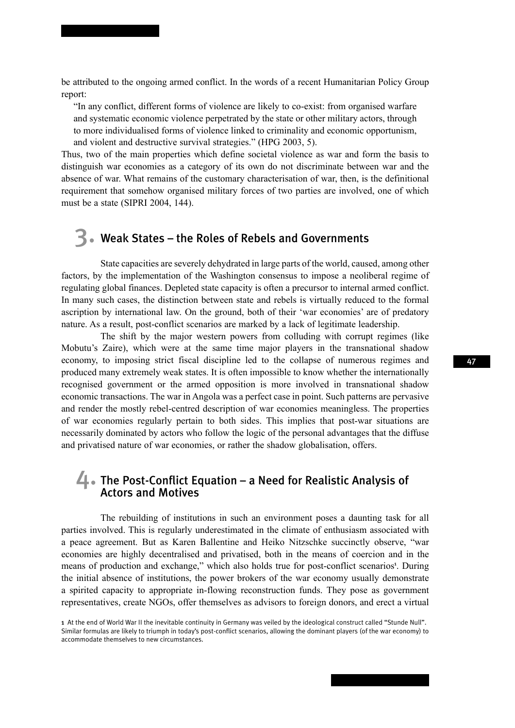be attributed to the ongoing armed conflict. In the words of a recent Humanitarian Policy Group report:

> "In any conflict, different forms of violence are likely to co-exist: from organised warfare and systematic economic violence perpetrated by the state or other military actors, through to more individualised forms of violence linked to criminality and economic opportunism, and violent and destructive survival strategies." (HPG 2003, 5).

Thus, two of the main properties which define societal violence as war and form the basis to distinguish war economies as a category of its own do not discriminate between war and the absence of war. What remains of the customary characterisation of war, then, is the definitional requirement that somehow organised military forces of two parties are involved, one of which must be a state (SIPRI 2004, 144).

## 3. Weak States – the Roles of Rebels and Governments

State capacities are severely dehydrated in large parts of the world, caused, among other factors, by the implementation of the Washington consensus to impose a neoliberal regime of regulating global finances. Depleted state capacity is often a precursor to internal armed conflict. In many such cases, the distinction between state and rebels is virtually reduced to the formal ascription by international law. On the ground, both of their 'war economies' are of predatory nature. As a result, post-conflict scenarios are marked by a lack of legitimate leadership.

The shift by the major western powers from colluding with corrupt regimes (like Mobutu's Zaire), which were at the same time major players in the transnational shadow economy, to imposing strict fiscal discipline led to the collapse of numerous regimes and produced many extremely weak states. It is often impossible to know whether the internationally recognised government or the armed opposition is more involved in transnational shadow economic transactions. The war in Angola was a perfect case in point. Such patterns are pervasive and render the mostly rebel-centred description of war economies meaningless. The properties of war economies regularly pertain to both sides. This implies that post-war situations are necessarily dominated by actors who follow the logic of the personal advantages that the diffuse and privatised nature of war economies, or rather the shadow globalisation, offers.

## 4. The Post-Conflict Equation – a Need for Realistic Analysis of Actors and Motives

The rebuilding of institutions in such an environment poses a daunting task for all parties involved. This is regularly underestimated in the climate of enthusiasm associated with a peace agreement. But as Karen Ballentine and Heiko Nitzschke succinctly observe, "war economies are highly decentralised and privatised, both in the means of coercion and in the means of production and exchange," which also holds true for post-conflict scenarios[1]. During the initial absence of institutions, the power brokers of the war economy usually demonstrate a spirited capacity to appropriate in-flowing reconstruction funds. They pose as government representatives, create NGOs, offer themselves as advisors to foreign donors, and erect a virtual

[1] At the end of World War II the inevitable continuity in Germany was veiled by the ideological construct called "Stunde Null". Similar formulas are likely to triumph in today's post-conflict scenarios, allowing the dominant players (of the war economy) to accommodate themselves to new circumstances.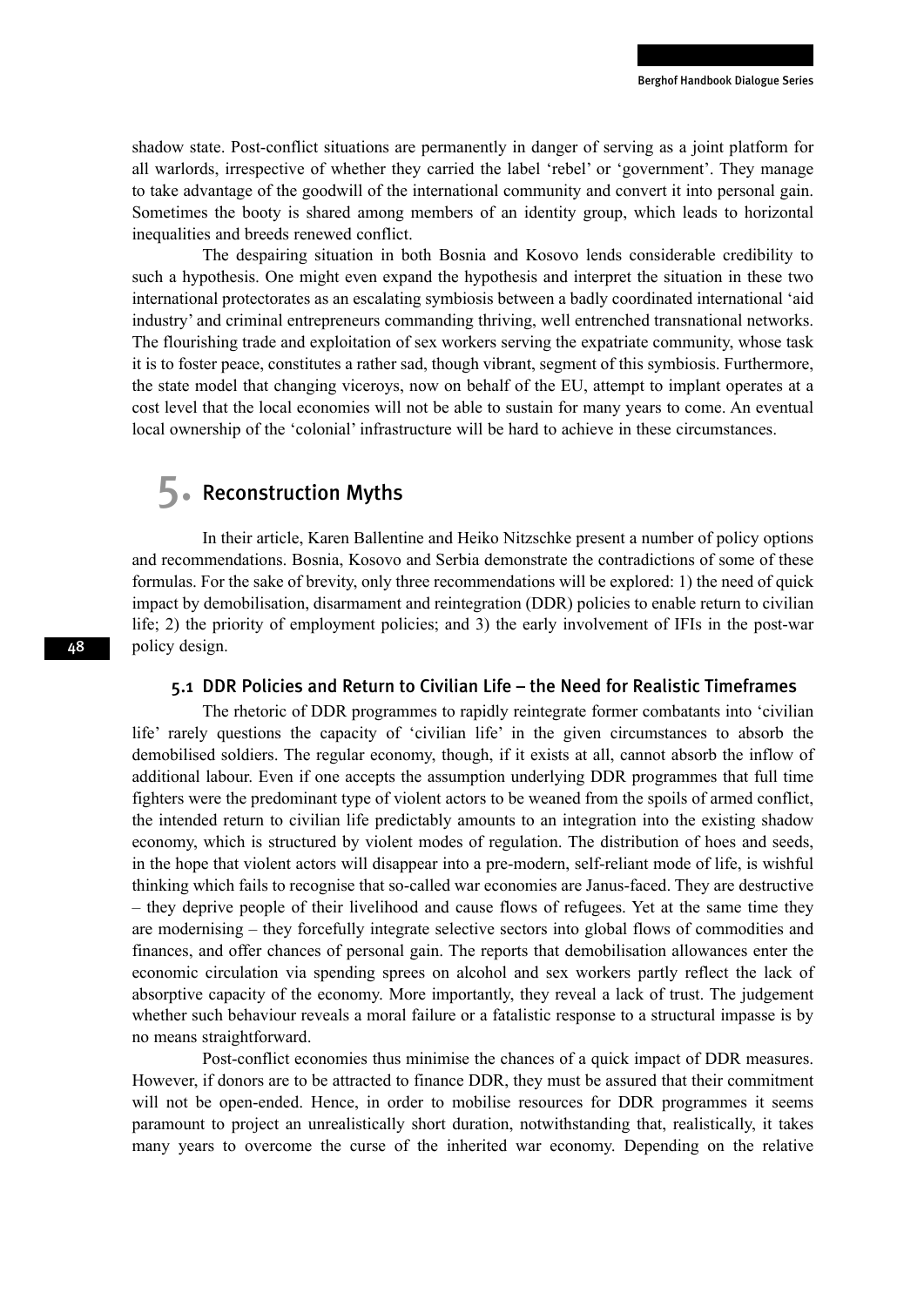shadow state. Post-conflict situations are permanently in danger of serving as a joint platform for all warlords, irrespective of whether they carried the label 'rebel' or 'government'. They manage to take advantage of the goodwill of the international community and convert it into personal gain. Sometimes the booty is shared among members of an identity group, which leads to horizontal inequalities and breeds renewed conflict.

The despairing situation in both Bosnia and Kosovo lends considerable credibility to such a hypothesis. One might even expand the hypothesis and interpret the situation in these two international protectorates as an escalating symbiosis between a badly coordinated international 'aid industry' and criminal entrepreneurs commanding thriving, well entrenched transnational networks. The flourishing trade and exploitation of sex workers serving the expatriate community, whose task it is to foster peace, constitutes a rather sad, though vibrant, segment of this symbiosis. Furthermore, the state model that changing viceroys, now on behalf of the EU, attempt to implant operates at a cost level that the local economies will not be able to sustain for many years to come. An eventual local ownership of the 'colonial' infrastructure will be hard to achieve in these circumstances.

# 5. Reconstruction Myths

In their article, Karen Ballentine and Heiko Nitzschke present a number of policy options and recommendations. Bosnia, Kosovo and Serbia demonstrate the contradictions of some of these formulas. For the sake of brevity, only three recommendations will be explored: 1) the need of quick impact by demobilisation, disarmament and reintegration (DDR) policies to enable return to civilian life; 2) the priority of employment policies; and 3) the early involvement of IFIs in the post-war policy design.

## 5.1 DDR Policies and Return to Civilian Life – the Need for Realistic Timeframes

The rhetoric of DDR programmes to rapidly reintegrate former combatants into 'civilian life' rarely questions the capacity of 'civilian life' in the given circumstances to absorb the demobilised soldiers. The regular economy, though, if it exists at all, cannot absorb the inflow of additional labour. Even if one accepts the assumption underlying DDR programmes that full time fighters were the predominant type of violent actors to be weaned from the spoils of armed conflict, the intended return to civilian life predictably amounts to an integration into the existing shadow economy, which is structured by violent modes of regulation. The distribution of hoes and seeds, in the hope that violent actors will disappear into a pre-modern, self-reliant mode of life, is wishful thinking which fails to recognise that so-called war economies are Janus-faced. They are destructive – they deprive people of their livelihood and cause flows of refugees. Yet at the same time they are modernising – they forcefully integrate selective sectors into global flows of commodities and finances, and offer chances of personal gain. The reports that demobilisation allowances enter the economic circulation via spending sprees on alcohol and sex workers partly reflect the lack of absorptive capacity of the economy. More importantly, they reveal a lack of trust. The judgement whether such behaviour reveals a moral failure or a fatalistic response to a structural impasse is by no means straightforward.

Post-conflict economies thus minimise the chances of a quick impact of DDR measures. However, if donors are to be attracted to finance DDR, they must be assured that their commitment will not be open-ended. Hence, in order to mobilise resources for DDR programmes it seems paramount to project an unrealistically short duration, notwithstanding that, realistically, it takes many years to overcome the curse of the inherited war economy. Depending on the relative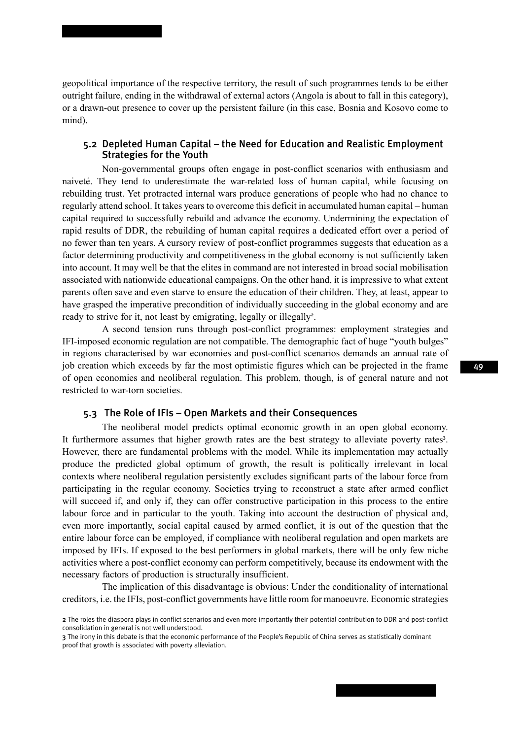geopolitical importance of the respective territory, the result of such programmes tends to be either outright failure, ending in the withdrawal of external actors (Angola is about to fall in this category), or a drawn-out presence to cover up the persistent failure (in this case, Bosnia and Kosovo come to mind).

### 5.2 Depleted Human Capital – the Need for Education and Realistic Employment Strategies for the Youth

Non-governmental groups often engage in post-conflict scenarios with enthusiasm and naiveté. They tend to underestimate the war-related loss of human capital, while focusing on rebuilding trust. Yet protracted internal wars produce generations of people who had no chance to regularly attend school. It takes years to overcome this deficit in accumulated human capital – human capital required to successfully rebuild and advance the economy. Undermining the expectation of rapid results of DDR, the rebuilding of human capital requires a dedicated effort over a period of no fewer than ten years. A cursory review of post-conflict programmes suggests that education as a factor determining productivity and competitiveness in the global economy is not sufficiently taken into account. It may well be that the elites in command are not interested in broad social mobilisation associated with nationwide educational campaigns. On the other hand, it is impressive to what extent parents often save and even starve to ensure the education of their children. They, at least, appear to have grasped the imperative precondition of individually succeeding in the global economy and are ready to strive for it, not least by emigrating, legally or illegally[2].

A second tension runs through post-conflict programmes: employment strategies and IFI-imposed economic regulation are not compatible. The demographic fact of huge "youth bulges" in regions characterised by war economies and post-conflict scenarios demands an annual rate of job creation which exceeds by far the most optimistic figures which can be projected in the frame of open economies and neoliberal regulation. This problem, though, is of general nature and not restricted to war-torn societies.

### 5.3 The Role of IFIs – Open Markets and their Consequences

The neoliberal model predicts optimal economic growth in an open global economy. It furthermore assumes that higher growth rates are the best strategy to alleviate poverty rates[3]. However, there are fundamental problems with the model. While its implementation may actually produce the predicted global optimum of growth, the result is politically irrelevant in local contexts where neoliberal regulation persistently excludes significant parts of the labour force from participating in the regular economy. Societies trying to reconstruct a state after armed conflict will succeed if, and only if, they can offer constructive participation in this process to the entire labour force and in particular to the youth. Taking into account the destruction of physical and, even more importantly, social capital caused by armed conflict, it is out of the question that the entire labour force can be employed, if compliance with neoliberal regulation and open markets are imposed by IFIs. If exposed to the best performers in global markets, there will be only few niche activities where a post-conflict economy can perform competitively, because its endowment with the necessary factors of production is structurally insufficient.

The implication of this disadvantage is obvious: Under the conditionality of international creditors, i.e. the IFIs, post-conflict governments have little room for manoeuvre. Economic strategies

[2] The roles the diaspora plays in conflict scenarios and even more importantly their potential contribution to DDR and post-conflict consolidation in general is not well understood.

[3] The irony in this debate is that the economic performance of the People's Republic of China serves as statistically dominant proof that growth is associated with poverty alleviation.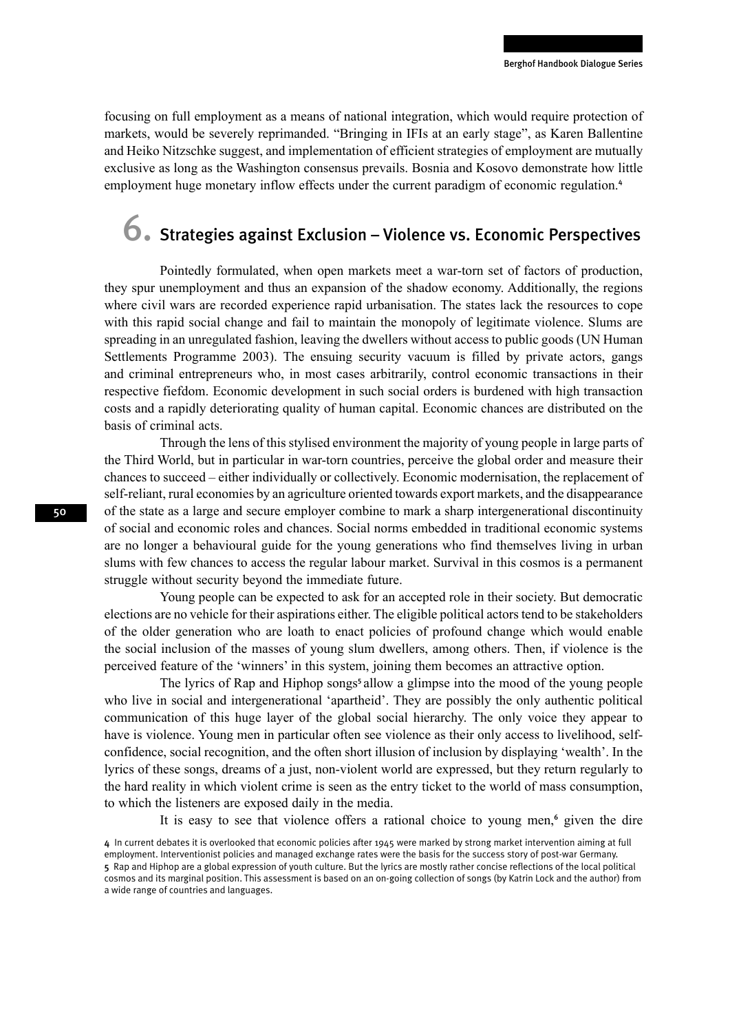focusing on full employment as a means of national integration, which would require protection of markets, would be severely reprimanded. "Bringing in IFIs at an early stage", as Karen Ballentine and Heiko Nitzschke suggest, and implementation of efficient strategies of employment are mutually exclusive as long as the Washington consensus prevails. Bosnia and Kosovo demonstrate how little employment huge monetary inflow effects under the current paradigm of economic regulation.[4]

## 6. Strategies against Exclusion – Violence vs. Economic Perspectives

Pointedly formulated, when open markets meet a war-torn set of factors of production, they spur unemployment and thus an expansion of the shadow economy. Additionally, the regions where civil wars are recorded experience rapid urbanisation. The states lack the resources to cope with this rapid social change and fail to maintain the monopoly of legitimate violence. Slums are spreading in an unregulated fashion, leaving the dwellers without access to public goods (UN Human Settlements Programme 2003). The ensuing security vacuum is filled by private actors, gangs and criminal entrepreneurs who, in most cases arbitrarily, control economic transactions in their respective fiefdom. Economic development in such social orders is burdened with high transaction costs and a rapidly deteriorating quality of human capital. Economic chances are distributed on the basis of criminal acts.

Through the lens of this stylised environment the majority of young people in large parts of the Third World, but in particular in war-torn countries, perceive the global order and measure their chances to succeed – either individually or collectively. Economic modernisation, the replacement of self-reliant, rural economies by an agriculture oriented towards export markets, and the disappearance of the state as a large and secure employer combine to mark a sharp intergenerational discontinuity of social and economic roles and chances. Social norms embedded in traditional economic systems are no longer a behavioural guide for the young generations who find themselves living in urban slums with few chances to access the regular labour market. Survival in this cosmos is a permanent struggle without security beyond the immediate future.

Young people can be expected to ask for an accepted role in their society. But democratic elections are no vehicle for their aspirations either. The eligible political actors tend to be stakeholders of the older generation who are loath to enact policies of profound change which would enable the social inclusion of the masses of young slum dwellers, among others. Then, if violence is the perceived feature of the 'winners' in this system, joining them becomes an attractive option.

The lyrics of Rap and Hiphop songs[5] allow a glimpse into the mood of the young people who live in social and intergenerational 'apartheid'. They are possibly the only authentic political communication of this huge layer of the global social hierarchy. The only voice they appear to have is violence. Young men in particular often see violence as their only access to livelihood, self-confidence, social recognition, and the often short illusion of inclusion by displaying 'wealth'. In the lyrics of these songs, dreams of a just, non-violent world are expressed, but they return regularly to the hard reality in which violent crime is seen as the entry ticket to the world of mass consumption, to which the listeners are exposed daily in the media.

It is easy to see that violence offers a rational choice to young men,[6] given the dire

[4] In current debates it is overlooked that economic policies after 1945 were marked by strong market intervention aiming at full employment. Interventionist policies and managed exchange rates were the basis for the success story of post-war Germany.

[5] Rap and Hiphop are a global expression of youth culture. But the lyrics are mostly rather concise reflections of the local political cosmos and its marginal position. This assessment is based on an on-going collection of songs (by Katrin Lock and the author) from a wide range of countries and languages.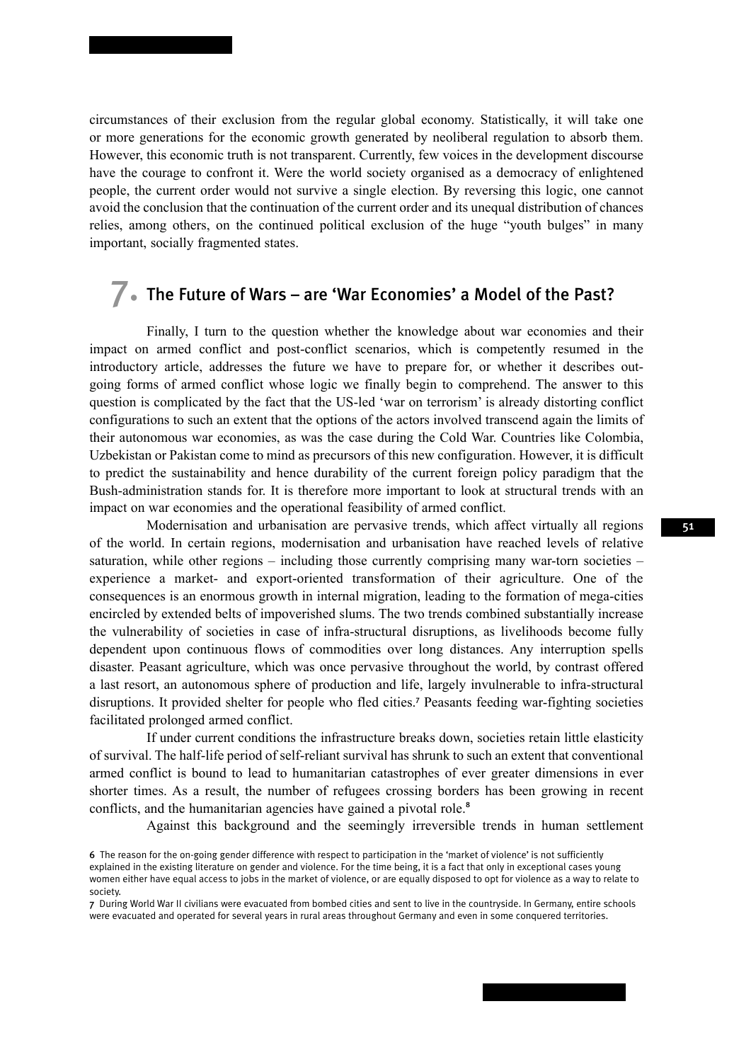circumstances of their exclusion from the regular global economy. Statistically, it will take one or more generations for the economic growth generated by neoliberal regulation to absorb them. However, this economic truth is not transparent. Currently, few voices in the development discourse have the courage to confront it. Were the world society organised as a democracy of enlightened people, the current order would not survive a single election. By reversing this logic, one cannot avoid the conclusion that the continuation of the current order and its unequal distribution of chances relies, among others, on the continued political exclusion of the huge "youth bulges" in many important, socially fragmented states.

## 7. The Future of Wars – are 'War Economies' a Model of the Past?

Finally, I turn to the question whether the knowledge about war economies and their impact on armed conflict and post-conflict scenarios, which is competently resumed in the introductory article, addresses the future we have to prepare for, or whether it describes out-going forms of armed conflict whose logic we finally begin to comprehend. The answer to this question is complicated by the fact that the US-led 'war on terrorism' is already distorting conflict configurations to such an extent that the options of the actors involved transcend again the limits of their autonomous war economies, as was the case during the Cold War. Countries like Colombia, Uzbekistan or Pakistan come to mind as precursors of this new configuration. However, it is difficult to predict the sustainability and hence durability of the current foreign policy paradigm that the Bush-administration stands for. It is therefore more important to look at structural trends with an impact on war economies and the operational feasibility of armed conflict.

Modernisation and urbanisation are pervasive trends, which affect virtually all regions of the world. In certain regions, modernisation and urbanisation have reached levels of relative saturation, while other regions – including those currently comprising many war-torn societies – experience a market- and export-oriented transformation of their agriculture. One of the consequences is an enormous growth in internal migration, leading to the formation of mega-cities encircled by extended belts of impoverished slums. The two trends combined substantially increase the vulnerability of societies in case of infra-structural disruptions, as livelihoods become fully dependent upon continuous flows of commodities over long distances. Any interruption spells disaster. Peasant agriculture, which was once pervasive throughout the world, by contrast offered a last resort, an autonomous sphere of production and life, largely invulnerable to infra-structural disruptions. It provided shelter for people who fled cities.[7] Peasants feeding war-fighting societies facilitated prolonged armed conflict.

If under current conditions the infrastructure breaks down, societies retain little elasticity of survival. The half-life period of self-reliant survival has shrunk to such an extent that conventional armed conflict is bound to lead to humanitarian catastrophes of ever greater dimensions in ever shorter times. As a result, the number of refugees crossing borders has been growing in recent conflicts, and the humanitarian agencies have gained a pivotal role.[8]

Against this background and the seemingly irreversible trends in human settlement

6 The reason for the on-going gender difference with respect to participation in the 'market of violence' is not sufficiently explained in the existing literature on gender and violence. For the time being, it is a fact that only in exceptional cases young women either have equal access to jobs in the market of violence, or are equally disposed to opt for violence as a way to relate to society.

7 During World War II civilians were evacuated from bombed cities and sent to live in the countryside. In Germany, entire schools were evacuated and operated for several years in rural areas throughout Germany and even in some conquered territories.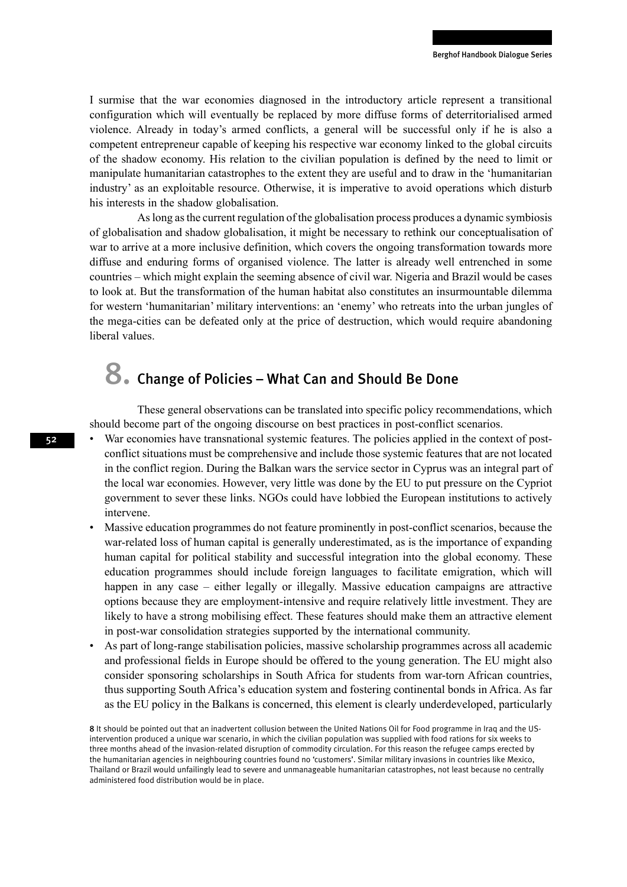I surmise that the war economies diagnosed in the introductory article represent a transitional configuration which will eventually be replaced by more diffuse forms of deterritorialised armed violence. Already in today's armed conflicts, a general will be successful only if he is also a competent entrepreneur capable of keeping his respective war economy linked to the global circuits of the shadow economy. His relation to the civilian population is defined by the need to limit or manipulate humanitarian catastrophes to the extent they are useful and to draw in the 'humanitarian industry' as an exploitable resource. Otherwise, it is imperative to avoid operations which disturb his interests in the shadow globalisation.

As long as the current regulation of the globalisation process produces a dynamic symbiosis of globalisation and shadow globalisation, it might be necessary to rethink our conceptualisation of war to arrive at a more inclusive definition, which covers the ongoing transformation towards more diffuse and enduring forms of organised violence. The latter is already well entrenched in some countries – which might explain the seeming absence of civil war. Nigeria and Brazil would be cases to look at. But the transformation of the human habitat also constitutes an insurmountable dilemma for western 'humanitarian' military interventions: an 'enemy' who retreats into the urban jungles of the mega-cities can be defeated only at the price of destruction, which would require abandoning liberal values.

# 8. Change of Policies – What Can and Should Be Done

These general observations can be translated into specific policy recommendations, which should become part of the ongoing discourse on best practices in post-conflict scenarios.

- War economies have transnational systemic features. The policies applied in the context of post-conflict situations must be comprehensive and include those systemic features that are not located in the conflict region. During the Balkan wars the service sector in Cyprus was an integral part of the local war economies. However, very little was done by the EU to put pressure on the Cypriot government to sever these links. NGOs could have lobbied the European institutions to actively intervene.
- Massive education programmes do not feature prominently in post-conflict scenarios, because the war-related loss of human capital is generally underestimated, as is the importance of expanding human capital for political stability and successful integration into the global economy. These education programmes should include foreign languages to facilitate emigration, which will happen in any case – either legally or illegally. Massive education campaigns are attractive options because they are employment-intensive and require relatively little investment. They are likely to have a strong mobilising effect. These features should make them an attractive element in post-war consolidation strategies supported by the international community.
- As part of long-range stabilisation policies, massive scholarship programmes across all academic and professional fields in Europe should be offered to the young generation. The EU might also consider sponsoring scholarships in South Africa for students from war-torn African countries, thus supporting South Africa's education system and fostering continental bonds in Africa. As far as the EU policy in the Balkans is concerned, this element is clearly underdeveloped, particularly

8 It should be pointed out that an inadvertent collusion between the United Nations Oil for Food programme in Iraq and the US-intervention produced a unique war scenario, in which the civilian population was supplied with food rations for six weeks to three months ahead of the invasion-related disruption of commodity circulation. For this reason the refugee camps erected by the humanitarian agencies in neighbouring countries found no 'customers'. Similar military invasions in countries like Mexico, Thailand or Brazil would unfailingly lead to severe and unmanageable humanitarian catastrophes, not least because no centrally administered food distribution would be in place.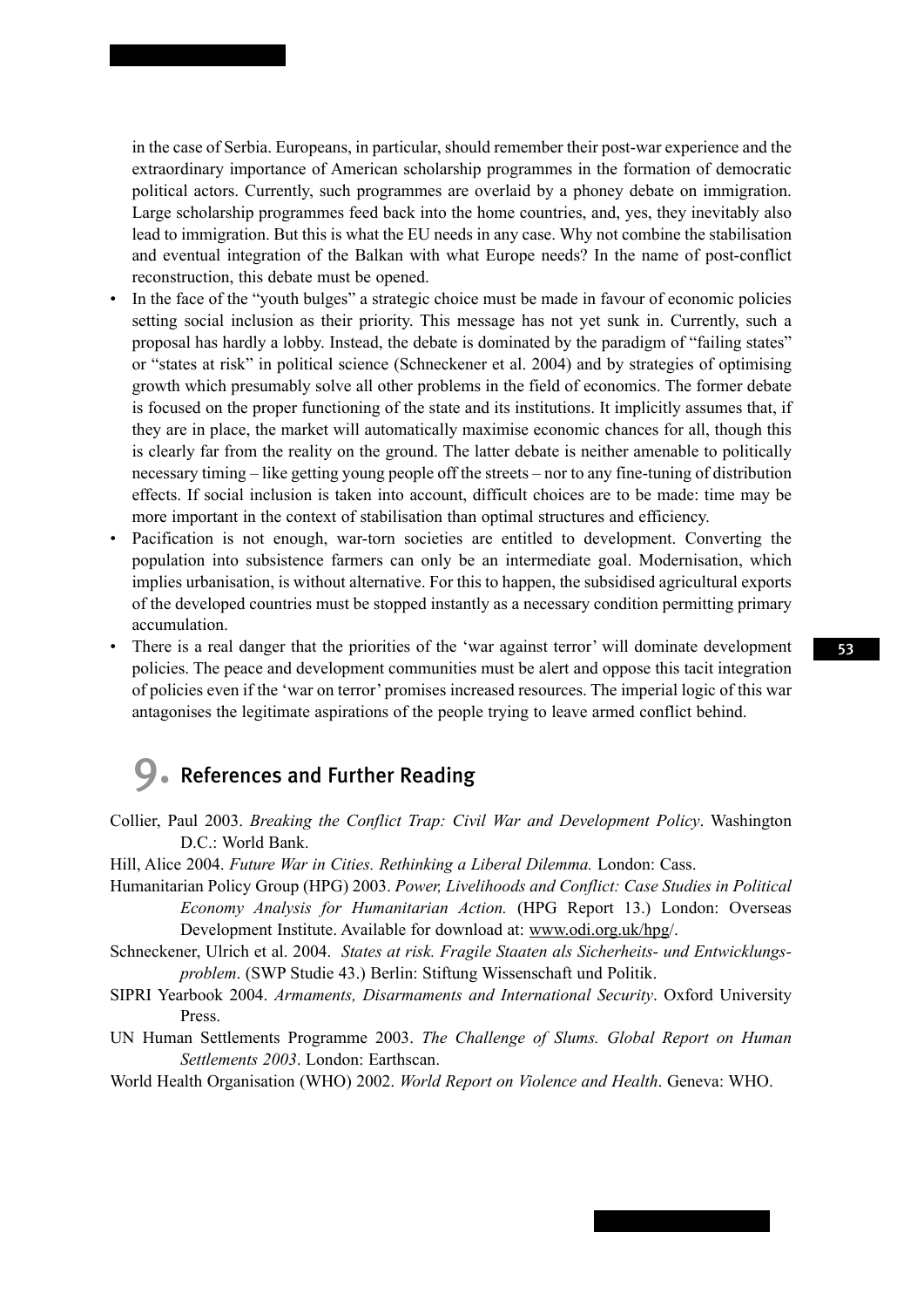in the case of Serbia. Europeans, in particular, should remember their post-war experience and the extraordinary importance of American scholarship programmes in the formation of democratic political actors. Currently, such programmes are overlaid by a phoney debate on immigration. Large scholarship programmes feed back into the home countries, and, yes, they inevitably also lead to immigration. But this is what the EU needs in any case. Why not combine the stabilisation and eventual integration of the Balkan with what Europe needs? In the name of post-conflict reconstruction, this debate must be opened.

- In the face of the "youth bulges" a strategic choice must be made in favour of economic policies setting social inclusion as their priority. This message has not yet sunk in. Currently, such a proposal has hardly a lobby. Instead, the debate is dominated by the paradigm of "failing states" or "states at risk" in political science (Schneckener et al. 2004) and by strategies of optimising growth which presumably solve all other problems in the field of economics. The former debate is focused on the proper functioning of the state and its institutions. It implicitly assumes that, if they are in place, the market will automatically maximise economic chances for all, though this is clearly far from the reality on the ground. The latter debate is neither amenable to politically necessary timing – like getting young people off the streets – nor to any fine-tuning of distribution effects. If social inclusion is taken into account, difficult choices are to be made: time may be more important in the context of stabilisation than optimal structures and efficiency.
- Pacification is not enough, war-torn societies are entitled to development. Converting the population into subsistence farmers can only be an intermediate goal. Modernisation, which implies urbanisation, is without alternative. For this to happen, the subsidised agricultural exports of the developed countries must be stopped instantly as a necessary condition permitting primary accumulation.
- There is a real danger that the priorities of the 'war against terror' will dominate development policies. The peace and development communities must be alert and oppose this tacit integration of policies even if the 'war on terror' promises increased resources. The imperial logic of this war antagonises the legitimate aspirations of the people trying to leave armed conflict behind.

# 9. References and Further Reading

Collier, Paul 2003. *Breaking the Conflict Trap: Civil War and Development Policy*. Washington D.C.: World Bank.

Hill, Alice 2004. *Future War in Cities. Rethinking a Liberal Dilemma.* London: Cass.

Humanitarian Policy Group (HPG) 2003. *Power, Livelihoods and Conflict: Case Studies in Political Economy Analysis for Humanitarian Action.* (HPG Report 13.) London: Overseas Development Institute. Available for download at: www.odi.org.uk/hpg/.

Schneckener, Ulrich et al. 2004. *States at risk. Fragile Staaten als Sicherheits- und Entwicklungsproblem*. (SWP Studie 43.) Berlin: Stiftung Wissenschaft und Politik.

SIPRI Yearbook 2004. *Armaments, Disarmaments and International Security*. Oxford University Press.

UN Human Settlements Programme 2003. *The Challenge of Slums. Global Report on Human Settlements 2003*. London: Earthscan.

World Health Organisation (WHO) 2002. *World Report on Violence and Health*. Geneva: WHO.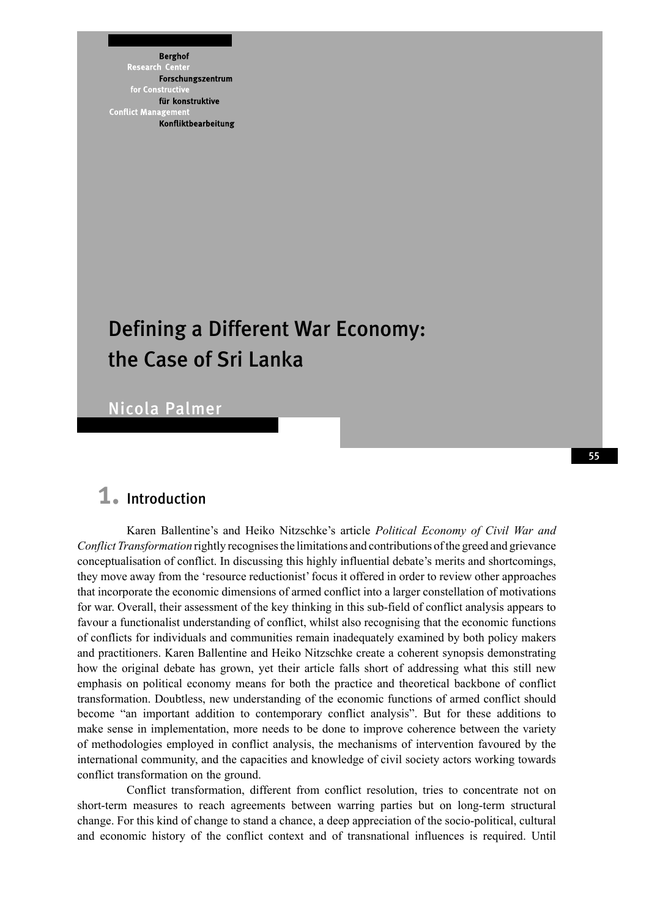Berghof
Research Center
Forschungszentrum
for Constructive
für konstruktive
Conflict Management
Konfliktbearbeitung

# Defining a Different War Economy: the Case of Sri Lanka

Nicola Palmer

## 1. Introduction

Karen Ballentine's and Heiko Nitzschke's article *Political Economy of Civil War and Conflict Transformation* rightly recognises the limitations and contributions of the greed and grievance conceptualisation of conflict. In discussing this highly influential debate's merits and shortcomings, they move away from the 'resource reductionist' focus it offered in order to review other approaches that incorporate the economic dimensions of armed conflict into a larger constellation of motivations for war. Overall, their assessment of the key thinking in this sub-field of conflict analysis appears to favour a functionalist understanding of conflict, whilst also recognising that the economic functions of conflicts for individuals and communities remain inadequately examined by both policy makers and practitioners. Karen Ballentine and Heiko Nitzschke create a coherent synopsis demonstrating how the original debate has grown, yet their article falls short of addressing what this still new emphasis on political economy means for both the practice and theoretical backbone of conflict transformation. Doubtless, new understanding of the economic functions of armed conflict should become "an important addition to contemporary conflict analysis". But for these additions to make sense in implementation, more needs to be done to improve coherence between the variety of methodologies employed in conflict analysis, the mechanisms of intervention favoured by the international community, and the capacities and knowledge of civil society actors working towards conflict transformation on the ground.

Conflict transformation, different from conflict resolution, tries to concentrate not on short-term measures to reach agreements between warring parties but on long-term structural change. For this kind of change to stand a chance, a deep appreciation of the socio-political, cultural and economic history of the conflict context and of transnational influences is required. Until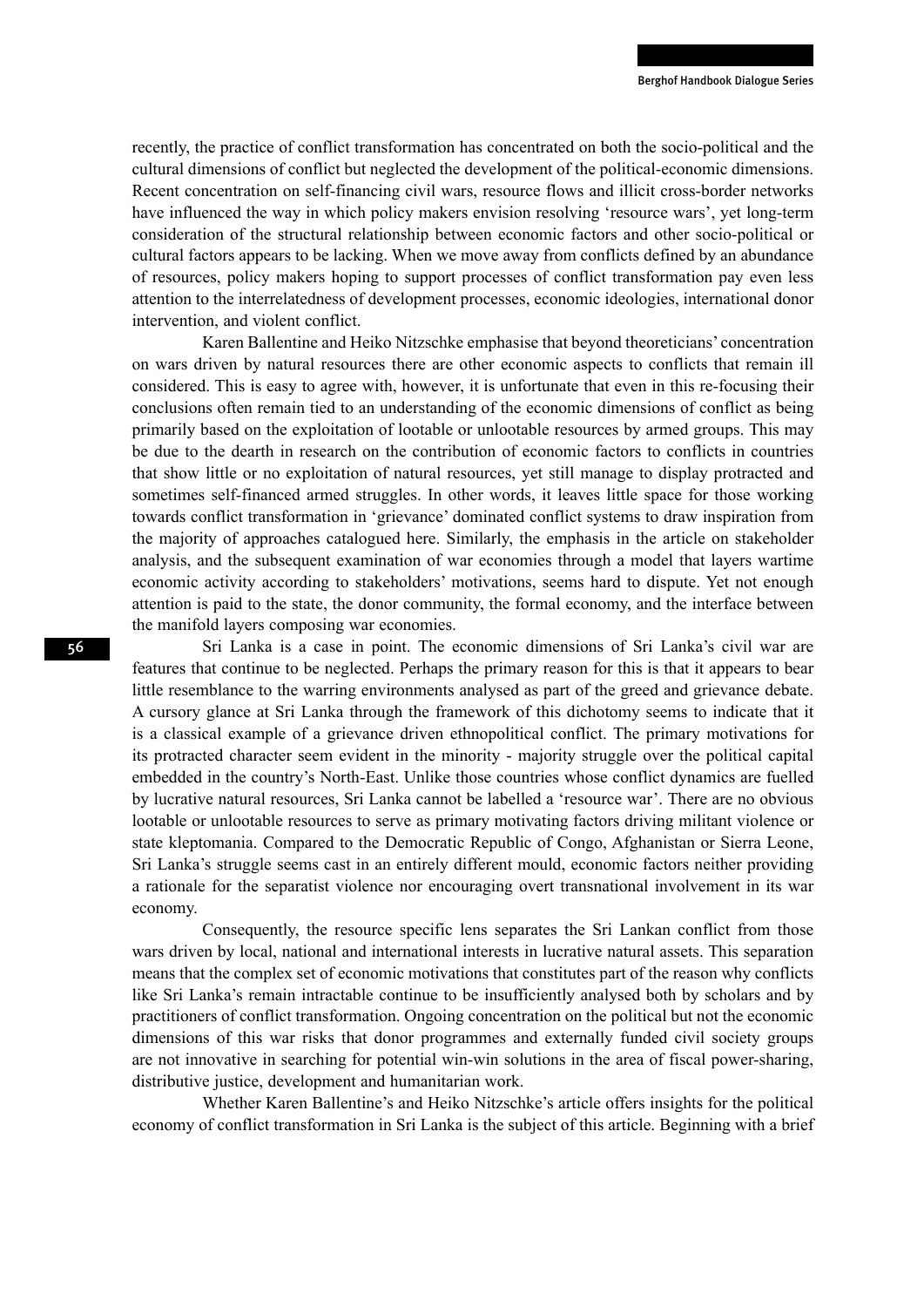recently, the practice of conflict transformation has concentrated on both the socio-political and the cultural dimensions of conflict but neglected the development of the political-economic dimensions. Recent concentration on self-financing civil wars, resource flows and illicit cross-border networks have influenced the way in which policy makers envision resolving 'resource wars', yet long-term consideration of the structural relationship between economic factors and other socio-political or cultural factors appears to be lacking. When we move away from conflicts defined by an abundance of resources, policy makers hoping to support processes of conflict transformation pay even less attention to the interrelatedness of development processes, economic ideologies, international donor intervention, and violent conflict.

Karen Ballentine and Heiko Nitzschke emphasise that beyond theoreticians' concentration on wars driven by natural resources there are other economic aspects to conflicts that remain ill considered. This is easy to agree with, however, it is unfortunate that even in this re-focusing their conclusions often remain tied to an understanding of the economic dimensions of conflict as being primarily based on the exploitation of lootable or unlootable resources by armed groups. This may be due to the dearth in research on the contribution of economic factors to conflicts in countries that show little or no exploitation of natural resources, yet still manage to display protracted and sometimes self-financed armed struggles. In other words, it leaves little space for those working towards conflict transformation in 'grievance' dominated conflict systems to draw inspiration from the majority of approaches catalogued here. Similarly, the emphasis in the article on stakeholder analysis, and the subsequent examination of war economies through a model that layers wartime economic activity according to stakeholders' motivations, seems hard to dispute. Yet not enough attention is paid to the state, the donor community, the formal economy, and the interface between the manifold layers composing war economies.

Sri Lanka is a case in point. The economic dimensions of Sri Lanka's civil war are features that continue to be neglected. Perhaps the primary reason for this is that it appears to bear little resemblance to the warring environments analysed as part of the greed and grievance debate. A cursory glance at Sri Lanka through the framework of this dichotomy seems to indicate that it is a classical example of a grievance driven ethnopolitical conflict. The primary motivations for its protracted character seem evident in the minority - majority struggle over the political capital embedded in the country's North-East. Unlike those countries whose conflict dynamics are fuelled by lucrative natural resources, Sri Lanka cannot be labelled a 'resource war'. There are no obvious lootable or unlootable resources to serve as primary motivating factors driving militant violence or state kleptomania. Compared to the Democratic Republic of Congo, Afghanistan or Sierra Leone, Sri Lanka's struggle seems cast in an entirely different mould, economic factors neither providing a rationale for the separatist violence nor encouraging overt transnational involvement in its war economy.

Consequently, the resource specific lens separates the Sri Lankan conflict from those wars driven by local, national and international interests in lucrative natural assets. This separation means that the complex set of economic motivations that constitutes part of the reason why conflicts like Sri Lanka's remain intractable continue to be insufficiently analysed both by scholars and by practitioners of conflict transformation. Ongoing concentration on the political but not the economic dimensions of this war risks that donor programmes and externally funded civil society groups are not innovative in searching for potential win-win solutions in the area of fiscal power-sharing, distributive justice, development and humanitarian work.

Whether Karen Ballentine's and Heiko Nitzschke's article offers insights for the political economy of conflict transformation in Sri Lanka is the subject of this article. Beginning with a brief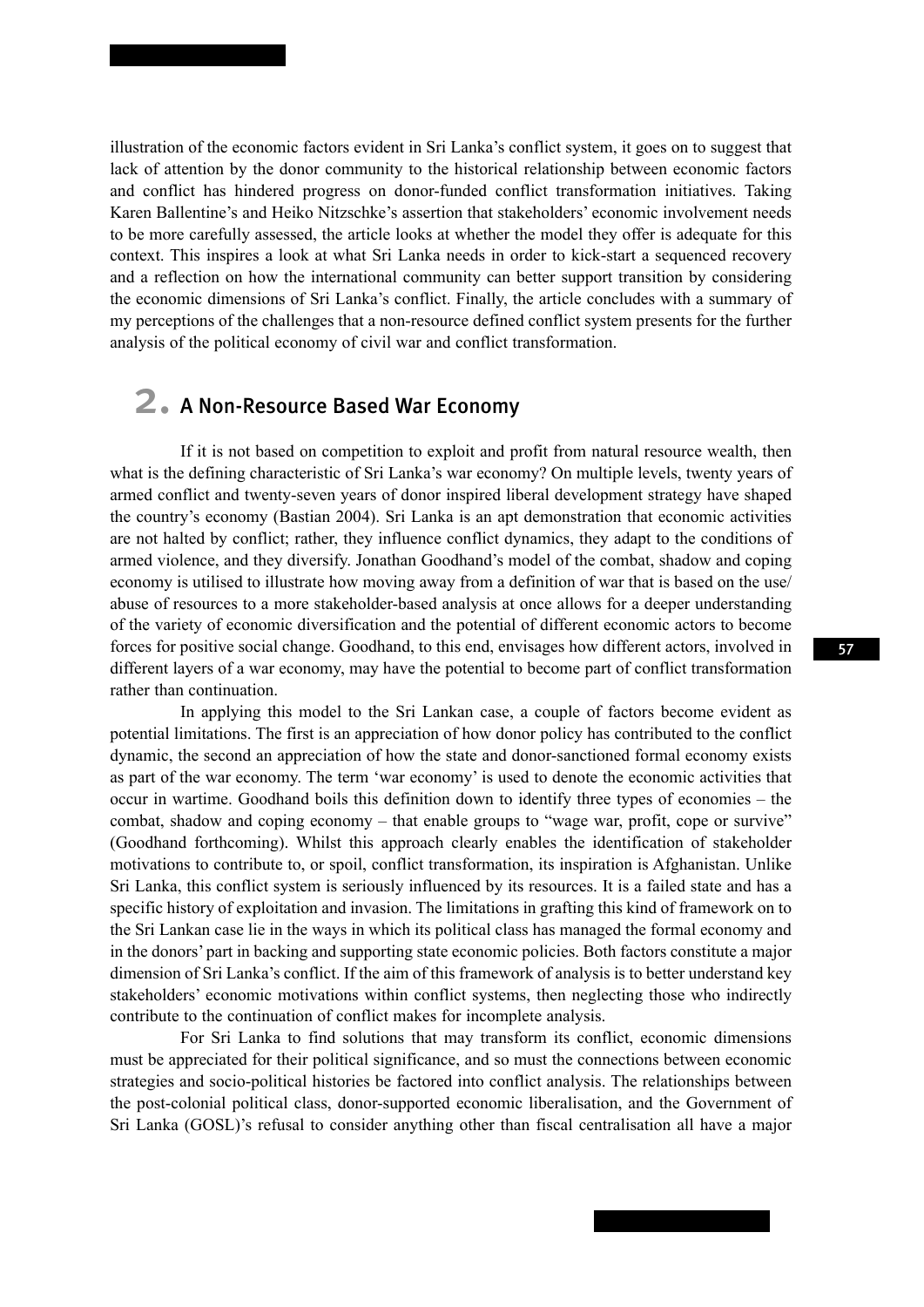illustration of the economic factors evident in Sri Lanka's conflict system, it goes on to suggest that lack of attention by the donor community to the historical relationship between economic factors and conflict has hindered progress on donor-funded conflict transformation initiatives. Taking Karen Ballentine's and Heiko Nitzschke's assertion that stakeholders' economic involvement needs to be more carefully assessed, the article looks at whether the model they offer is adequate for this context. This inspires a look at what Sri Lanka needs in order to kick-start a sequenced recovery and a reflection on how the international community can better support transition by considering the economic dimensions of Sri Lanka's conflict. Finally, the article concludes with a summary of my perceptions of the challenges that a non-resource defined conflict system presents for the further analysis of the political economy of civil war and conflict transformation.

## 2. A Non-Resource Based War Economy

If it is not based on competition to exploit and profit from natural resource wealth, then what is the defining characteristic of Sri Lanka's war economy? On multiple levels, twenty years of armed conflict and twenty-seven years of donor inspired liberal development strategy have shaped the country's economy (Bastian 2004). Sri Lanka is an apt demonstration that economic activities are not halted by conflict; rather, they influence conflict dynamics, they adapt to the conditions of armed violence, and they diversify. Jonathan Goodhand's model of the combat, shadow and coping economy is utilised to illustrate how moving away from a definition of war that is based on the use/abuse of resources to a more stakeholder-based analysis at once allows for a deeper understanding of the variety of economic diversification and the potential of different economic actors to become forces for positive social change. Goodhand, to this end, envisages how different actors, involved in different layers of a war economy, may have the potential to become part of conflict transformation rather than continuation.

In applying this model to the Sri Lankan case, a couple of factors become evident as potential limitations. The first is an appreciation of how donor policy has contributed to the conflict dynamic, the second an appreciation of how the state and donor-sanctioned formal economy exists as part of the war economy. The term 'war economy' is used to denote the economic activities that occur in wartime. Goodhand boils this definition down to identify three types of economies – the combat, shadow and coping economy – that enable groups to "wage war, profit, cope or survive" (Goodhand forthcoming). Whilst this approach clearly enables the identification of stakeholder motivations to contribute to, or spoil, conflict transformation, its inspiration is Afghanistan. Unlike Sri Lanka, this conflict system is seriously influenced by its resources. It is a failed state and has a specific history of exploitation and invasion. The limitations in grafting this kind of framework on to the Sri Lankan case lie in the ways in which its political class has managed the formal economy and in the donors' part in backing and supporting state economic policies. Both factors constitute a major dimension of Sri Lanka's conflict. If the aim of this framework of analysis is to better understand key stakeholders' economic motivations within conflict systems, then neglecting those who indirectly contribute to the continuation of conflict makes for incomplete analysis.

For Sri Lanka to find solutions that may transform its conflict, economic dimensions must be appreciated for their political significance, and so must the connections between economic strategies and socio-political histories be factored into conflict analysis. The relationships between the post-colonial political class, donor-supported economic liberalisation, and the Government of Sri Lanka (GOSL)'s refusal to consider anything other than fiscal centralisation all have a major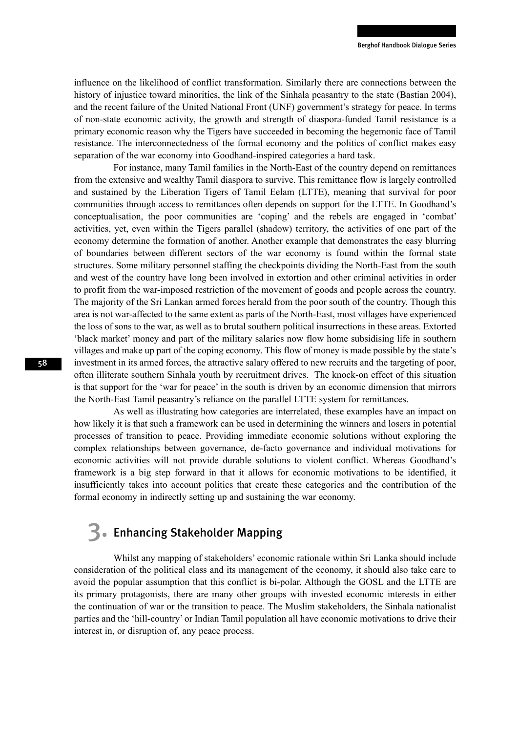influence on the likelihood of conflict transformation. Similarly there are connections between the history of injustice toward minorities, the link of the Sinhala peasantry to the state (Bastian 2004), and the recent failure of the United National Front (UNF) government's strategy for peace. In terms of non-state economic activity, the growth and strength of diaspora-funded Tamil resistance is a primary economic reason why the Tigers have succeeded in becoming the hegemonic face of Tamil resistance. The interconnectedness of the formal economy and the politics of conflict makes easy separation of the war economy into Goodhand-inspired categories a hard task.

For instance, many Tamil families in the North-East of the country depend on remittances from the extensive and wealthy Tamil diaspora to survive. This remittance flow is largely controlled and sustained by the Liberation Tigers of Tamil Eelam (LTTE), meaning that survival for poor communities through access to remittances often depends on support for the LTTE. In Goodhand's conceptualisation, the poor communities are 'coping' and the rebels are engaged in 'combat' activities, yet, even within the Tigers parallel (shadow) territory, the activities of one part of the economy determine the formation of another. Another example that demonstrates the easy blurring of boundaries between different sectors of the war economy is found within the formal state structures. Some military personnel staffing the checkpoints dividing the North-East from the south and west of the country have long been involved in extortion and other criminal activities in order to profit from the war-imposed restriction of the movement of goods and people across the country. The majority of the Sri Lankan armed forces herald from the poor south of the country. Though this area is not war-affected to the same extent as parts of the North-East, most villages have experienced the loss of sons to the war, as well as to brutal southern political insurrections in these areas. Extorted 'black market' money and part of the military salaries now flow home subsidising life in southern villages and make up part of the coping economy. This flow of money is made possible by the state's investment in its armed forces, the attractive salary offered to new recruits and the targeting of poor, often illiterate southern Sinhala youth by recruitment drives. The knock-on effect of this situation is that support for the 'war for peace' in the south is driven by an economic dimension that mirrors the North-East Tamil peasantry's reliance on the parallel LTTE system for remittances.

As well as illustrating how categories are interrelated, these examples have an impact on how likely it is that such a framework can be used in determining the winners and losers in potential processes of transition to peace. Providing immediate economic solutions without exploring the complex relationships between governance, de-facto governance and individual motivations for economic activities will not provide durable solutions to violent conflict. Whereas Goodhand's framework is a big step forward in that it allows for economic motivations to be identified, it insufficiently takes into account politics that create these categories and the contribution of the formal economy in indirectly setting up and sustaining the war economy.

## 3. Enhancing Stakeholder Mapping

Whilst any mapping of stakeholders' economic rationale within Sri Lanka should include consideration of the political class and its management of the economy, it should also take care to avoid the popular assumption that this conflict is bi-polar. Although the GOSL and the LTTE are its primary protagonists, there are many other groups with invested economic interests in either the continuation of war or the transition to peace. The Muslim stakeholders, the Sinhala nationalist parties and the 'hill-country' or Indian Tamil population all have economic motivations to drive their interest in, or disruption of, any peace process.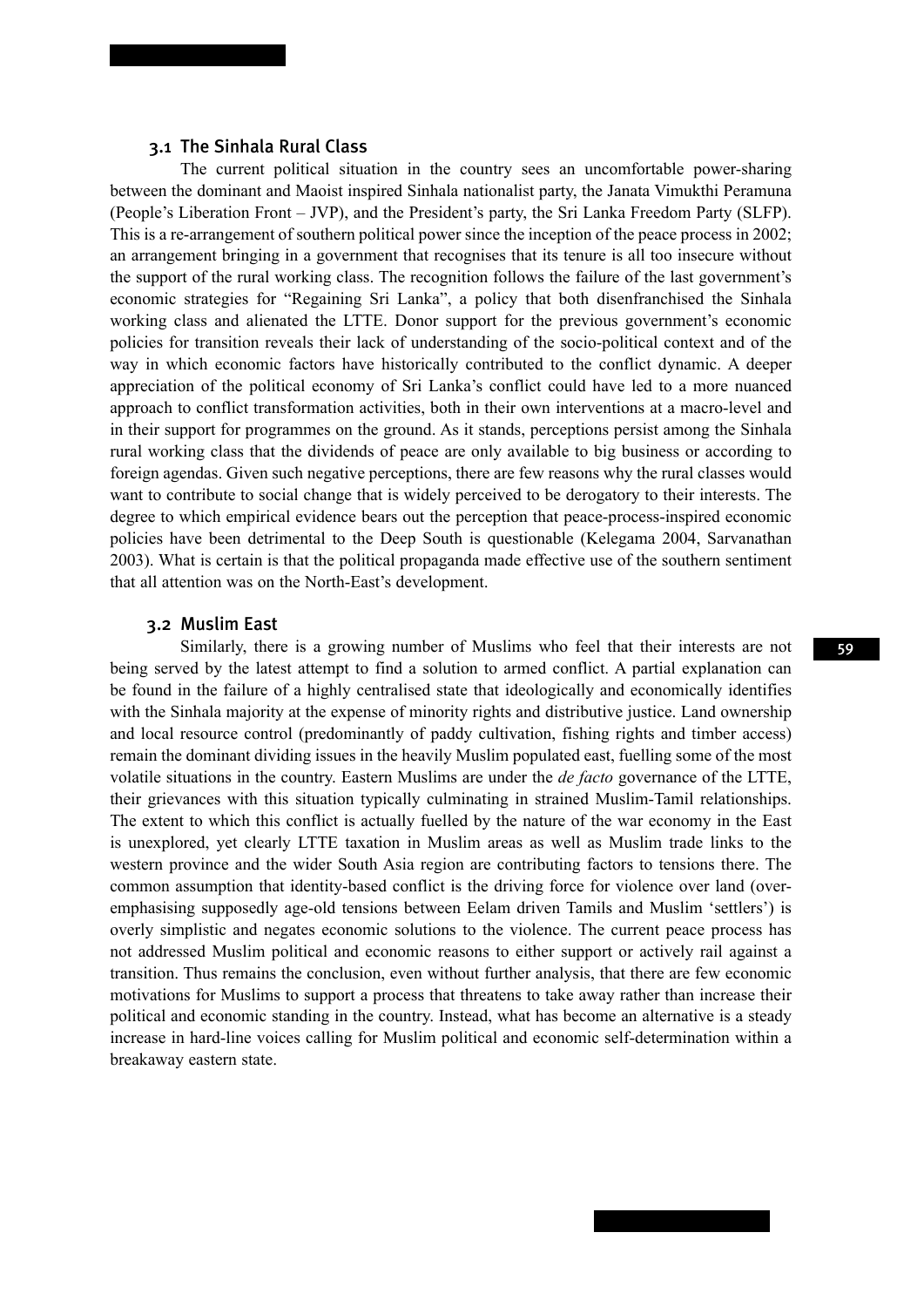### 3.1 The Sinhala Rural Class

The current political situation in the country sees an uncomfortable power-sharing between the dominant and Maoist inspired Sinhala nationalist party, the Janata Vimukthi Peramuna (People's Liberation Front – JVP), and the President's party, the Sri Lanka Freedom Party (SLFP). This is a re-arrangement of southern political power since the inception of the peace process in 2002; an arrangement bringing in a government that recognises that its tenure is all too insecure without the support of the rural working class. The recognition follows the failure of the last government's economic strategies for "Regaining Sri Lanka", a policy that both disenfranchised the Sinhala working class and alienated the LTTE. Donor support for the previous government's economic policies for transition reveals their lack of understanding of the socio-political context and of the way in which economic factors have historically contributed to the conflict dynamic. A deeper appreciation of the political economy of Sri Lanka's conflict could have led to a more nuanced approach to conflict transformation activities, both in their own interventions at a macro-level and in their support for programmes on the ground. As it stands, perceptions persist among the Sinhala rural working class that the dividends of peace are only available to big business or according to foreign agendas. Given such negative perceptions, there are few reasons why the rural classes would want to contribute to social change that is widely perceived to be derogatory to their interests. The degree to which empirical evidence bears out the perception that peace-process-inspired economic policies have been detrimental to the Deep South is questionable (Kelegama 2004, Sarvanathan 2003). What is certain is that the political propaganda made effective use of the southern sentiment that all attention was on the North-East's development.

### 3.2 Muslim East

Similarly, there is a growing number of Muslims who feel that their interests are not being served by the latest attempt to find a solution to armed conflict. A partial explanation can be found in the failure of a highly centralised state that ideologically and economically identifies with the Sinhala majority at the expense of minority rights and distributive justice. Land ownership and local resource control (predominantly of paddy cultivation, fishing rights and timber access) remain the dominant dividing issues in the heavily Muslim populated east, fuelling some of the most volatile situations in the country. Eastern Muslims are under the *de facto* governance of the LTTE, their grievances with this situation typically culminating in strained Muslim-Tamil relationships. The extent to which this conflict is actually fuelled by the nature of the war economy in the East is unexplored, yet clearly LTTE taxation in Muslim areas as well as Muslim trade links to the western province and the wider South Asia region are contributing factors to tensions there. The common assumption that identity-based conflict is the driving force for violence over land (over-emphasising supposedly age-old tensions between Eelam driven Tamils and Muslim 'settlers') is overly simplistic and negates economic solutions to the violence. The current peace process has not addressed Muslim political and economic reasons to either support or actively rail against a transition. Thus remains the conclusion, even without further analysis, that there are few economic motivations for Muslims to support a process that threatens to take away rather than increase their political and economic standing in the country. Instead, what has become an alternative is a steady increase in hard-line voices calling for Muslim political and economic self-determination within a breakaway eastern state.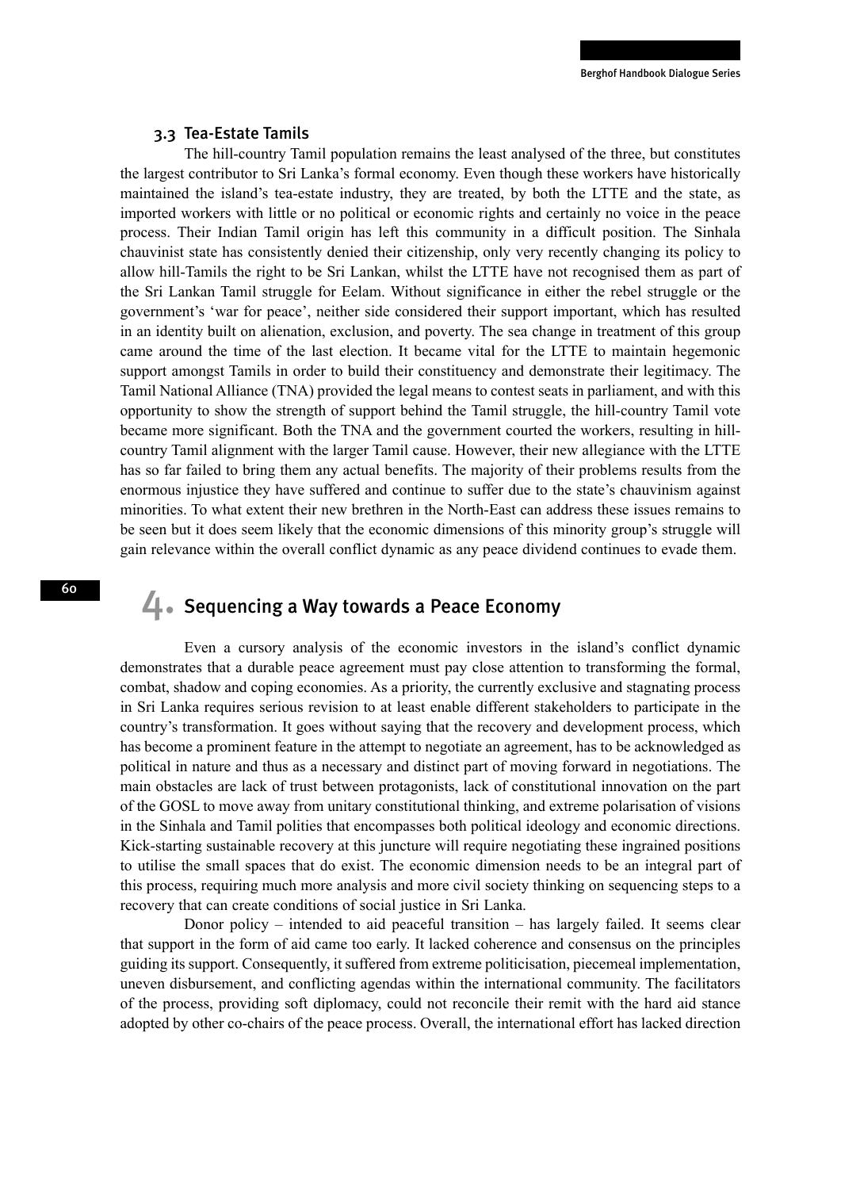### 3.3 Tea-Estate Tamils

The hill-country Tamil population remains the least analysed of the three, but constitutes the largest contributor to Sri Lanka's formal economy. Even though these workers have historically maintained the island's tea-estate industry, they are treated, by both the LTTE and the state, as imported workers with little or no political or economic rights and certainly no voice in the peace process. Their Indian Tamil origin has left this community in a difficult position. The Sinhala chauvinist state has consistently denied their citizenship, only very recently changing its policy to allow hill-Tamils the right to be Sri Lankan, whilst the LTTE have not recognised them as part of the Sri Lankan Tamil struggle for Eelam. Without significance in either the rebel struggle or the government's 'war for peace', neither side considered their support important, which has resulted in an identity built on alienation, exclusion, and poverty. The sea change in treatment of this group came around the time of the last election. It became vital for the LTTE to maintain hegemonic support amongst Tamils in order to build their constituency and demonstrate their legitimacy. The Tamil National Alliance (TNA) provided the legal means to contest seats in parliament, and with this opportunity to show the strength of support behind the Tamil struggle, the hill-country Tamil vote became more significant. Both the TNA and the government courted the workers, resulting in hill-country Tamil alignment with the larger Tamil cause. However, their new allegiance with the LTTE has so far failed to bring them any actual benefits. The majority of their problems results from the enormous injustice they have suffered and continue to suffer due to the state's chauvinism against minorities. To what extent their new brethren in the North-East can address these issues remains to be seen but it does seem likely that the economic dimensions of this minority group's struggle will gain relevance within the overall conflict dynamic as any peace dividend continues to evade them.

## 4. Sequencing a Way towards a Peace Economy

Even a cursory analysis of the economic investors in the island's conflict dynamic demonstrates that a durable peace agreement must pay close attention to transforming the formal, combat, shadow and coping economies. As a priority, the currently exclusive and stagnating process in Sri Lanka requires serious revision to at least enable different stakeholders to participate in the country's transformation. It goes without saying that the recovery and development process, which has become a prominent feature in the attempt to negotiate an agreement, has to be acknowledged as political in nature and thus as a necessary and distinct part of moving forward in negotiations. The main obstacles are lack of trust between protagonists, lack of constitutional innovation on the part of the GOSL to move away from unitary constitutional thinking, and extreme polarisation of visions in the Sinhala and Tamil polities that encompasses both political ideology and economic directions. Kick-starting sustainable recovery at this juncture will require negotiating these ingrained positions to utilise the small spaces that do exist. The economic dimension needs to be an integral part of this process, requiring much more analysis and more civil society thinking on sequencing steps to a recovery that can create conditions of social justice in Sri Lanka.

Donor policy – intended to aid peaceful transition – has largely failed. It seems clear that support in the form of aid came too early. It lacked coherence and consensus on the principles guiding its support. Consequently, it suffered from extreme politicisation, piecemeal implementation, uneven disbursement, and conflicting agendas within the international community. The facilitators of the process, providing soft diplomacy, could not reconcile their remit with the hard aid stance adopted by other co-chairs of the peace process. Overall, the international effort has lacked direction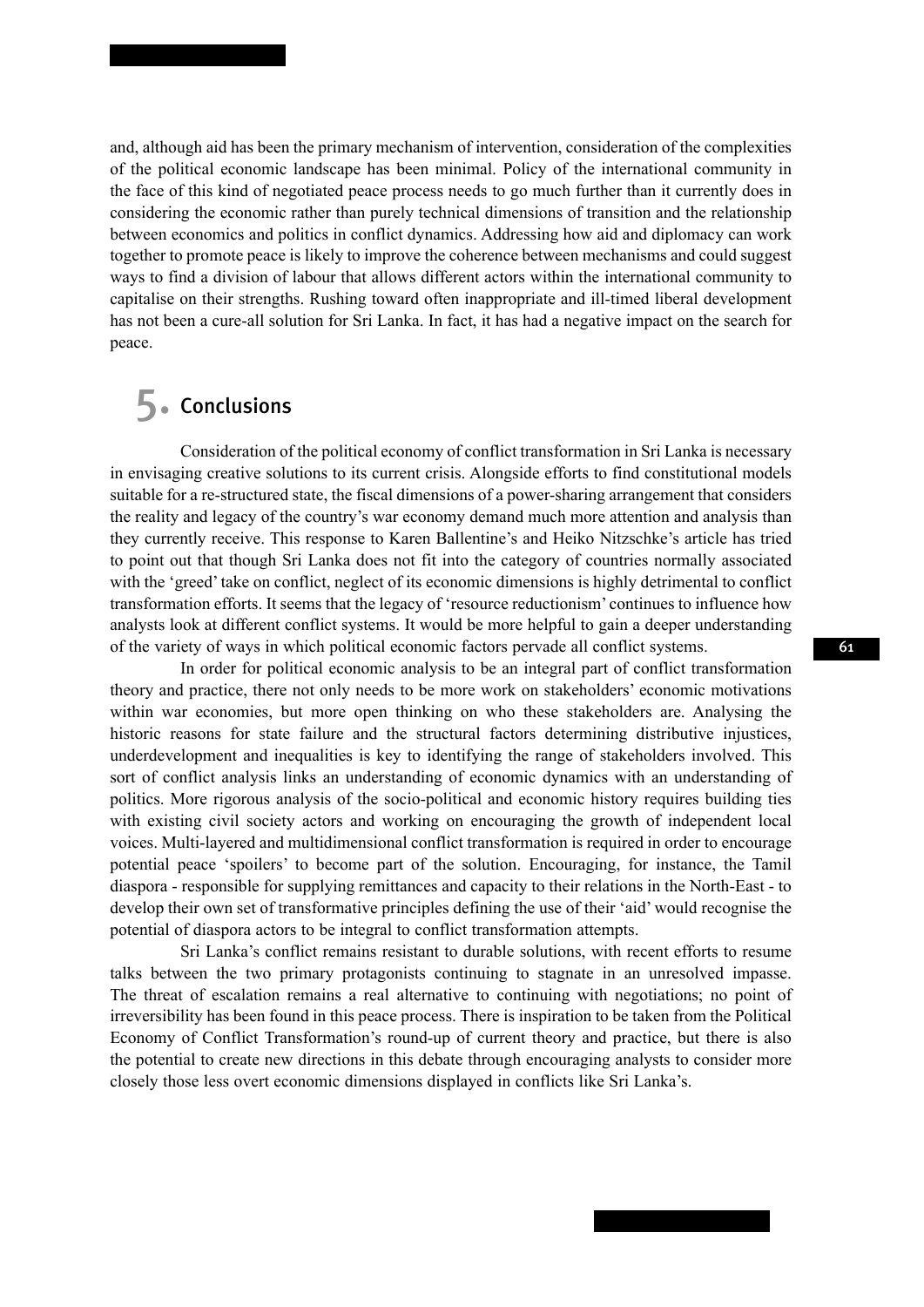and, although aid has been the primary mechanism of intervention, consideration of the complexities of the political economic landscape has been minimal. Policy of the international community in the face of this kind of negotiated peace process needs to go much further than it currently does in considering the economic rather than purely technical dimensions of transition and the relationship between economics and politics in conflict dynamics. Addressing how aid and diplomacy can work together to promote peace is likely to improve the coherence between mechanisms and could suggest ways to find a division of labour that allows different actors within the international community to capitalise on their strengths. Rushing toward often inappropriate and ill-timed liberal development has not been a cure-all solution for Sri Lanka. In fact, it has had a negative impact on the search for peace.

## 5. Conclusions

Consideration of the political economy of conflict transformation in Sri Lanka is necessary in envisaging creative solutions to its current crisis. Alongside efforts to find constitutional models suitable for a re-structured state, the fiscal dimensions of a power-sharing arrangement that considers the reality and legacy of the country's war economy demand much more attention and analysis than they currently receive. This response to Karen Ballentine's and Heiko Nitzschke's article has tried to point out that though Sri Lanka does not fit into the category of countries normally associated with the 'greed' take on conflict, neglect of its economic dimensions is highly detrimental to conflict transformation efforts. It seems that the legacy of 'resource reductionism' continues to influence how analysts look at different conflict systems. It would be more helpful to gain a deeper understanding of the variety of ways in which political economic factors pervade all conflict systems.

In order for political economic analysis to be an integral part of conflict transformation theory and practice, there not only needs to be more work on stakeholders' economic motivations within war economies, but more open thinking on who these stakeholders are. Analysing the historic reasons for state failure and the structural factors determining distributive injustices, underdevelopment and inequalities is key to identifying the range of stakeholders involved. This sort of conflict analysis links an understanding of economic dynamics with an understanding of politics. More rigorous analysis of the socio-political and economic history requires building ties with existing civil society actors and working on encouraging the growth of independent local voices. Multi-layered and multidimensional conflict transformation is required in order to encourage potential peace 'spoilers' to become part of the solution. Encouraging, for instance, the Tamil diaspora - responsible for supplying remittances and capacity to their relations in the North-East - to develop their own set of transformative principles defining the use of their 'aid' would recognise the potential of diaspora actors to be integral to conflict transformation attempts.

Sri Lanka's conflict remains resistant to durable solutions, with recent efforts to resume talks between the two primary protagonists continuing to stagnate in an unresolved impasse. The threat of escalation remains a real alternative to continuing with negotiations; no point of irreversibility has been found in this peace process. There is inspiration to be taken from the Political Economy of Conflict Transformation's round-up of current theory and practice, but there is also the potential to create new directions in this debate through encouraging analysts to consider more closely those less overt economic dimensions displayed in conflicts like Sri Lanka's.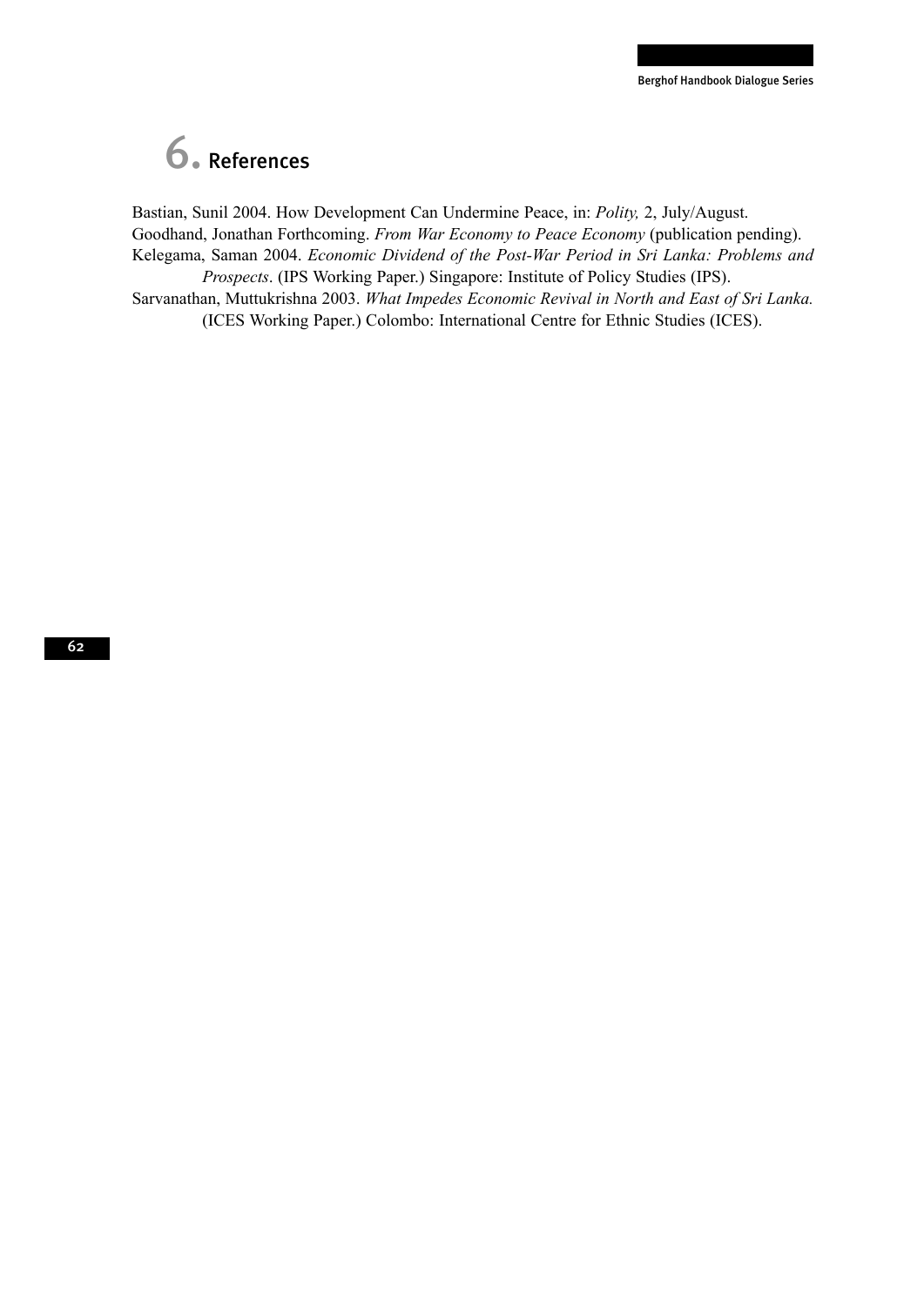# 6. References

Bastian, Sunil 2004. How Development Can Undermine Peace, in: *Polity,* 2, July/August.

Goodhand, Jonathan Forthcoming. *From War Economy to Peace Economy* (publication pending).

Kelegama, Saman 2004. *Economic Dividend of the Post-War Period in Sri Lanka: Problems and Prospects*. (IPS Working Paper.) Singapore: Institute of Policy Studies (IPS).

Sarvanathan, Muttukrishna 2003. *What Impedes Economic Revival in North and East of Sri Lanka.* (ICES Working Paper.) Colombo: International Centre for Ethnic Studies (ICES).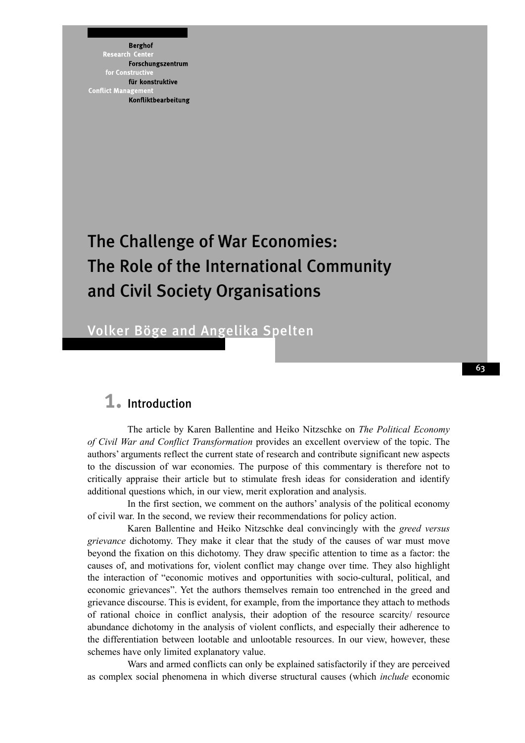Berghof Research Center for Constructive Conflict Management
Forschungszentrum für konstruktive Konfliktbearbeitung

# The Challenge of War Economies: The Role of the International Community and Civil Society Organisations

Volker Böge and Angelika Spelten

## 1. Introduction

The article by Karen Ballentine and Heiko Nitzschke on *The Political Economy of Civil War and Conflict Transformation* provides an excellent overview of the topic. The authors' arguments reflect the current state of research and contribute significant new aspects to the discussion of war economies. The purpose of this commentary is therefore not to critically appraise their article but to stimulate fresh ideas for consideration and identify additional questions which, in our view, merit exploration and analysis.

In the first section, we comment on the authors' analysis of the political economy of civil war. In the second, we review their recommendations for policy action.

Karen Ballentine and Heiko Nitzschke deal convincingly with the *greed versus grievance* dichotomy. They make it clear that the study of the causes of war must move beyond the fixation on this dichotomy. They draw specific attention to time as a factor: the causes of, and motivations for, violent conflict may change over time. They also highlight the interaction of "economic motives and opportunities with socio-cultural, political, and economic grievances". Yet the authors themselves remain too entrenched in the greed and grievance discourse. This is evident, for example, from the importance they attach to methods of rational choice in conflict analysis, their adoption of the resource scarcity/ resource abundance dichotomy in the analysis of violent conflicts, and especially their adherence to the differentiation between lootable and unlootable resources. In our view, however, these schemes have only limited explanatory value.

Wars and armed conflicts can only be explained satisfactorily if they are perceived as complex social phenomena in which diverse structural causes (which *include* economic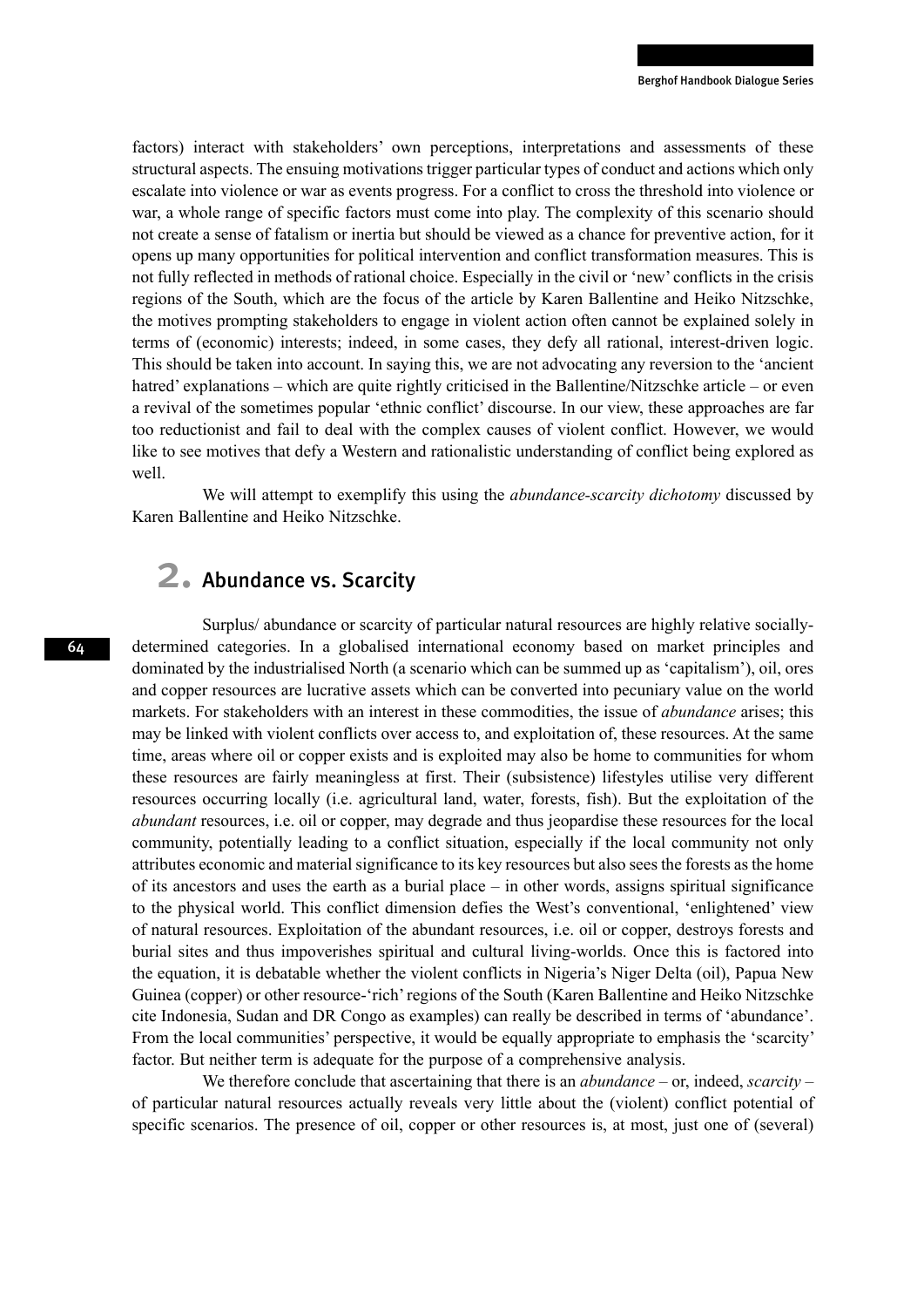factors) interact with stakeholders' own perceptions, interpretations and assessments of these structural aspects. The ensuing motivations trigger particular types of conduct and actions which only escalate into violence or war as events progress. For a conflict to cross the threshold into violence or war, a whole range of specific factors must come into play. The complexity of this scenario should not create a sense of fatalism or inertia but should be viewed as a chance for preventive action, for it opens up many opportunities for political intervention and conflict transformation measures. This is not fully reflected in methods of rational choice. Especially in the civil or 'new' conflicts in the crisis regions of the South, which are the focus of the article by Karen Ballentine and Heiko Nitzschke, the motives prompting stakeholders to engage in violent action often cannot be explained solely in terms of (economic) interests; indeed, in some cases, they defy all rational, interest-driven logic. This should be taken into account. In saying this, we are not advocating any reversion to the 'ancient hatred' explanations – which are quite rightly criticised in the Ballentine/Nitzschke article – or even a revival of the sometimes popular 'ethnic conflict' discourse. In our view, these approaches are far too reductionist and fail to deal with the complex causes of violent conflict. However, we would like to see motives that defy a Western and rationalistic understanding of conflict being explored as well.

We will attempt to exemplify this using the *abundance-scarcity dichotomy* discussed by Karen Ballentine and Heiko Nitzschke.

## 2. Abundance vs. Scarcity

Surplus/ abundance or scarcity of particular natural resources are highly relative socially-determined categories. In a globalised international economy based on market principles and dominated by the industrialised North (a scenario which can be summed up as 'capitalism'), oil, ores and copper resources are lucrative assets which can be converted into pecuniary value on the world markets. For stakeholders with an interest in these commodities, the issue of *abundance* arises; this may be linked with violent conflicts over access to, and exploitation of, these resources. At the same time, areas where oil or copper exists and is exploited may also be home to communities for whom these resources are fairly meaningless at first. Their (subsistence) lifestyles utilise very different resources occurring locally (i.e. agricultural land, water, forests, fish). But the exploitation of the *abundant* resources, i.e. oil or copper, may degrade and thus jeopardise these resources for the local community, potentially leading to a conflict situation, especially if the local community not only attributes economic and material significance to its key resources but also sees the forests as the home of its ancestors and uses the earth as a burial place – in other words, assigns spiritual significance to the physical world. This conflict dimension defies the West's conventional, 'enlightened' view of natural resources. Exploitation of the abundant resources, i.e. oil or copper, destroys forests and burial sites and thus impoverishes spiritual and cultural living-worlds. Once this is factored into the equation, it is debatable whether the violent conflicts in Nigeria's Niger Delta (oil), Papua New Guinea (copper) or other resource-'rich' regions of the South (Karen Ballentine and Heiko Nitzschke cite Indonesia, Sudan and DR Congo as examples) can really be described in terms of 'abundance'. From the local communities' perspective, it would be equally appropriate to emphasis the 'scarcity' factor. But neither term is adequate for the purpose of a comprehensive analysis.

We therefore conclude that ascertaining that there is an *abundance* – or, indeed, *scarcity* – of particular natural resources actually reveals very little about the (violent) conflict potential of specific scenarios. The presence of oil, copper or other resources is, at most, just one of (several)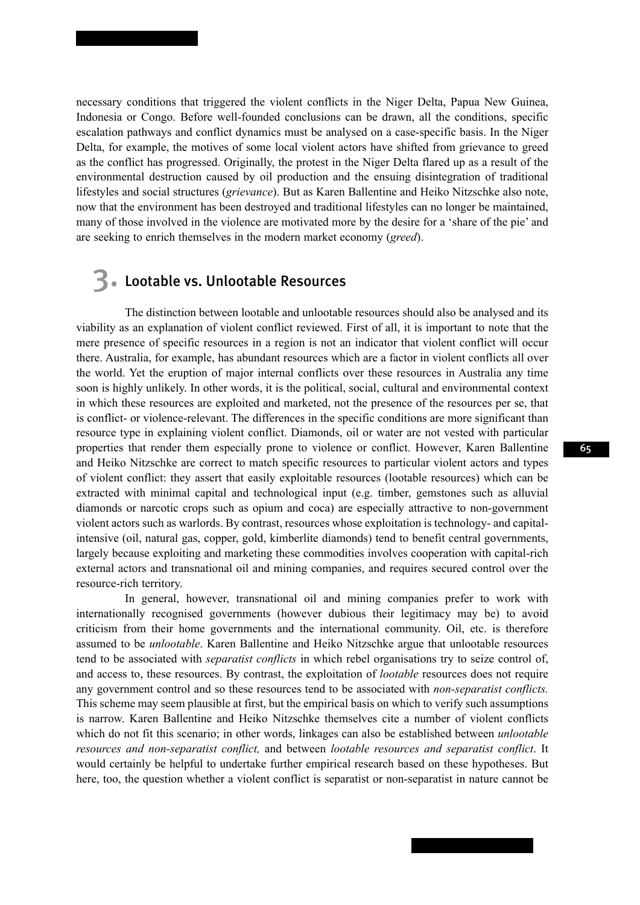necessary conditions that triggered the violent conflicts in the Niger Delta, Papua New Guinea, Indonesia or Congo. Before well-founded conclusions can be drawn, all the conditions, specific escalation pathways and conflict dynamics must be analysed on a case-specific basis. In the Niger Delta, for example, the motives of some local violent actors have shifted from grievance to greed as the conflict has progressed. Originally, the protest in the Niger Delta flared up as a result of the environmental destruction caused by oil production and the ensuing disintegration of traditional lifestyles and social structures (*grievance*). But as Karen Ballentine and Heiko Nitzschke also note, now that the environment has been destroyed and traditional lifestyles can no longer be maintained, many of those involved in the violence are motivated more by the desire for a 'share of the pie' and are seeking to enrich themselves in the modern market economy (*greed*).

## 3. Lootable vs. Unlootable Resources

The distinction between lootable and unlootable resources should also be analysed and its viability as an explanation of violent conflict reviewed. First of all, it is important to note that the mere presence of specific resources in a region is not an indicator that violent conflict will occur there. Australia, for example, has abundant resources which are a factor in violent conflicts all over the world. Yet the eruption of major internal conflicts over these resources in Australia any time soon is highly unlikely. In other words, it is the political, social, cultural and environmental context in which these resources are exploited and marketed, not the presence of the resources per se, that is conflict- or violence-relevant. The differences in the specific conditions are more significant than resource type in explaining violent conflict. Diamonds, oil or water are not vested with particular properties that render them especially prone to violence or conflict. However, Karen Ballentine and Heiko Nitzschke are correct to match specific resources to particular violent actors and types of violent conflict: they assert that easily exploitable resources (lootable resources) which can be extracted with minimal capital and technological input (e.g. timber, gemstones such as alluvial diamonds or narcotic crops such as opium and coca) are especially attractive to non-government violent actors such as warlords. By contrast, resources whose exploitation is technology- and capital-intensive (oil, natural gas, copper, gold, kimberlite diamonds) tend to benefit central governments, largely because exploiting and marketing these commodities involves cooperation with capital-rich external actors and transnational oil and mining companies, and requires secured control over the resource-rich territory.

In general, however, transnational oil and mining companies prefer to work with internationally recognised governments (however dubious their legitimacy may be) to avoid criticism from their home governments and the international community. Oil, etc. is therefore assumed to be *unlootable*. Karen Ballentine and Heiko Nitzschke argue that unlootable resources tend to be associated with *separatist conflicts* in which rebel organisations try to seize control of, and access to, these resources. By contrast, the exploitation of *lootable* resources does not require any government control and so these resources tend to be associated with *non-separatist conflicts.* This scheme may seem plausible at first, but the empirical basis on which to verify such assumptions is narrow. Karen Ballentine and Heiko Nitzschke themselves cite a number of violent conflicts which do not fit this scenario; in other words, linkages can also be established between *unlootable resources and non-separatist conflict,* and between *lootable resources and separatist conflict*. It would certainly be helpful to undertake further empirical research based on these hypotheses. But here, too, the question whether a violent conflict is separatist or non-separatist in nature cannot be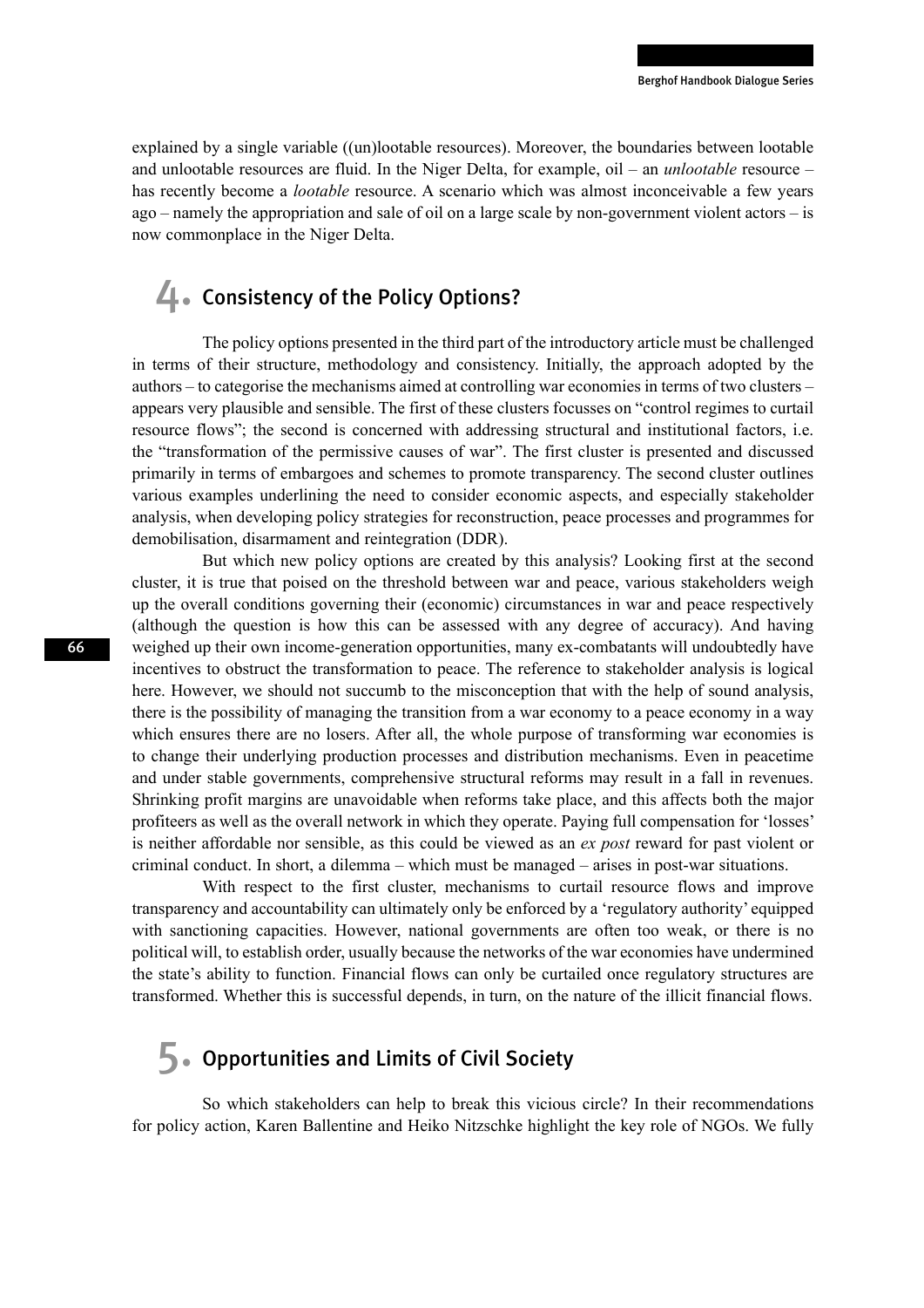explained by a single variable ((un)lootable resources). Moreover, the boundaries between lootable and unlootable resources are fluid. In the Niger Delta, for example, oil – an *unlootable* resource – has recently become a *lootable* resource. A scenario which was almost inconceivable a few years ago – namely the appropriation and sale of oil on a large scale by non-government violent actors – is now commonplace in the Niger Delta.

## 4. Consistency of the Policy Options?

The policy options presented in the third part of the introductory article must be challenged in terms of their structure, methodology and consistency. Initially, the approach adopted by the authors – to categorise the mechanisms aimed at controlling war economies in terms of two clusters – appears very plausible and sensible. The first of these clusters focusses on "control regimes to curtail resource flows"; the second is concerned with addressing structural and institutional factors, i.e. the "transformation of the permissive causes of war". The first cluster is presented and discussed primarily in terms of embargoes and schemes to promote transparency. The second cluster outlines various examples underlining the need to consider economic aspects, and especially stakeholder analysis, when developing policy strategies for reconstruction, peace processes and programmes for demobilisation, disarmament and reintegration (DDR).

But which new policy options are created by this analysis? Looking first at the second cluster, it is true that poised on the threshold between war and peace, various stakeholders weigh up the overall conditions governing their (economic) circumstances in war and peace respectively (although the question is how this can be assessed with any degree of accuracy). And having weighed up their own income-generation opportunities, many ex-combatants will undoubtedly have incentives to obstruct the transformation to peace. The reference to stakeholder analysis is logical here. However, we should not succumb to the misconception that with the help of sound analysis, there is the possibility of managing the transition from a war economy to a peace economy in a way which ensures there are no losers. After all, the whole purpose of transforming war economies is to change their underlying production processes and distribution mechanisms. Even in peacetime and under stable governments, comprehensive structural reforms may result in a fall in revenues. Shrinking profit margins are unavoidable when reforms take place, and this affects both the major profiteers as well as the overall network in which they operate. Paying full compensation for 'losses' is neither affordable nor sensible, as this could be viewed as an *ex post* reward for past violent or criminal conduct. In short, a dilemma – which must be managed – arises in post-war situations.

With respect to the first cluster, mechanisms to curtail resource flows and improve transparency and accountability can ultimately only be enforced by a 'regulatory authority' equipped with sanctioning capacities. However, national governments are often too weak, or there is no political will, to establish order, usually because the networks of the war economies have undermined the state's ability to function. Financial flows can only be curtailed once regulatory structures are transformed. Whether this is successful depends, in turn, on the nature of the illicit financial flows.

## 5. Opportunities and Limits of Civil Society

So which stakeholders can help to break this vicious circle? In their recommendations for policy action, Karen Ballentine and Heiko Nitzschke highlight the key role of NGOs. We fully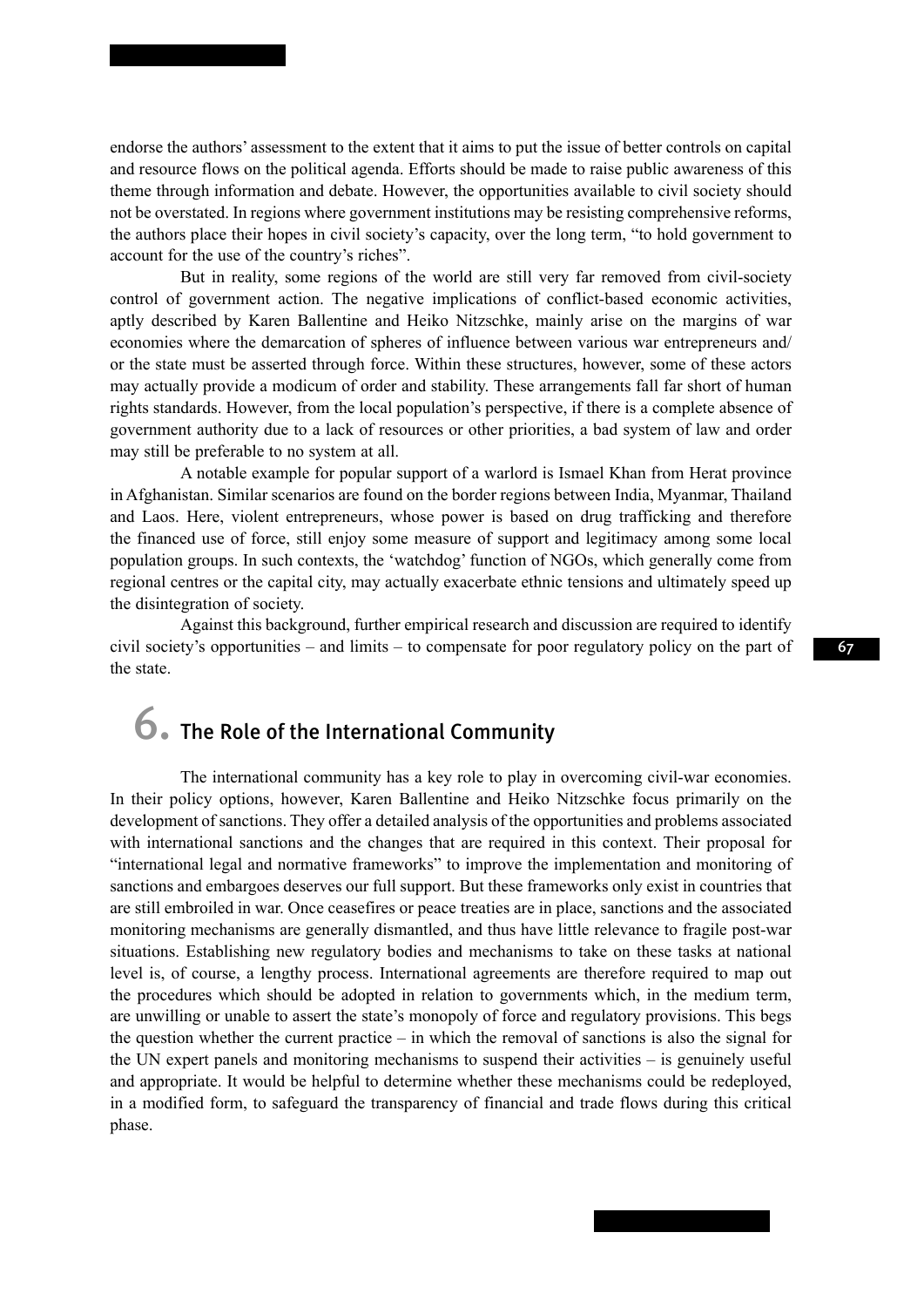endorse the authors' assessment to the extent that it aims to put the issue of better controls on capital and resource flows on the political agenda. Efforts should be made to raise public awareness of this theme through information and debate. However, the opportunities available to civil society should not be overstated. In regions where government institutions may be resisting comprehensive reforms, the authors place their hopes in civil society's capacity, over the long term, "to hold government to account for the use of the country's riches".

But in reality, some regions of the world are still very far removed from civil-society control of government action. The negative implications of conflict-based economic activities, aptly described by Karen Ballentine and Heiko Nitzschke, mainly arise on the margins of war economies where the demarcation of spheres of influence between various war entrepreneurs and/ or the state must be asserted through force. Within these structures, however, some of these actors may actually provide a modicum of order and stability. These arrangements fall far short of human rights standards. However, from the local population's perspective, if there is a complete absence of government authority due to a lack of resources or other priorities, a bad system of law and order may still be preferable to no system at all.

A notable example for popular support of a warlord is Ismael Khan from Herat province in Afghanistan. Similar scenarios are found on the border regions between India, Myanmar, Thailand and Laos. Here, violent entrepreneurs, whose power is based on drug trafficking and therefore the financed use of force, still enjoy some measure of support and legitimacy among some local population groups. In such contexts, the 'watchdog' function of NGOs, which generally come from regional centres or the capital city, may actually exacerbate ethnic tensions and ultimately speed up the disintegration of society.

Against this background, further empirical research and discussion are required to identify civil society's opportunities – and limits – to compensate for poor regulatory policy on the part of the state.

## 6. The Role of the International Community

The international community has a key role to play in overcoming civil-war economies. In their policy options, however, Karen Ballentine and Heiko Nitzschke focus primarily on the development of sanctions. They offer a detailed analysis of the opportunities and problems associated with international sanctions and the changes that are required in this context. Their proposal for "international legal and normative frameworks" to improve the implementation and monitoring of sanctions and embargoes deserves our full support. But these frameworks only exist in countries that are still embroiled in war. Once ceasefires or peace treaties are in place, sanctions and the associated monitoring mechanisms are generally dismantled, and thus have little relevance to fragile post-war situations. Establishing new regulatory bodies and mechanisms to take on these tasks at national level is, of course, a lengthy process. International agreements are therefore required to map out the procedures which should be adopted in relation to governments which, in the medium term, are unwilling or unable to assert the state's monopoly of force and regulatory provisions. This begs the question whether the current practice – in which the removal of sanctions is also the signal for the UN expert panels and monitoring mechanisms to suspend their activities – is genuinely useful and appropriate. It would be helpful to determine whether these mechanisms could be redeployed, in a modified form, to safeguard the transparency of financial and trade flows during this critical phase.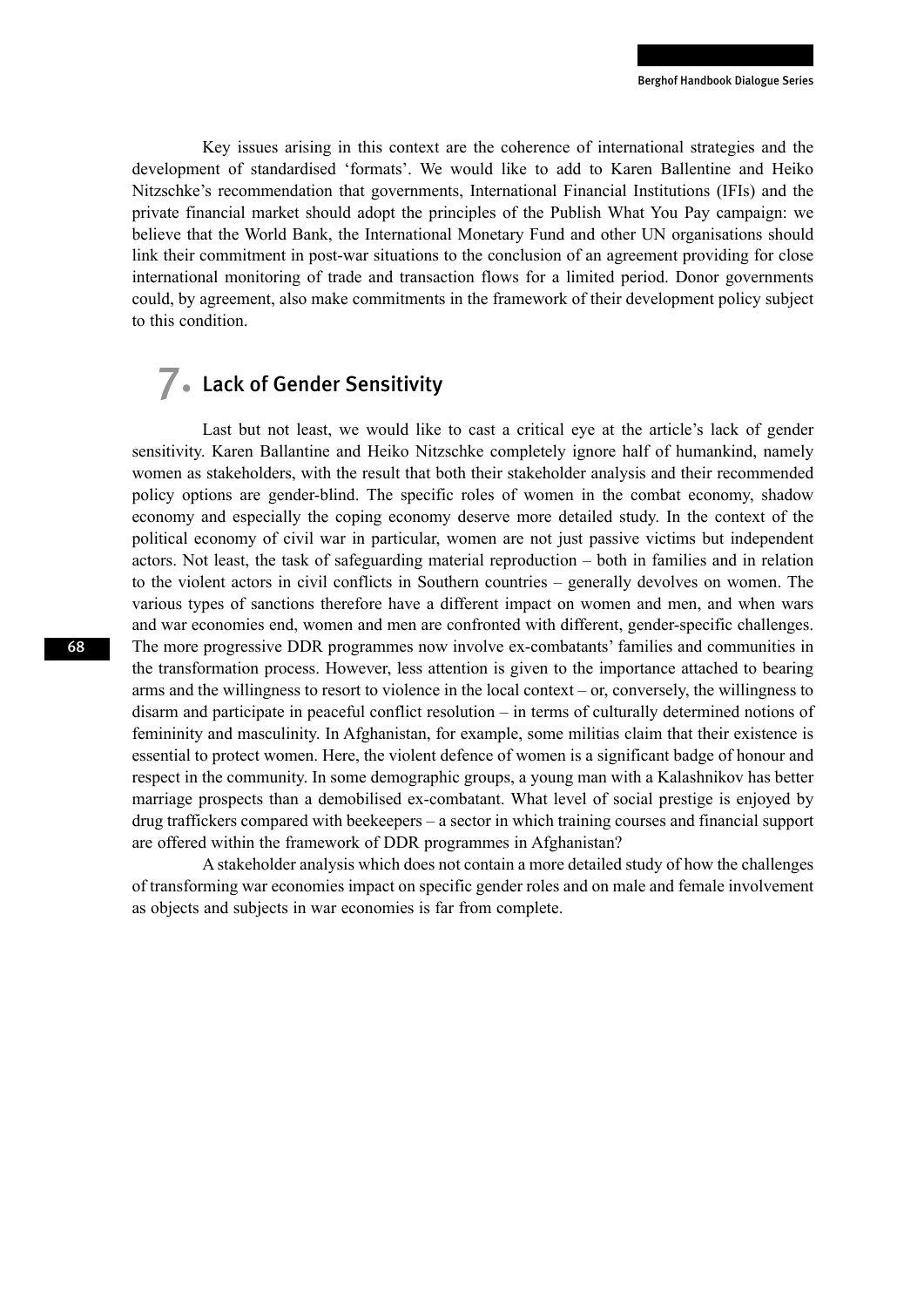Key issues arising in this context are the coherence of international strategies and the development of standardised 'formats'. We would like to add to Karen Ballentine and Heiko Nitzschke's recommendation that governments, International Financial Institutions (IFIs) and the private financial market should adopt the principles of the Publish What You Pay campaign: we believe that the World Bank, the International Monetary Fund and other UN organisations should link their commitment in post-war situations to the conclusion of an agreement providing for close international monitoring of trade and transaction flows for a limited period. Donor governments could, by agreement, also make commitments in the framework of their development policy subject to this condition.

## 7. Lack of Gender Sensitivity

Last but not least, we would like to cast a critical eye at the article's lack of gender sensitivity. Karen Ballantine and Heiko Nitzschke completely ignore half of humankind, namely women as stakeholders, with the result that both their stakeholder analysis and their recommended policy options are gender-blind. The specific roles of women in the combat economy, shadow economy and especially the coping economy deserve more detailed study. In the context of the political economy of civil war in particular, women are not just passive victims but independent actors. Not least, the task of safeguarding material reproduction – both in families and in relation to the violent actors in civil conflicts in Southern countries – generally devolves on women. The various types of sanctions therefore have a different impact on women and men, and when wars and war economies end, women and men are confronted with different, gender-specific challenges. The more progressive DDR programmes now involve ex-combatants' families and communities in the transformation process. However, less attention is given to the importance attached to bearing arms and the willingness to resort to violence in the local context – or, conversely, the willingness to disarm and participate in peaceful conflict resolution – in terms of culturally determined notions of femininity and masculinity. In Afghanistan, for example, some militias claim that their existence is essential to protect women. Here, the violent defence of women is a significant badge of honour and respect in the community. In some demographic groups, a young man with a Kalashnikov has better marriage prospects than a demobilised ex-combatant. What level of social prestige is enjoyed by drug traffickers compared with beekeepers – a sector in which training courses and financial support are offered within the framework of DDR programmes in Afghanistan?

A stakeholder analysis which does not contain a more detailed study of how the challenges of transforming war economies impact on specific gender roles and on male and female involvement as objects and subjects in war economies is far from complete.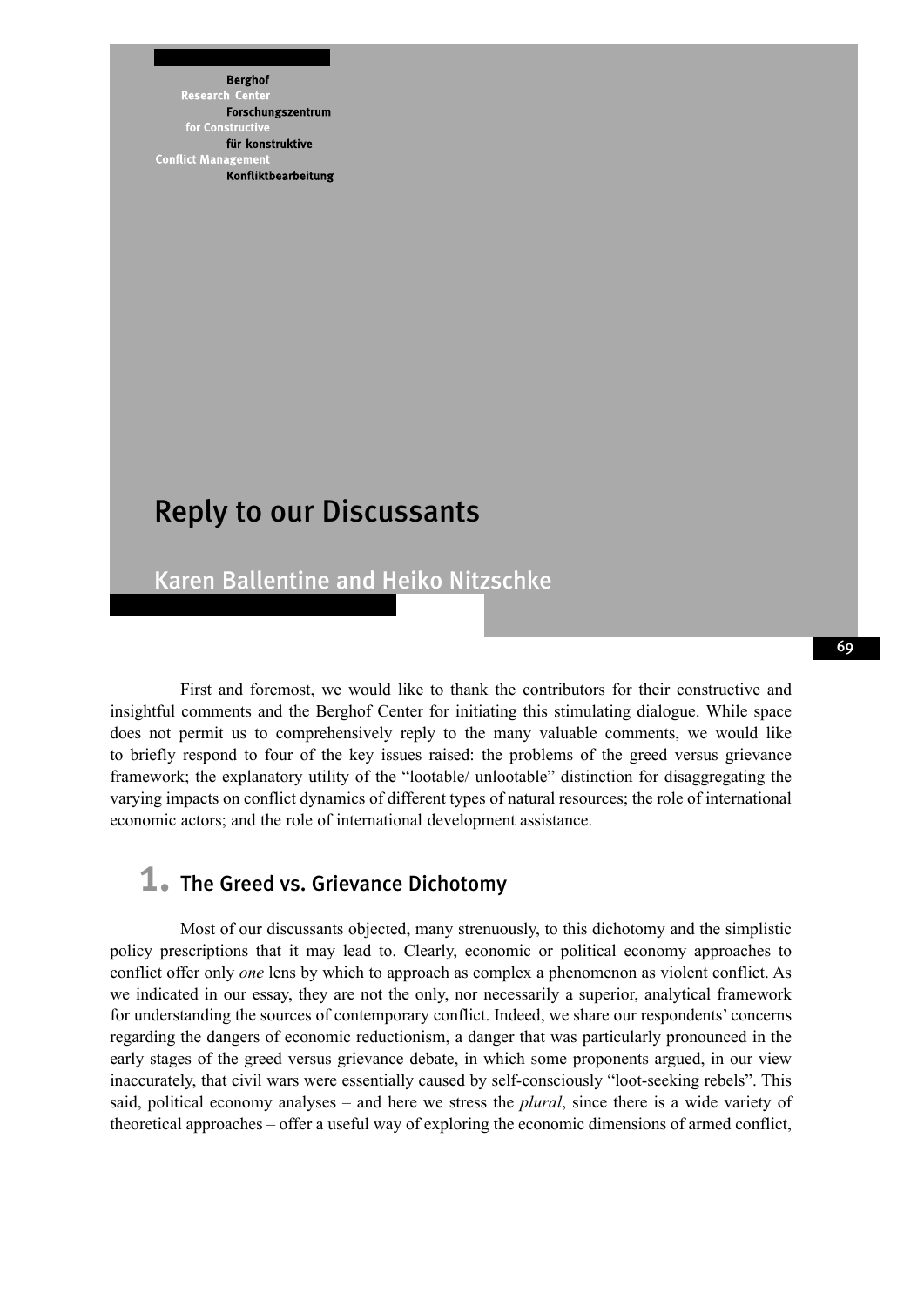Berghof
Research Center
Forschungszentrum
for Constructive
für konstruktive
Conflict Management
Konfliktbearbeitung

# Reply to our Discussants

Karen Ballentine and Heiko Nitzschke

First and foremost, we would like to thank the contributors for their constructive and insightful comments and the Berghof Center for initiating this stimulating dialogue. While space does not permit us to comprehensively reply to the many valuable comments, we would like to briefly respond to four of the key issues raised: the problems of the greed versus grievance framework; the explanatory utility of the "lootable/ unlootable" distinction for disaggregating the varying impacts on conflict dynamics of different types of natural resources; the role of international economic actors; and the role of international development assistance.

## 1. The Greed vs. Grievance Dichotomy

Most of our discussants objected, many strenuously, to this dichotomy and the simplistic policy prescriptions that it may lead to. Clearly, economic or political economy approaches to conflict offer only *one* lens by which to approach as complex a phenomenon as violent conflict. As we indicated in our essay, they are not the only, nor necessarily a superior, analytical framework for understanding the sources of contemporary conflict. Indeed, we share our respondents' concerns regarding the dangers of economic reductionism, a danger that was particularly pronounced in the early stages of the greed versus grievance debate, in which some proponents argued, in our view inaccurately, that civil wars were essentially caused by self-consciously "loot-seeking rebels". This said, political economy analyses – and here we stress the *plural*, since there is a wide variety of theoretical approaches – offer a useful way of exploring the economic dimensions of armed conflict,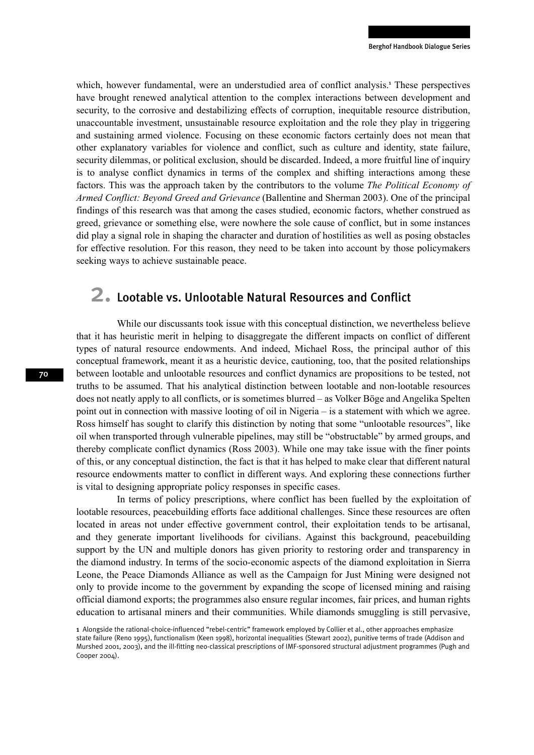which, however fundamental, were an understudied area of conflict analysis.[1] These perspectives have brought renewed analytical attention to the complex interactions between development and security, to the corrosive and destabilizing effects of corruption, inequitable resource distribution, unaccountable investment, unsustainable resource exploitation and the role they play in triggering and sustaining armed violence. Focusing on these economic factors certainly does not mean that other explanatory variables for violence and conflict, such as culture and identity, state failure, security dilemmas, or political exclusion, should be discarded. Indeed, a more fruitful line of inquiry is to analyse conflict dynamics in terms of the complex and shifting interactions among these factors. This was the approach taken by the contributors to the volume *The Political Economy of Armed Conflict: Beyond Greed and Grievance* (Ballentine and Sherman 2003). One of the principal findings of this research was that among the cases studied, economic factors, whether construed as greed, grievance or something else, were nowhere the sole cause of conflict, but in some instances did play a signal role in shaping the character and duration of hostilities as well as posing obstacles for effective resolution. For this reason, they need to be taken into account by those policymakers seeking ways to achieve sustainable peace.

## 2. Lootable vs. Unlootable Natural Resources and Conflict

While our discussants took issue with this conceptual distinction, we nevertheless believe that it has heuristic merit in helping to disaggregate the different impacts on conflict of different types of natural resource endowments. And indeed, Michael Ross, the principal author of this conceptual framework, meant it as a heuristic device, cautioning, too, that the posited relationships between lootable and unlootable resources and conflict dynamics are propositions to be tested, not truths to be assumed. That his analytical distinction between lootable and non-lootable resources does not neatly apply to all conflicts, or is sometimes blurred – as Volker Böge and Angelika Spelten point out in connection with massive looting of oil in Nigeria – is a statement with which we agree. Ross himself has sought to clarify this distinction by noting that some "unlootable resources", like oil when transported through vulnerable pipelines, may still be "obstructable" by armed groups, and thereby complicate conflict dynamics (Ross 2003). While one may take issue with the finer points of this, or any conceptual distinction, the fact is that it has helped to make clear that different natural resource endowments matter to conflict in different ways. And exploring these connections further is vital to designing appropriate policy responses in specific cases.

In terms of policy prescriptions, where conflict has been fuelled by the exploitation of lootable resources, peacebuilding efforts face additional challenges. Since these resources are often located in areas not under effective government control, their exploitation tends to be artisanal, and they generate important livelihoods for civilians. Against this background, peacebuilding support by the UN and multiple donors has given priority to restoring order and transparency in the diamond industry. In terms of the socio-economic aspects of the diamond exploitation in Sierra Leone, the Peace Diamonds Alliance as well as the Campaign for Just Mining were designed not only to provide income to the government by expanding the scope of licensed mining and raising official diamond exports; the programmes also ensure regular incomes, fair prices, and human rights education to artisanal miners and their communities. While diamonds smuggling is still pervasive,

[1] Alongside the rational-choice-influenced "rebel-centric" framework employed by Collier et al., other approaches emphasize state failure (Reno 1995), functionalism (Keen 1998), horizontal inequalities (Stewart 2002), punitive terms of trade (Addison and Murshed 2001, 2003), and the ill-fitting neo-classical prescriptions of IMF-sponsored structural adjustment programmes (Pugh and Cooper 2004).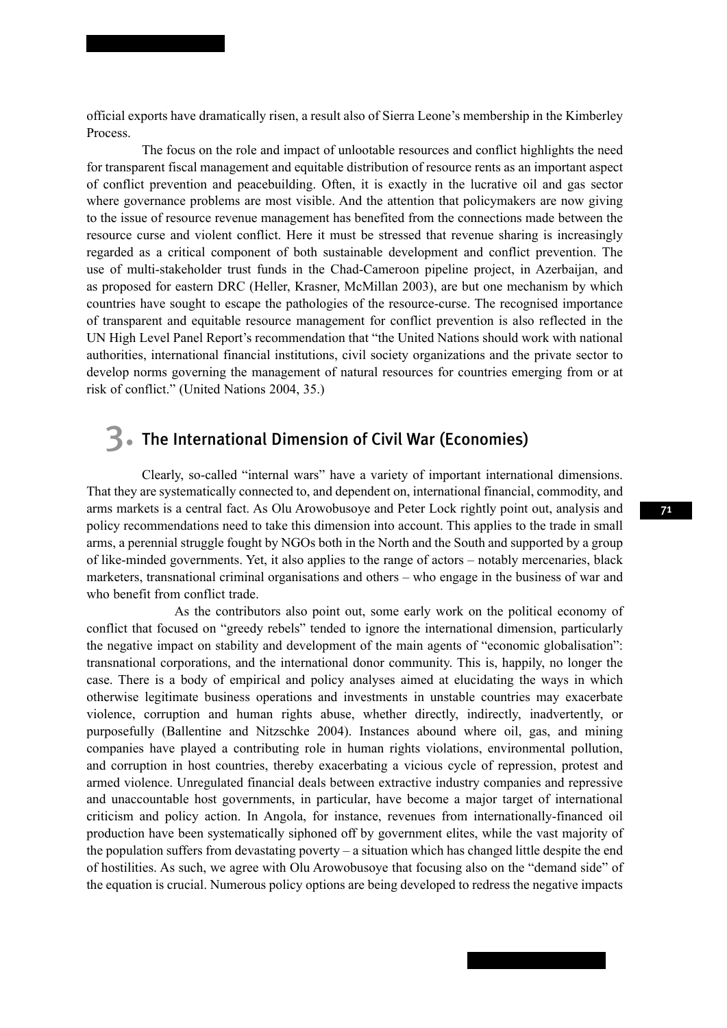official exports have dramatically risen, a result also of Sierra Leone's membership in the Kimberley Process.

The focus on the role and impact of unlootable resources and conflict highlights the need for transparent fiscal management and equitable distribution of resource rents as an important aspect of conflict prevention and peacebuilding. Often, it is exactly in the lucrative oil and gas sector where governance problems are most visible. And the attention that policymakers are now giving to the issue of resource revenue management has benefited from the connections made between the resource curse and violent conflict. Here it must be stressed that revenue sharing is increasingly regarded as a critical component of both sustainable development and conflict prevention. The use of multi-stakeholder trust funds in the Chad-Cameroon pipeline project, in Azerbaijan, and as proposed for eastern DRC (Heller, Krasner, McMillan 2003), are but one mechanism by which countries have sought to escape the pathologies of the resource-curse. The recognised importance of transparent and equitable resource management for conflict prevention is also reflected in the UN High Level Panel Report's recommendation that "the United Nations should work with national authorities, international financial institutions, civil society organizations and the private sector to develop norms governing the management of natural resources for countries emerging from or at risk of conflict." (United Nations 2004, 35.)

## 3. The International Dimension of Civil War (Economies)

Clearly, so-called "internal wars" have a variety of important international dimensions. That they are systematically connected to, and dependent on, international financial, commodity, and arms markets is a central fact. As Olu Arowobusoye and Peter Lock rightly point out, analysis and policy recommendations need to take this dimension into account. This applies to the trade in small arms, a perennial struggle fought by NGOs both in the North and the South and supported by a group of like-minded governments. Yet, it also applies to the range of actors – notably mercenaries, black marketers, transnational criminal organisations and others – who engage in the business of war and who benefit from conflict trade.

As the contributors also point out, some early work on the political economy of conflict that focused on "greedy rebels" tended to ignore the international dimension, particularly the negative impact on stability and development of the main agents of "economic globalisation": transnational corporations, and the international donor community. This is, happily, no longer the case. There is a body of empirical and policy analyses aimed at elucidating the ways in which otherwise legitimate business operations and investments in unstable countries may exacerbate violence, corruption and human rights abuse, whether directly, indirectly, inadvertently, or purposefully (Ballentine and Nitzschke 2004). Instances abound where oil, gas, and mining companies have played a contributing role in human rights violations, environmental pollution, and corruption in host countries, thereby exacerbating a vicious cycle of repression, protest and armed violence. Unregulated financial deals between extractive industry companies and repressive and unaccountable host governments, in particular, have become a major target of international criticism and policy action. In Angola, for instance, revenues from internationally-financed oil production have been systematically siphoned off by government elites, while the vast majority of the population suffers from devastating poverty – a situation which has changed little despite the end of hostilities. As such, we agree with Olu Arowobusoye that focusing also on the "demand side" of the equation is crucial. Numerous policy options are being developed to redress the negative impacts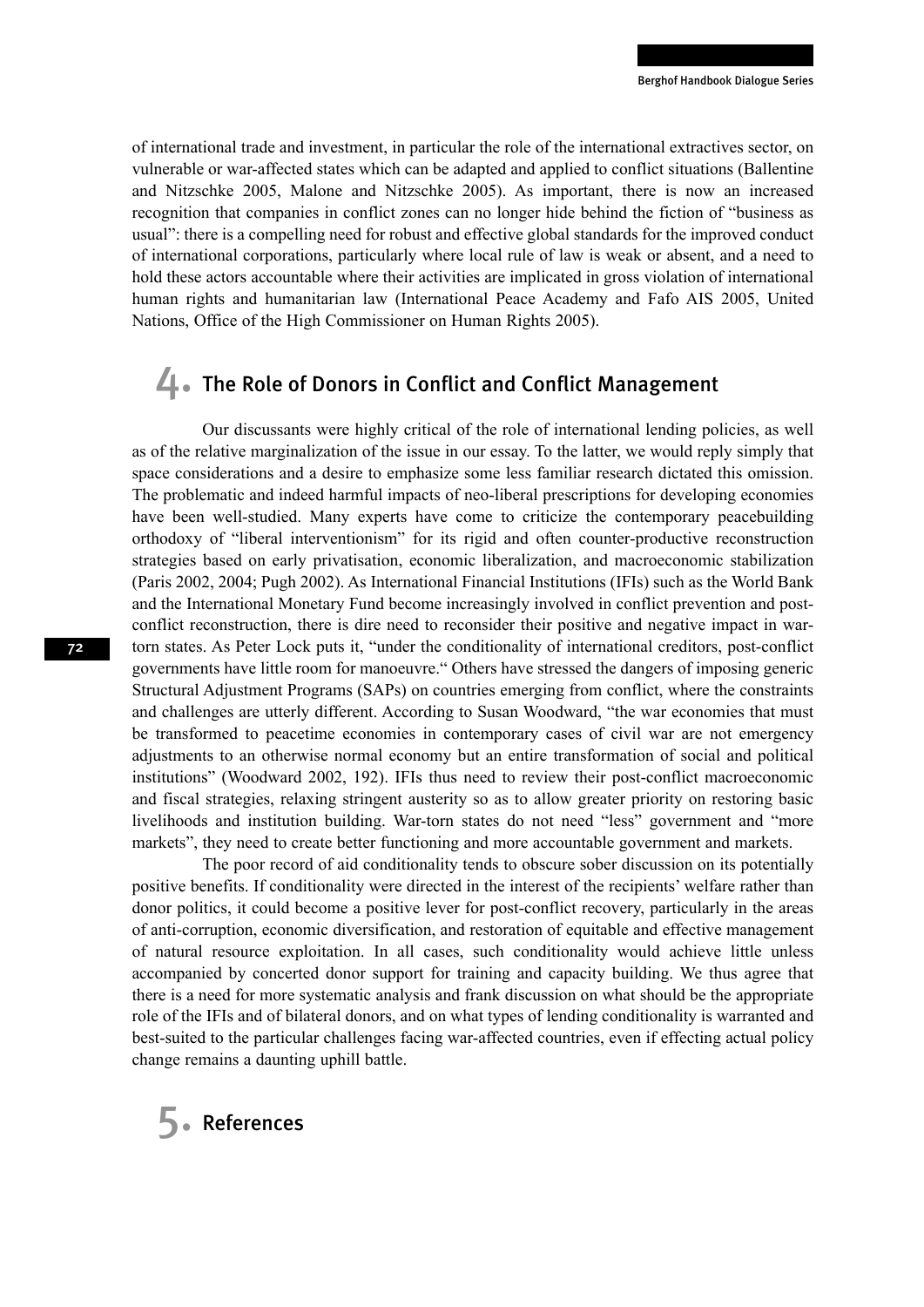of international trade and investment, in particular the role of the international extractives sector, on vulnerable or war-affected states which can be adapted and applied to conflict situations (Ballentine and Nitzschke 2005, Malone and Nitzschke 2005). As important, there is now an increased recognition that companies in conflict zones can no longer hide behind the fiction of "business as usual": there is a compelling need for robust and effective global standards for the improved conduct of international corporations, particularly where local rule of law is weak or absent, and a need to hold these actors accountable where their activities are implicated in gross violation of international human rights and humanitarian law (International Peace Academy and Fafo AIS 2005, United Nations, Office of the High Commissioner on Human Rights 2005).

## 4. The Role of Donors in Conflict and Conflict Management

Our discussants were highly critical of the role of international lending policies, as well as of the relative marginalization of the issue in our essay. To the latter, we would reply simply that space considerations and a desire to emphasize some less familiar research dictated this omission. The problematic and indeed harmful impacts of neo-liberal prescriptions for developing economies have been well-studied. Many experts have come to criticize the contemporary peacebuilding orthodoxy of "liberal interventionism" for its rigid and often counter-productive reconstruction strategies based on early privatisation, economic liberalization, and macroeconomic stabilization (Paris 2002, 2004; Pugh 2002). As International Financial Institutions (IFIs) such as the World Bank and the International Monetary Fund become increasingly involved in conflict prevention and post-conflict reconstruction, there is dire need to reconsider their positive and negative impact in war-torn states. As Peter Lock puts it, "under the conditionality of international creditors, post-conflict governments have little room for manoeuvre." Others have stressed the dangers of imposing generic Structural Adjustment Programs (SAPs) on countries emerging from conflict, where the constraints and challenges are utterly different. According to Susan Woodward, "the war economies that must be transformed to peacetime economies in contemporary cases of civil war are not emergency adjustments to an otherwise normal economy but an entire transformation of social and political institutions" (Woodward 2002, 192). IFIs thus need to review their post-conflict macroeconomic and fiscal strategies, relaxing stringent austerity so as to allow greater priority on restoring basic livelihoods and institution building. War-torn states do not need "less" government and "more markets", they need to create better functioning and more accountable government and markets.

The poor record of aid conditionality tends to obscure sober discussion on its potentially positive benefits. If conditionality were directed in the interest of the recipients' welfare rather than donor politics, it could become a positive lever for post-conflict recovery, particularly in the areas of anti-corruption, economic diversification, and restoration of equitable and effective management of natural resource exploitation. In all cases, such conditionality would achieve little unless accompanied by concerted donor support for training and capacity building. We thus agree that there is a need for more systematic analysis and frank discussion on what should be the appropriate role of the IFIs and of bilateral donors, and on what types of lending conditionality is warranted and best-suited to the particular challenges facing war-affected countries, even if effecting actual policy change remains a daunting uphill battle.

## 5. References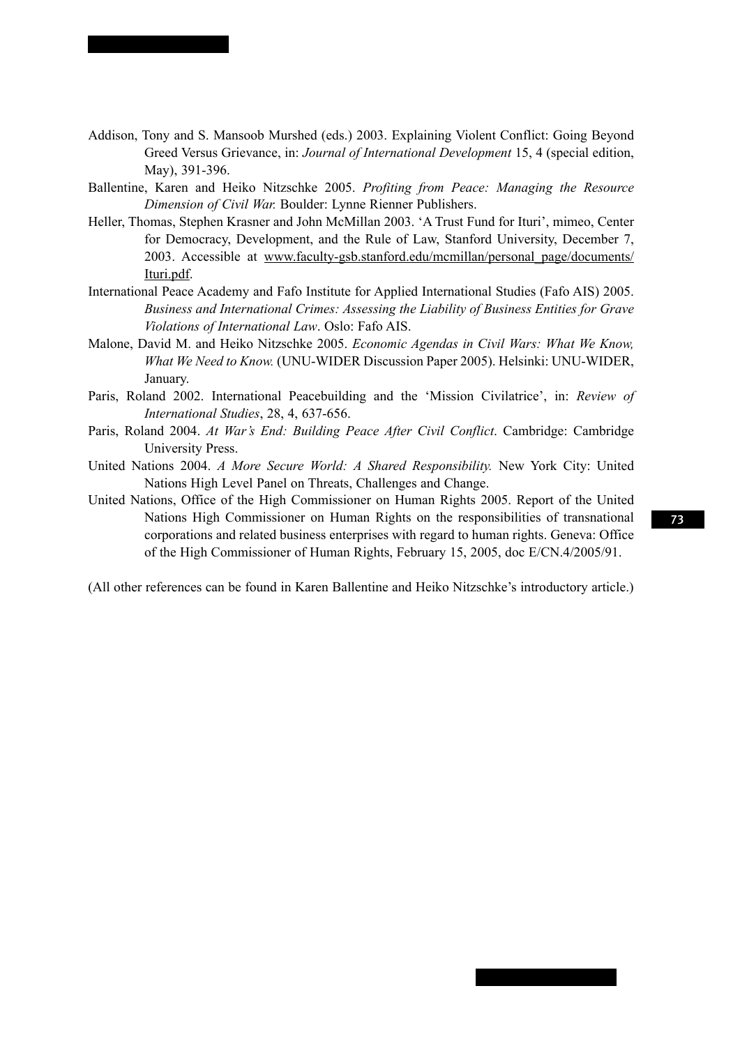Addison, Tony and S. Mansoob Murshed (eds.) 2003. Explaining Violent Conflict: Going Beyond Greed Versus Grievance, in: *Journal of International Development* 15, 4 (special edition, May), 391-396.

Ballentine, Karen and Heiko Nitzschke 2005. *Profiting from Peace: Managing the Resource Dimension of Civil War.* Boulder: Lynne Rienner Publishers.

Heller, Thomas, Stephen Krasner and John McMillan 2003. 'A Trust Fund for Ituri', mimeo, Center for Democracy, Development, and the Rule of Law, Stanford University, December 7, 2003. Accessible at www.faculty-gsb.stanford.edu/mcmillan/personal_page/documents/Ituri.pdf.

International Peace Academy and Fafo Institute for Applied International Studies (Fafo AIS) 2005. *Business and International Crimes: Assessing the Liability of Business Entities for Grave Violations of International Law*. Oslo: Fafo AIS.

Malone, David M. and Heiko Nitzschke 2005. *Economic Agendas in Civil Wars: What We Know, What We Need to Know.* (UNU-WIDER Discussion Paper 2005). Helsinki: UNU-WIDER, January.

Paris, Roland 2002. International Peacebuilding and the 'Mission Civilatrice', in: *Review of International Studies*, 28, 4, 637-656.

Paris, Roland 2004. *At War's End: Building Peace After Civil Conflict*. Cambridge: Cambridge University Press.

United Nations 2004. *A More Secure World: A Shared Responsibility.* New York City: United Nations High Level Panel on Threats, Challenges and Change.

United Nations, Office of the High Commissioner on Human Rights 2005. Report of the United Nations High Commissioner on Human Rights on the responsibilities of transnational corporations and related business enterprises with regard to human rights. Geneva: Office of the High Commissioner of Human Rights, February 15, 2005, doc E/CN.4/2005/91.

(All other references can be found in Karen Ballentine and Heiko Nitzschke's introductory article.)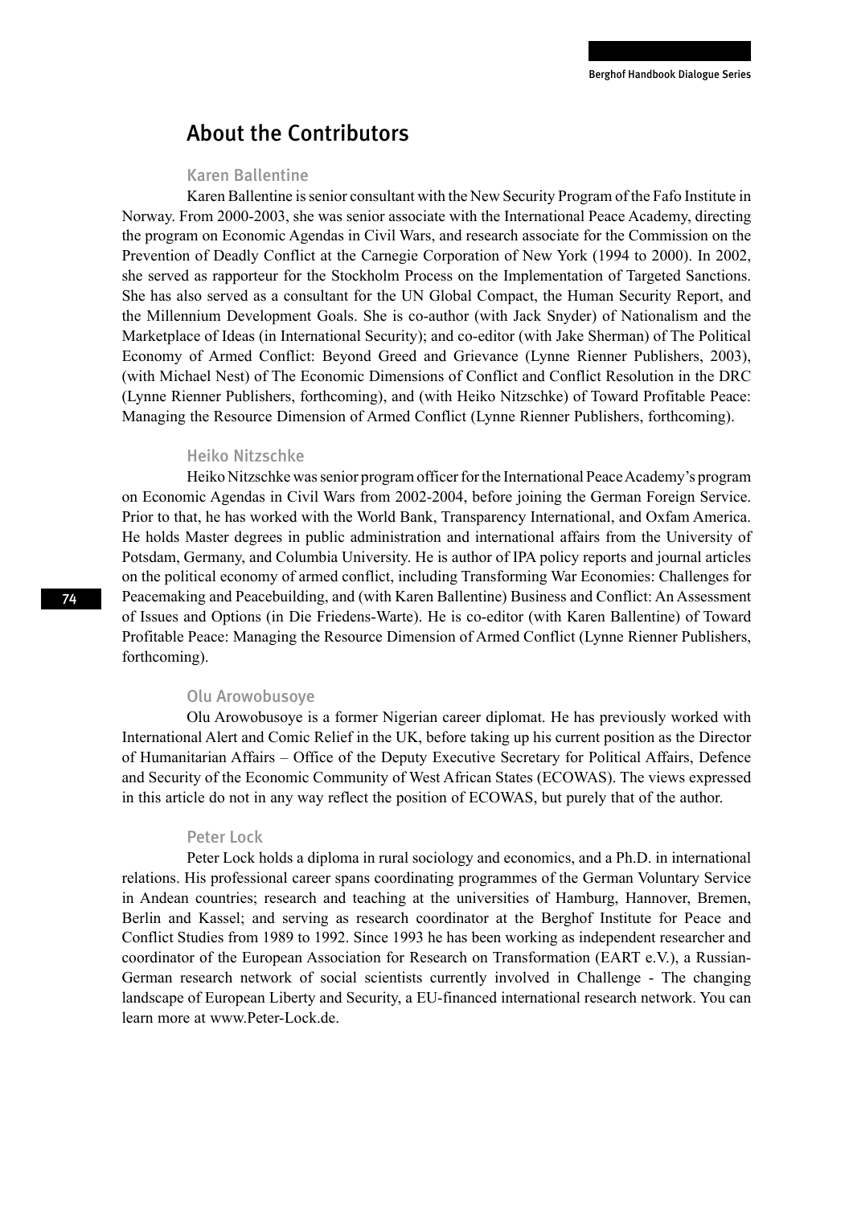# About the Contributors

## Karen Ballentine

Karen Ballentine is senior consultant with the New Security Program of the Fafo Institute in Norway. From 2000-2003, she was senior associate with the International Peace Academy, directing the program on Economic Agendas in Civil Wars, and research associate for the Commission on the Prevention of Deadly Conflict at the Carnegie Corporation of New York (1994 to 2000). In 2002, she served as rapporteur for the Stockholm Process on the Implementation of Targeted Sanctions. She has also served as a consultant for the UN Global Compact, the Human Security Report, and the Millennium Development Goals. She is co-author (with Jack Snyder) of Nationalism and the Marketplace of Ideas (in International Security); and co-editor (with Jake Sherman) of The Political Economy of Armed Conflict: Beyond Greed and Grievance (Lynne Rienner Publishers, 2003), (with Michael Nest) of The Economic Dimensions of Conflict and Conflict Resolution in the DRC (Lynne Rienner Publishers, forthcoming), and (with Heiko Nitzschke) of Toward Profitable Peace: Managing the Resource Dimension of Armed Conflict (Lynne Rienner Publishers, forthcoming).

## Heiko Nitzschke

Heiko Nitzschke was senior program officer for the International Peace Academy's program on Economic Agendas in Civil Wars from 2002-2004, before joining the German Foreign Service. Prior to that, he has worked with the World Bank, Transparency International, and Oxfam America. He holds Master degrees in public administration and international affairs from the University of Potsdam, Germany, and Columbia University. He is author of IPA policy reports and journal articles on the political economy of armed conflict, including Transforming War Economies: Challenges for Peacemaking and Peacebuilding, and (with Karen Ballentine) Business and Conflict: An Assessment of Issues and Options (in Die Friedens-Warte). He is co-editor (with Karen Ballentine) of Toward Profitable Peace: Managing the Resource Dimension of Armed Conflict (Lynne Rienner Publishers, forthcoming).

## Olu Arowobusoye

Olu Arowobusoye is a former Nigerian career diplomat. He has previously worked with International Alert and Comic Relief in the UK, before taking up his current position as the Director of Humanitarian Affairs – Office of the Deputy Executive Secretary for Political Affairs, Defence and Security of the Economic Community of West African States (ECOWAS). The views expressed in this article do not in any way reflect the position of ECOWAS, but purely that of the author.

## Peter Lock

Peter Lock holds a diploma in rural sociology and economics, and a Ph.D. in international relations. His professional career spans coordinating programmes of the German Voluntary Service in Andean countries; research and teaching at the universities of Hamburg, Hannover, Bremen, Berlin and Kassel; and serving as research coordinator at the Berghof Institute for Peace and Conflict Studies from 1989 to 1992. Since 1993 he has been working as independent researcher and coordinator of the European Association for Research on Transformation (EART e.V.), a Russian-German research network of social scientists currently involved in Challenge - The changing landscape of European Liberty and Security, a EU-financed international research network. You can learn more at www.Peter-Lock.de.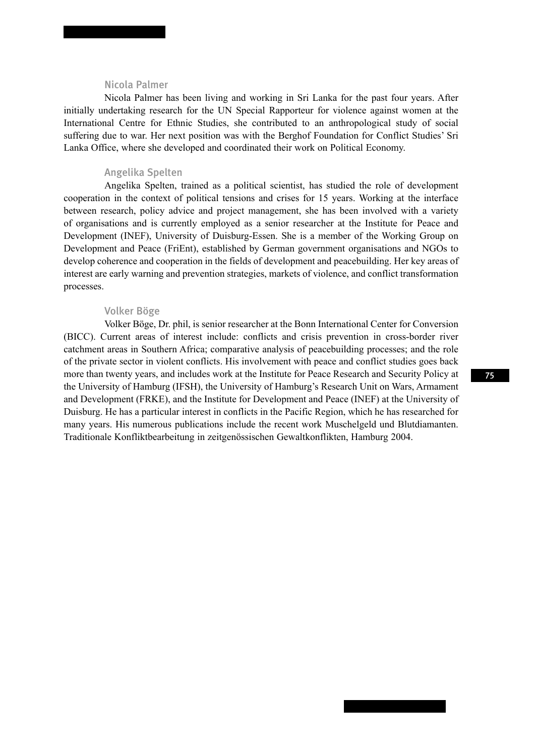### Nicola Palmer

Nicola Palmer has been living and working in Sri Lanka for the past four years. After initially undertaking research for the UN Special Rapporteur for violence against women at the International Centre for Ethnic Studies, she contributed to an anthropological study of social suffering due to war. Her next position was with the Berghof Foundation for Conflict Studies' Sri Lanka Office, where she developed and coordinated their work on Political Economy.

### Angelika Spelten

Angelika Spelten, trained as a political scientist, has studied the role of development cooperation in the context of political tensions and crises for 15 years. Working at the interface between research, policy advice and project management, she has been involved with a variety of organisations and is currently employed as a senior researcher at the Institute for Peace and Development (INEF), University of Duisburg-Essen. She is a member of the Working Group on Development and Peace (FriEnt), established by German government organisations and NGOs to develop coherence and cooperation in the fields of development and peacebuilding. Her key areas of interest are early warning and prevention strategies, markets of violence, and conflict transformation processes.

### Volker Böge

Volker Böge, Dr. phil, is senior researcher at the Bonn International Center for Conversion (BICC). Current areas of interest include: conflicts and crisis prevention in cross-border river catchment areas in Southern Africa; comparative analysis of peacebuilding processes; and the role of the private sector in violent conflicts. His involvement with peace and conflict studies goes back more than twenty years, and includes work at the Institute for Peace Research and Security Policy at the University of Hamburg (IFSH), the University of Hamburg's Research Unit on Wars, Armament and Development (FRKE), and the Institute for Development and Peace (INEF) at the University of Duisburg. He has a particular interest in conflicts in the Pacific Region, which he has researched for many years. His numerous publications include the recent work Muschelgeld und Blutdiamanten. Traditionale Konfliktbearbeitung in zeitgenössischen Gewaltkonflikten, Hamburg 2004.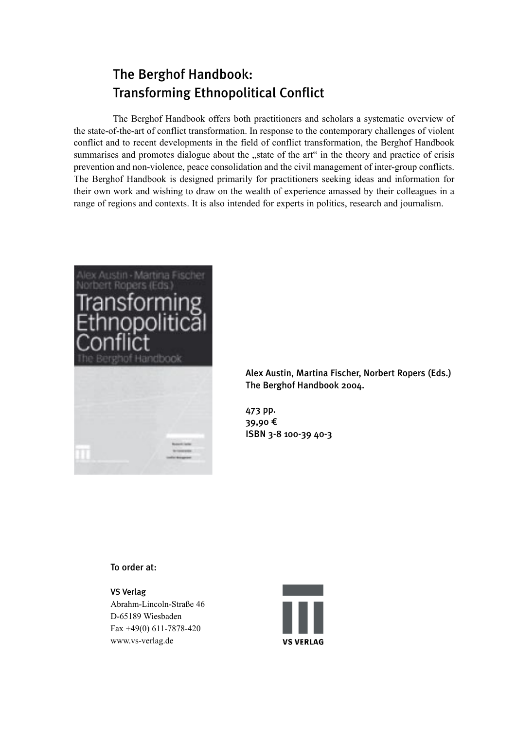# The Berghof Handbook: Transforming Ethnopolitical Conflict

The Berghof Handbook offers both practitioners and scholars a systematic overview of the state-of-the-art of conflict transformation. In response to the contemporary challenges of violent conflict and to recent developments in the field of conflict transformation, the Berghof Handbook summarises and promotes dialogue about the „state of the art" in the theory and practice of crisis prevention and non-violence, peace consolidation and the civil management of inter-group conflicts. The Berghof Handbook is designed primarily for practitioners seeking ideas and information for their own work and wishing to draw on the wealth of experience amassed by their colleagues in a range of regions and contexts. It is also intended for experts in politics, research and journalism.

Alex Austin, Martina Fischer, Norbert Ropers (Eds.)
The Berghof Handbook 2004.

473 pp.
39,90 €
ISBN 3-8 100-39 40-3

To order at:

**VS Verlag**
Abrahm-Lincoln-Straße 46
D-65189 Wiesbaden
Fax +49(0) 611-7878-420
www.vs-verlag.de